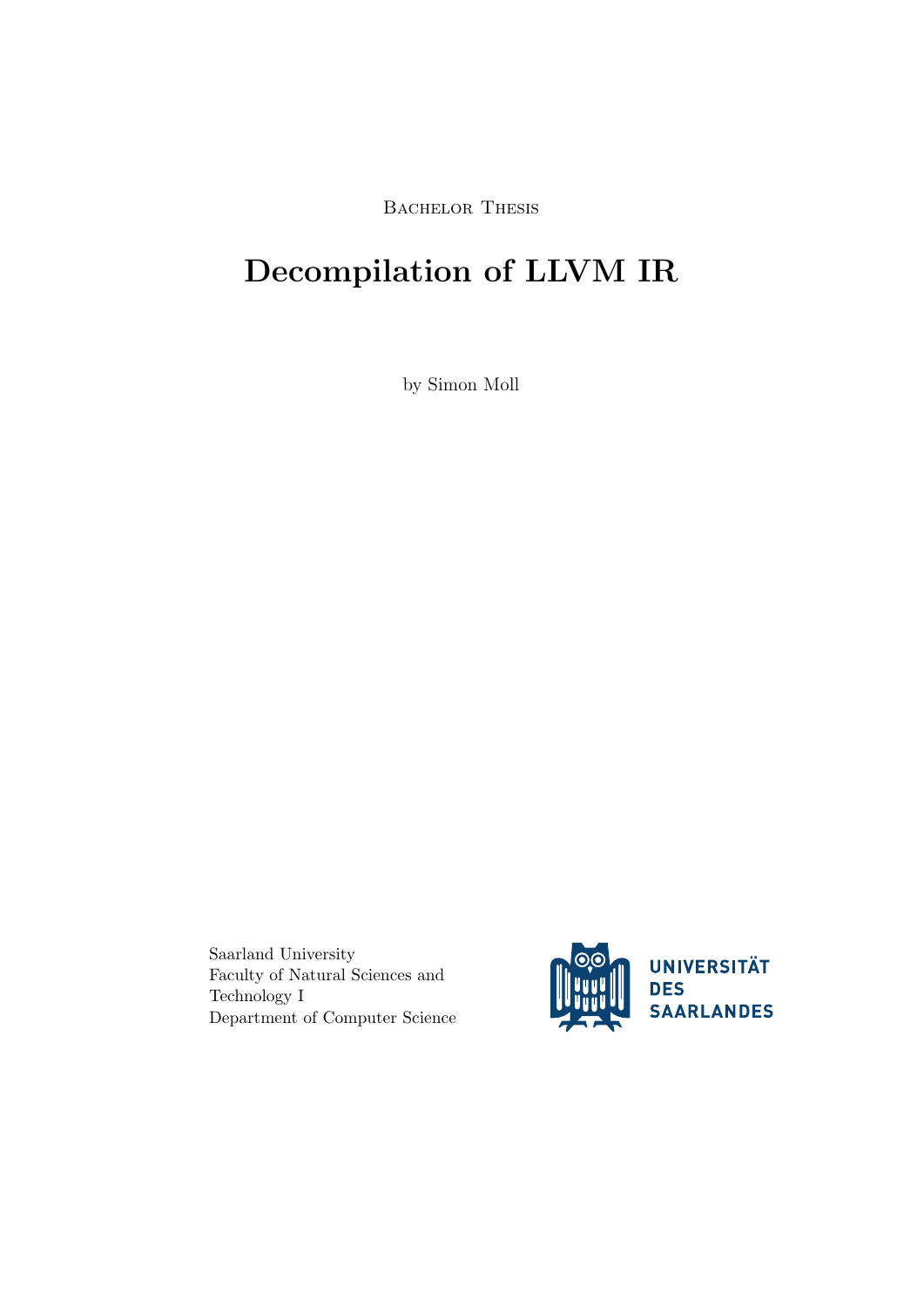Bachelor Thesis

# Decompilation of LLVM IR

by Simon Moll

Saarland University
Faculty of Natural Sciences and Technology I
Department of Computer Science

UNIVERSITÄT DES SAARLANDES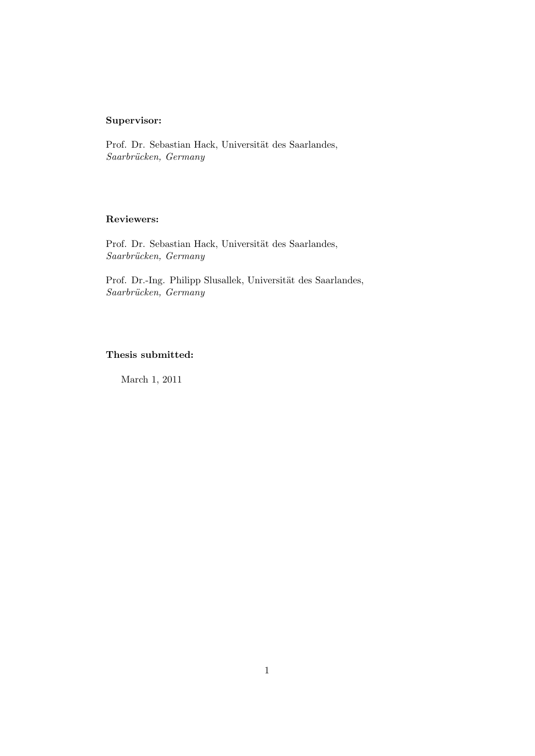**Supervisor:**

Prof. Dr. Sebastian Hack, Universität des Saarlandes,
*Saarbrücken, Germany*

**Reviewers:**

Prof. Dr. Sebastian Hack, Universität des Saarlandes,
*Saarbrücken, Germany*

Prof. Dr.-Ing. Philipp Slusallek, Universität des Saarlandes,
*Saarbrücken, Germany*

**Thesis submitted:**

March 1, 2011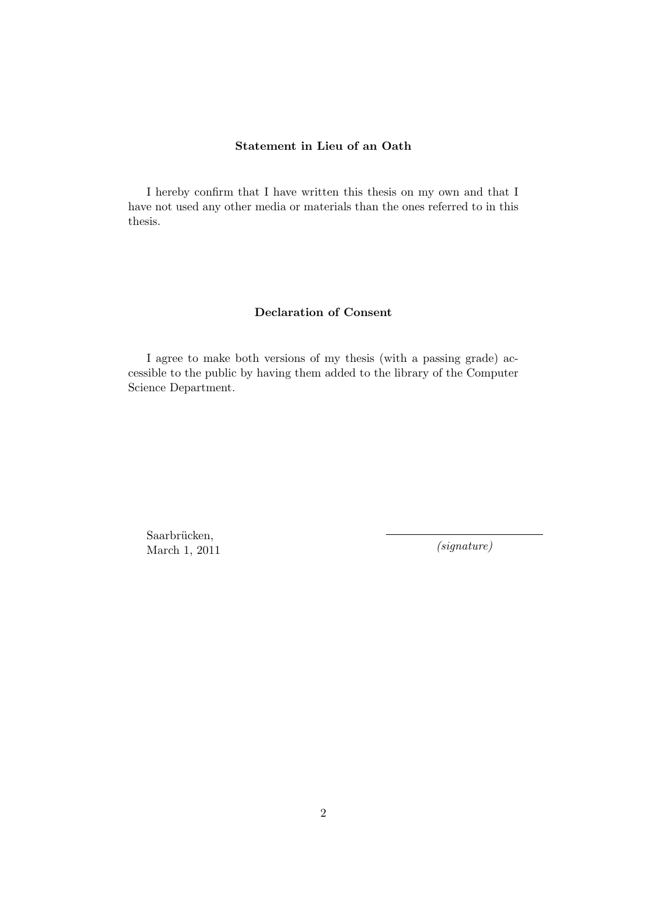**Statement in Lieu of an Oath**

I hereby confirm that I have written this thesis on my own and that I have not used any other media or materials than the ones referred to in this thesis.

**Declaration of Consent**

I agree to make both versions of my thesis (with a passing grade) accessible to the public by having them added to the library of the Computer Science Department.

Saarbrücken,
March 1, 2011

\_\_\_\_\_\_\_\_\_\_\_\_\_\_\_\_\_\_\_\_\_\_\_\_\_\_\_\_
*(signature)*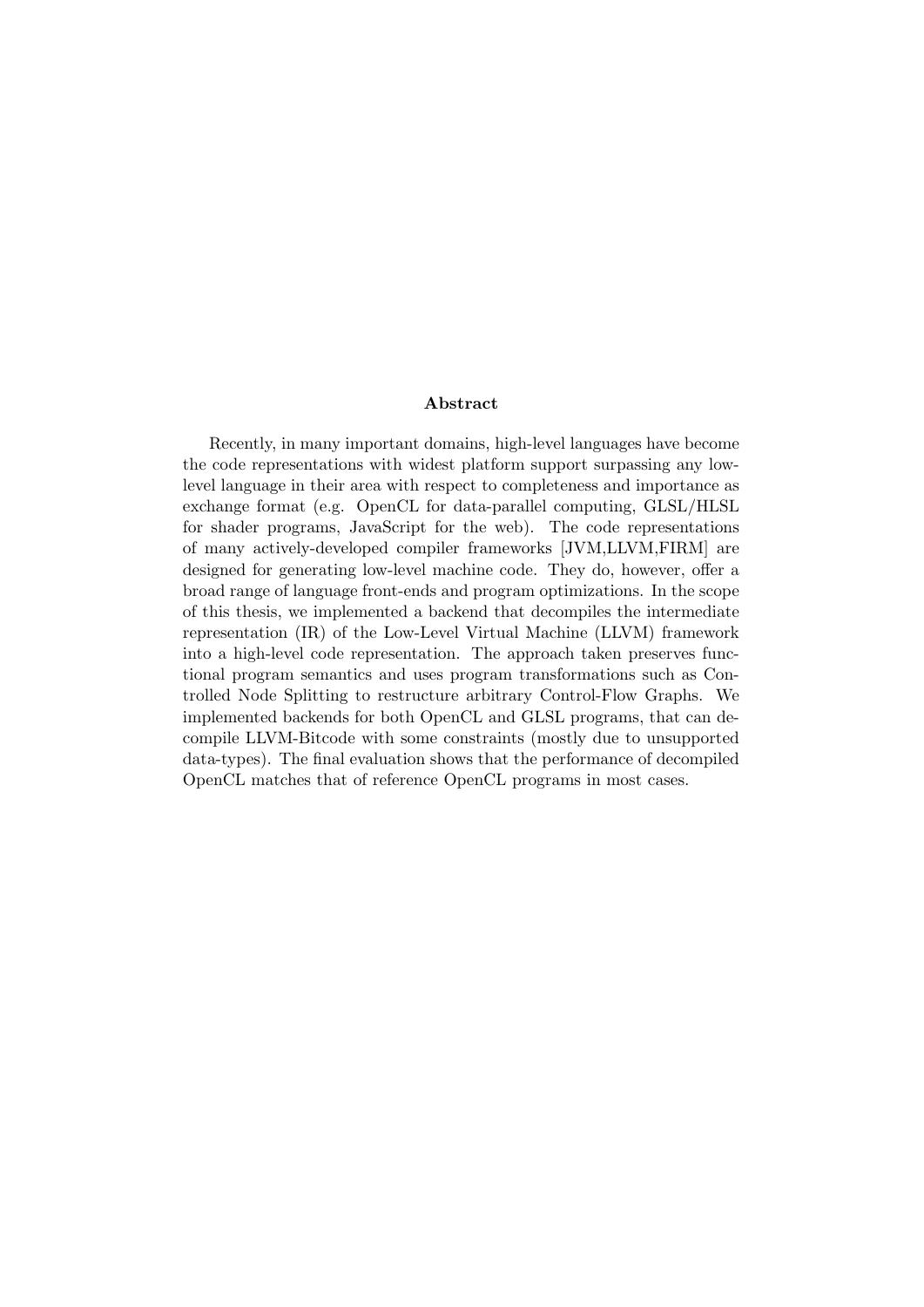## Abstract

Recently, in many important domains, high-level languages have become the code representations with widest platform support surpassing any low-level language in their area with respect to completeness and importance as exchange format (e.g. OpenCL for data-parallel computing, GLSL/HLSL for shader programs, JavaScript for the web). The code representations of many actively-developed compiler frameworks [JVM,LLVM,FIRM] are designed for generating low-level machine code. They do, however, offer a broad range of language front-ends and program optimizations. In the scope of this thesis, we implemented a backend that decompiles the intermediate representation (IR) of the Low-Level Virtual Machine (LLVM) framework into a high-level code representation. The approach taken preserves functional program semantics and uses program transformations such as Controlled Node Splitting to restructure arbitrary Control-Flow Graphs. We implemented backends for both OpenCL and GLSL programs, that can decompile LLVM-Bitcode with some constraints (mostly due to unsupported data-types). The final evaluation shows that the performance of decompiled OpenCL matches that of reference OpenCL programs in most cases.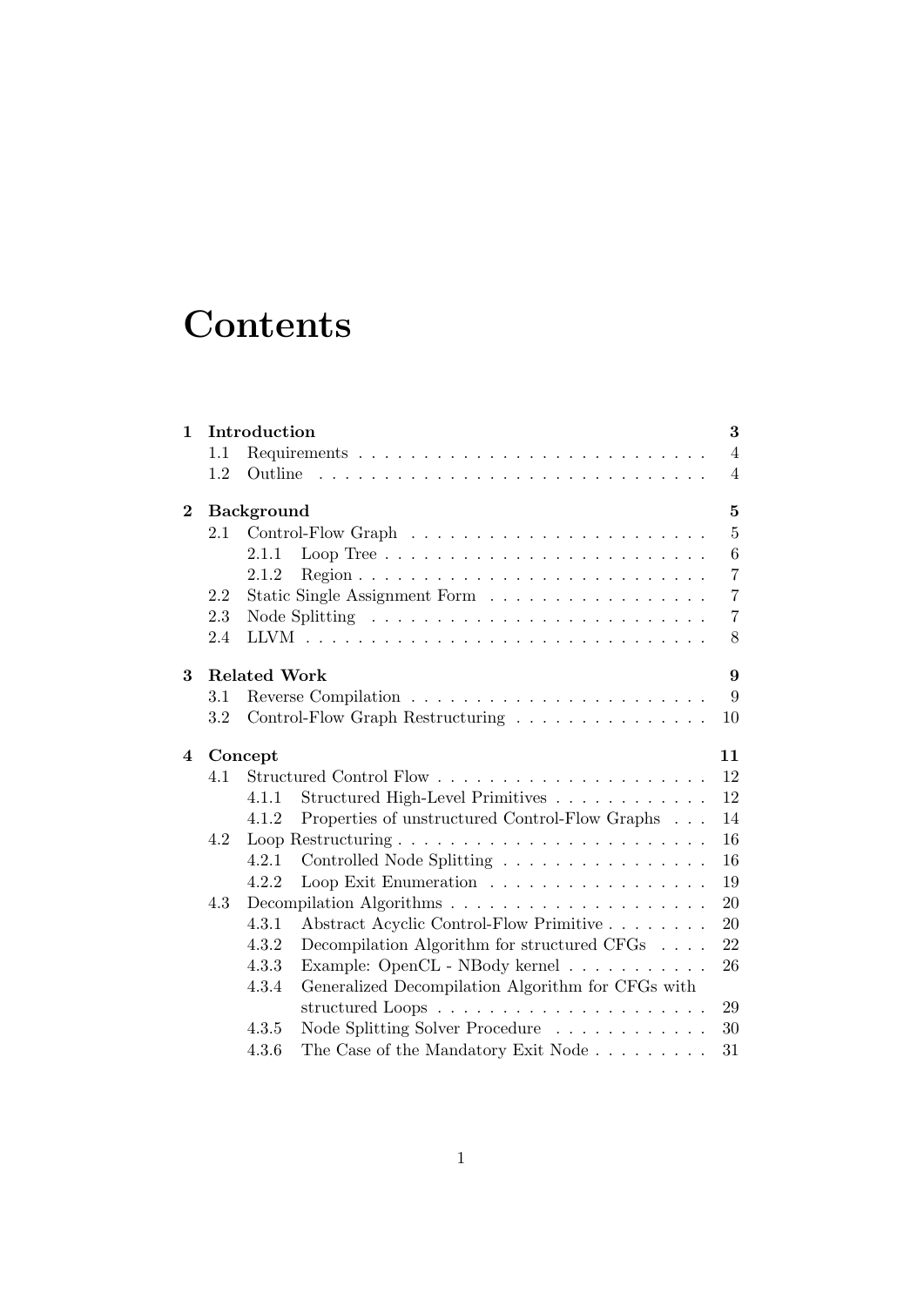# Contents

**1 Introduction** **3**
- 1.1 Requirements . . . . . . . . . . . . . . . . . . . . . . . . . . 4
- 1.2 Outline . . . . . . . . . . . . . . . . . . . . . . . . . . . . . 4

**2 Background** **5**
- 2.1 Control-Flow Graph . . . . . . . . . . . . . . . . . . . . . . . 5
  - 2.1.1 Loop Tree . . . . . . . . . . . . . . . . . . . . . . . . 6
  - 2.1.2 Region . . . . . . . . . . . . . . . . . . . . . . . . . . 7
- 2.2 Static Single Assignment Form . . . . . . . . . . . . . . . . . 7
- 2.3 Node Splitting . . . . . . . . . . . . . . . . . . . . . . . . . 7
- 2.4 LLVM . . . . . . . . . . . . . . . . . . . . . . . . . . . . . . 8

**3 Related Work** **9**
- 3.1 Reverse Compilation . . . . . . . . . . . . . . . . . . . . . . . 9
- 3.2 Control-Flow Graph Restructuring . . . . . . . . . . . . . . . 10

**4 Concept** **11**
- 4.1 Structured Control Flow . . . . . . . . . . . . . . . . . . . . . 12
  - 4.1.1 Structured High-Level Primitives . . . . . . . . . . . . 12
  - 4.1.2 Properties of unstructured Control-Flow Graphs . . . 14
- 4.2 Loop Restructuring . . . . . . . . . . . . . . . . . . . . . . . . 16
  - 4.2.1 Controlled Node Splitting . . . . . . . . . . . . . . . . 16
  - 4.2.2 Loop Exit Enumeration . . . . . . . . . . . . . . . . . 19
- 4.3 Decompilation Algorithms . . . . . . . . . . . . . . . . . . . . 20
  - 4.3.1 Abstract Acyclic Control-Flow Primitive . . . . . . . . 20
  - 4.3.2 Decompilation Algorithm for structured CFGs . . . . 22
  - 4.3.3 Example: OpenCL - NBody kernel . . . . . . . . . . . 26
  - 4.3.4 Generalized Decompilation Algorithm for CFGs with structured Loops . . . . . . . . . . . . . . . . . . . . . 29
  - 4.3.5 Node Splitting Solver Procedure . . . . . . . . . . . . 30
  - 4.3.6 The Case of the Mandatory Exit Node . . . . . . . . . 31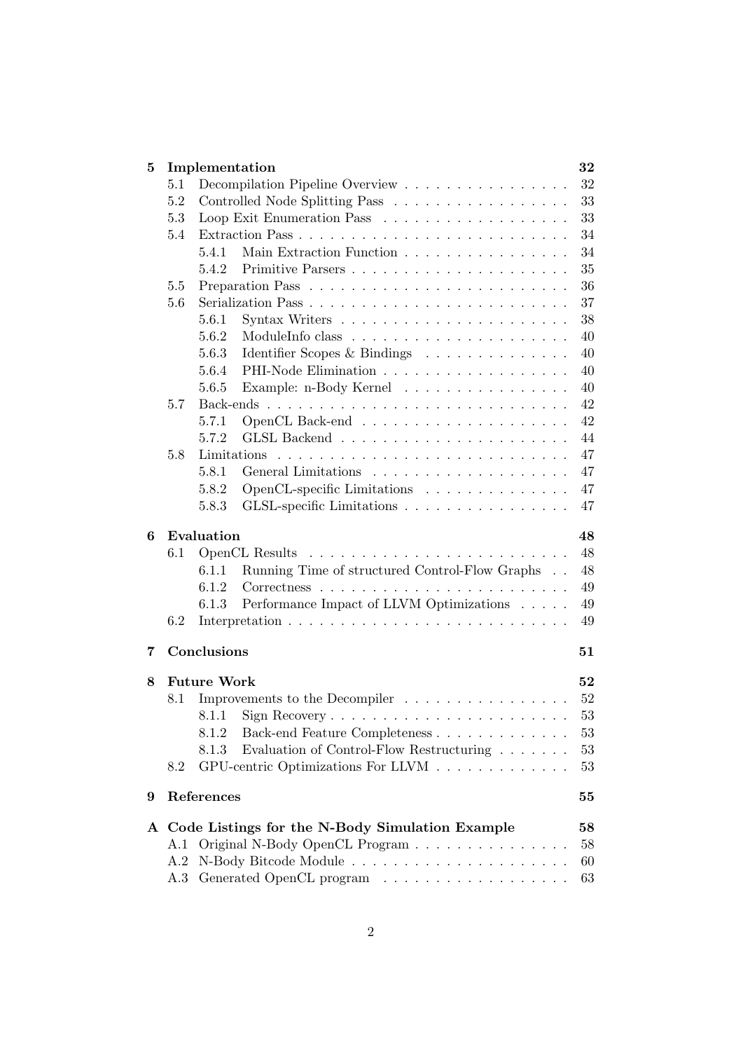| | | |
|---|---|---|
| **5** | **Implementation** | **32** |
| 5.1 | Decompilation Pipeline Overview | 32 |
| 5.2 | Controlled Node Splitting Pass | 33 |
| 5.3 | Loop Exit Enumeration Pass | 33 |
| 5.4 | Extraction Pass | 34 |
| 5.4.1 | Main Extraction Function | 34 |
| 5.4.2 | Primitive Parsers | 35 |
| 5.5 | Preparation Pass | 36 |
| 5.6 | Serialization Pass | 37 |
| 5.6.1 | Syntax Writers | 38 |
| 5.6.2 | ModuleInfo class | 40 |
| 5.6.3 | Identifier Scopes & Bindings | 40 |
| 5.6.4 | PHI-Node Elimination | 40 |
| 5.6.5 | Example: n-Body Kernel | 40 |
| 5.7 | Back-ends | 42 |
| 5.7.1 | OpenCL Back-end | 42 |
| 5.7.2 | GLSL Backend | 44 |
| 5.8 | Limitations | 47 |
| 5.8.1 | General Limitations | 47 |
| 5.8.2 | OpenCL-specific Limitations | 47 |
| 5.8.3 | GLSL-specific Limitations | 47 |
| **6** | **Evaluation** | **48** |
| 6.1 | OpenCL Results | 48 |
| 6.1.1 | Running Time of structured Control-Flow Graphs | 48 |
| 6.1.2 | Correctness | 49 |
| 6.1.3 | Performance Impact of LLVM Optimizations | 49 |
| 6.2 | Interpretation | 49 |
| **7** | **Conclusions** | **51** |
| **8** | **Future Work** | **52** |
| 8.1 | Improvements to the Decompiler | 52 |
| 8.1.1 | Sign Recovery | 53 |
| 8.1.2 | Back-end Feature Completeness | 53 |
| 8.1.3 | Evaluation of Control-Flow Restructuring | 53 |
| 8.2 | GPU-centric Optimizations For LLVM | 53 |
| **9** | **References** | **55** |
| **A** | **Code Listings for the N-Body Simulation Example** | **58** |
| A.1 | Original N-Body OpenCL Program | 58 |
| A.2 | N-Body Bitcode Module | 60 |
| A.3 | Generated OpenCL program | 63 |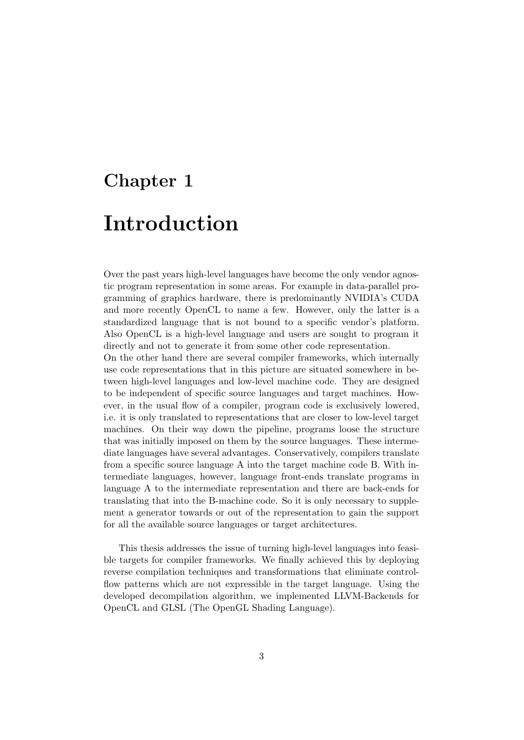# Chapter 1

# Introduction

Over the past years high-level languages have become the only vendor agnostic program representation in some areas. For example in data-parallel programming of graphics hardware, there is predominantly NVIDIA's CUDA and more recently OpenCL to name a few. However, only the latter is a standardized language that is not bound to a specific vendor's platform. Also OpenCL is a high-level language and users are sought to program it directly and not to generate it from some other code representation.
On the other hand there are several compiler frameworks, which internally use code representations that in this picture are situated somewhere in between high-level languages and low-level machine code. They are designed to be independent of specific source languages and target machines. However, in the usual flow of a compiler, program code is exclusively lowered, i.e. it is only translated to representations that are closer to low-level target machines. On their way down the pipeline, programs loose the structure that was initially imposed on them by the source languages. These intermediate languages have several advantages. Conservatively, compilers translate from a specific source language A into the target machine code B. With intermediate languages, however, language front-ends translate programs in language A to the intermediate representation and there are back-ends for translating that into the B-machine code. So it is only necessary to supplement a generator towards or out of the representation to gain the support for all the available source languages or target architectures.

This thesis addresses the issue of turning high-level languages into feasible targets for compiler frameworks. We finally achieved this by deploying reverse compilation techniques and transformations that eliminate control-flow patterns which are not expressible in the target language. Using the developed decompilation algorithm, we implemented LLVM-Backends for OpenCL and GLSL (The OpenGL Shading Language).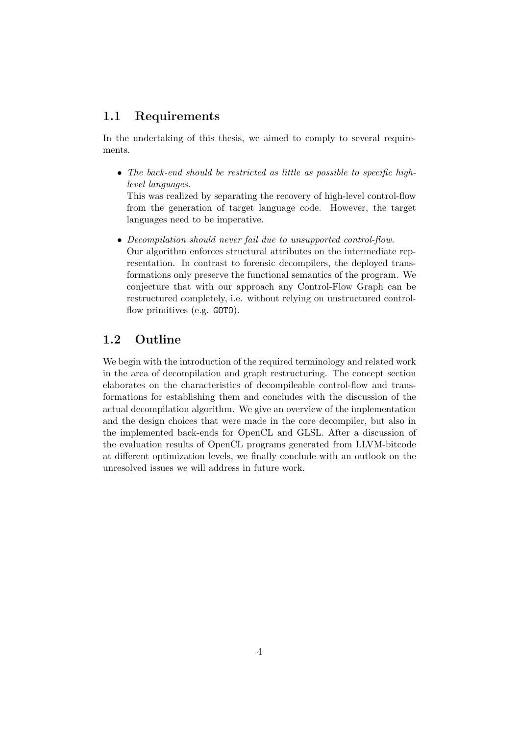## 1.1 Requirements

In the undertaking of this thesis, we aimed to comply to several requirements.

- *The back-end should be restricted as little as possible to specific high-level languages.*
  This was realized by separating the recovery of high-level control-flow from the generation of target language code. However, the target languages need to be imperative.

- *Decompilation should never fail due to unsupported control-flow.*
  Our algorithm enforces structural attributes on the intermediate representation. In contrast to forensic decompilers, the deployed transformations only preserve the functional semantics of the program. We conjecture that with our approach any Control-Flow Graph can be restructured completely, i.e. without relying on unstructured control-flow primitives (e.g. `GOTO`).

## 1.2 Outline

We begin with the introduction of the required terminology and related work in the area of decompilation and graph restructuring. The concept section elaborates on the characteristics of decompileable control-flow and transformations for establishing them and concludes with the discussion of the actual decompilation algorithm. We give an overview of the implementation and the design choices that were made in the core decompiler, but also in the implemented back-ends for OpenCL and GLSL. After a discussion of the evaluation results of OpenCL programs generated from LLVM-bitcode at different optimization levels, we finally conclude with an outlook on the unresolved issues we will address in future work.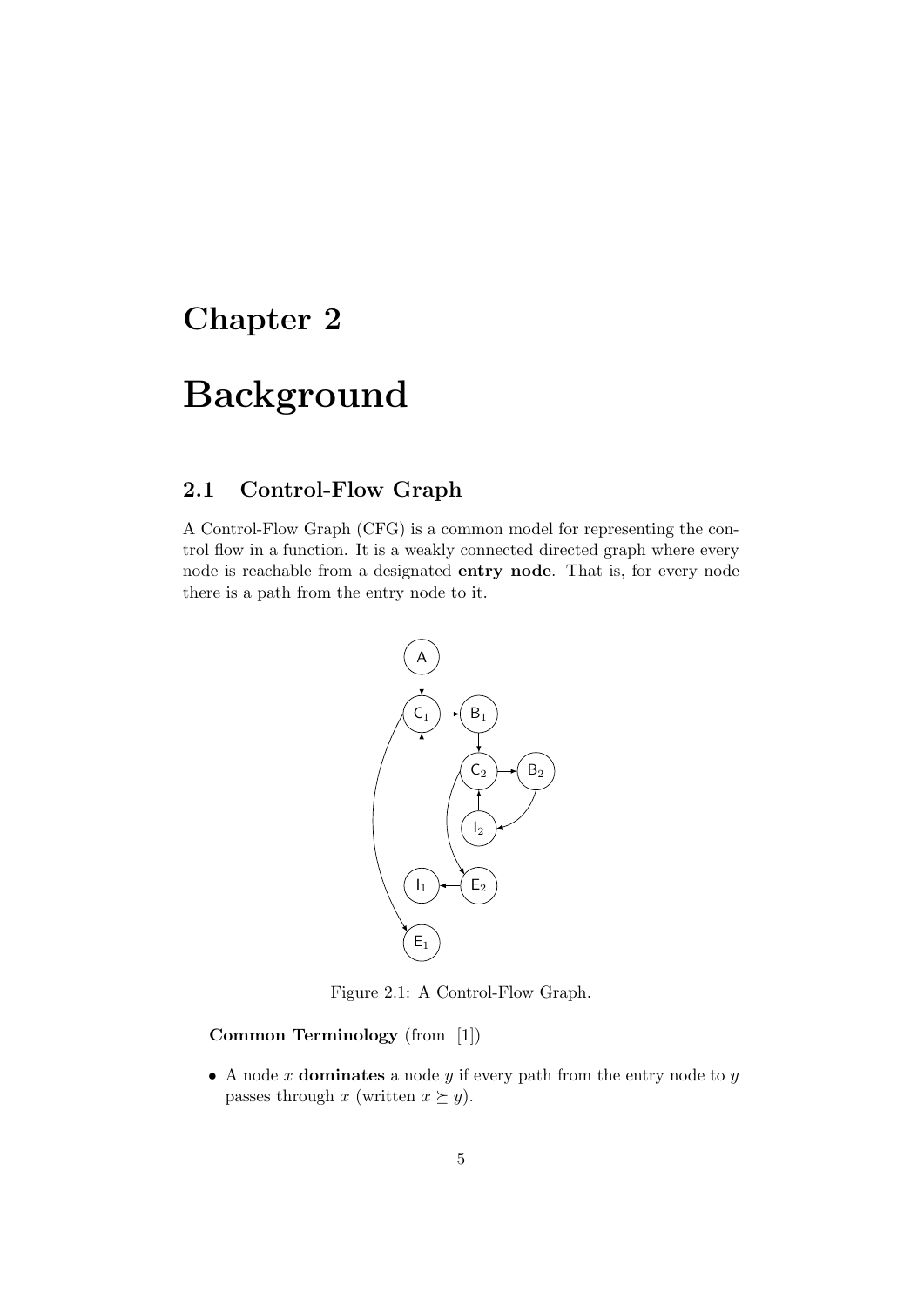# Chapter 2

# Background

## 2.1 Control-Flow Graph

A Control-Flow Graph (CFG) is a common model for representing the control flow in a function. It is a weakly connected directed graph where every node is reachable from a designated **entry node**. That is, for every node there is a path from the entry node to it.

Figure 2.1: A Control-Flow Graph.

**Common Terminology** (from [1])

- A node $x$ **dominates** a node $y$ if every path from the entry node to $y$ passes through $x$ (written $x \succeq y$).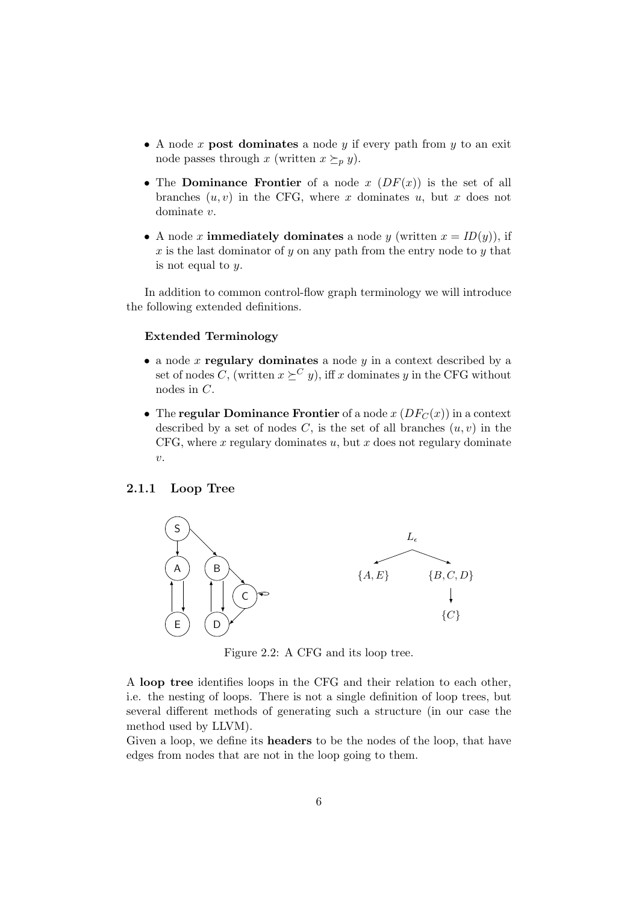- A node $x$ **post dominates** a node $y$ if every path from $y$ to an exit node passes through $x$ (written $x \succeq_p y$).
- The **Dominance Frontier** of a node $x$ ($DF(x)$) is the set of all branches $(u, v)$ in the CFG, where $x$ dominates $u$, but $x$ does not dominate $v$.
- A node $x$ **immediately dominates** a node $y$ (written $x = ID(y)$), if $x$ is the last dominator of $y$ on any path from the entry node to $y$ that is not equal to $y$.

In addition to common control-flow graph terminology we will introduce the following extended definitions.

**Extended Terminology**

- a node $x$ **regulary dominates** a node $y$ in a context described by a set of nodes $C$, (written $x \succeq^C y$), iff $x$ dominates $y$ in the CFG without nodes in $C$.
- The **regular Dominance Frontier** of a node $x$ ($DF_C(x)$) in a context described by a set of nodes $C$, is the set of all branches $(u, v)$ in the CFG, where $x$ regulary dominates $u$, but $x$ does not regulary dominate $v$.

### 2.1.1 Loop Tree

Figure 2.2: A CFG and its loop tree.

A **loop tree** identifies loops in the CFG and their relation to each other, i.e. the nesting of loops. There is not a single definition of loop trees, but several different methods of generating such a structure (in our case the method used by LLVM).

Given a loop, we define its **headers** to be the nodes of the loop, that have edges from nodes that are not in the loop going to them.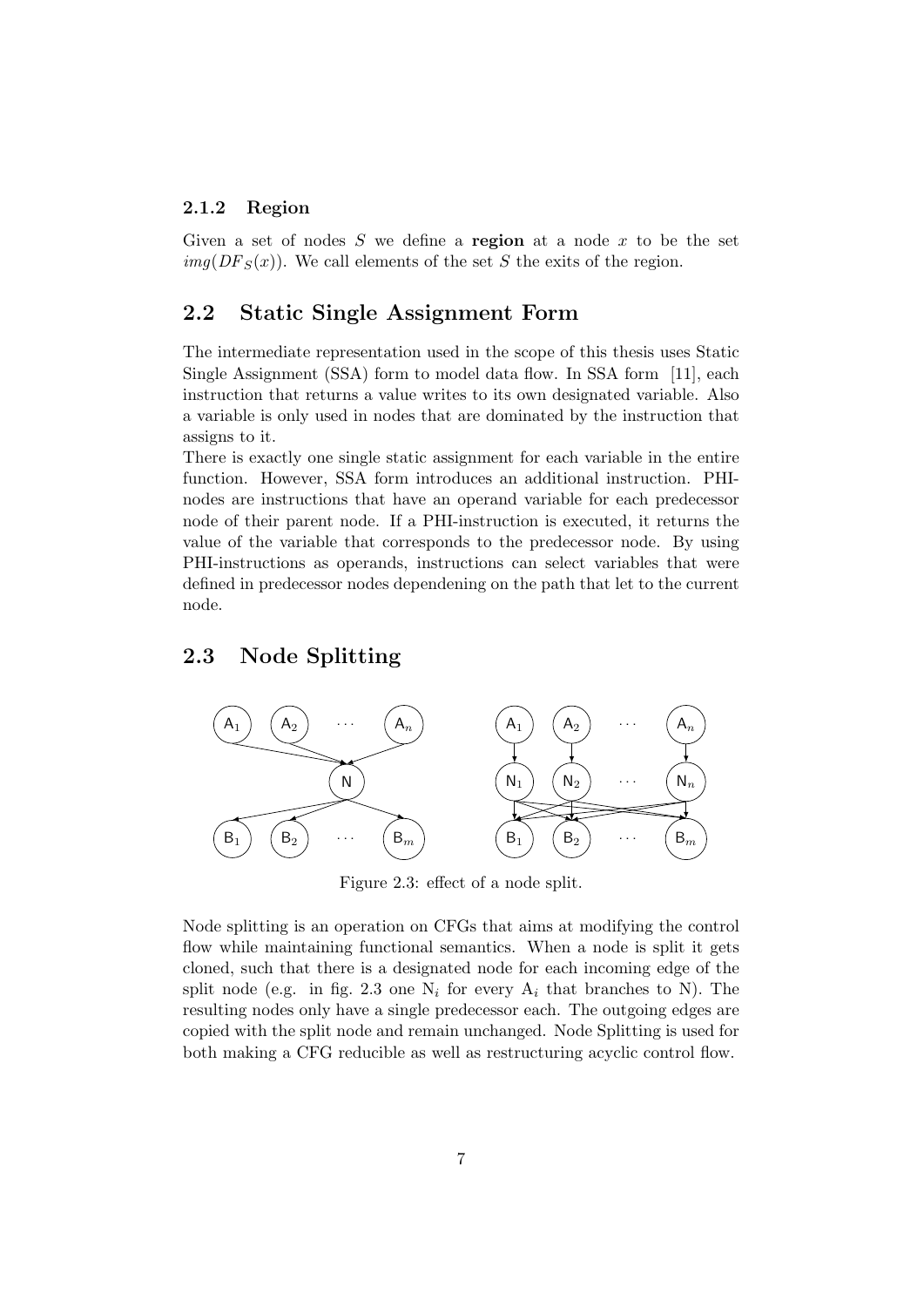### 2.1.2 Region

Given a set of nodes $S$ we define a **region** at a node $x$ to be the set $img(DF_S(x))$. We call elements of the set $S$ the exits of the region.

## 2.2 Static Single Assignment Form

The intermediate representation used in the scope of this thesis uses Static Single Assignment (SSA) form to model data flow. In SSA form [11], each instruction that returns a value writes to its own designated variable. Also a variable is only used in nodes that are dominated by the instruction that assigns to it.
There is exactly one single static assignment for each variable in the entire function. However, SSA form introduces an additional instruction. PHI-nodes are instructions that have an operand variable for each predecessor node of their parent node. If a PHI-instruction is executed, it returns the value of the variable that corresponds to the predecessor node. By using PHI-instructions as operands, instructions can select variables that were defined in predecessor nodes dependening on the path that let to the current node.

## 2.3 Node Splitting

Figure 2.3: effect of a node split.

Node splitting is an operation on CFGs that aims at modifying the control flow while maintaining functional semantics. When a node is split it gets cloned, such that there is a designated node for each incoming edge of the split node (e.g. in fig. 2.3 one $N_i$ for every $A_i$ that branches to N). The resulting nodes only have a single predecessor each. The outgoing edges are copied with the split node and remain unchanged. Node Splitting is used for both making a CFG reducible as well as restructuring acyclic control flow.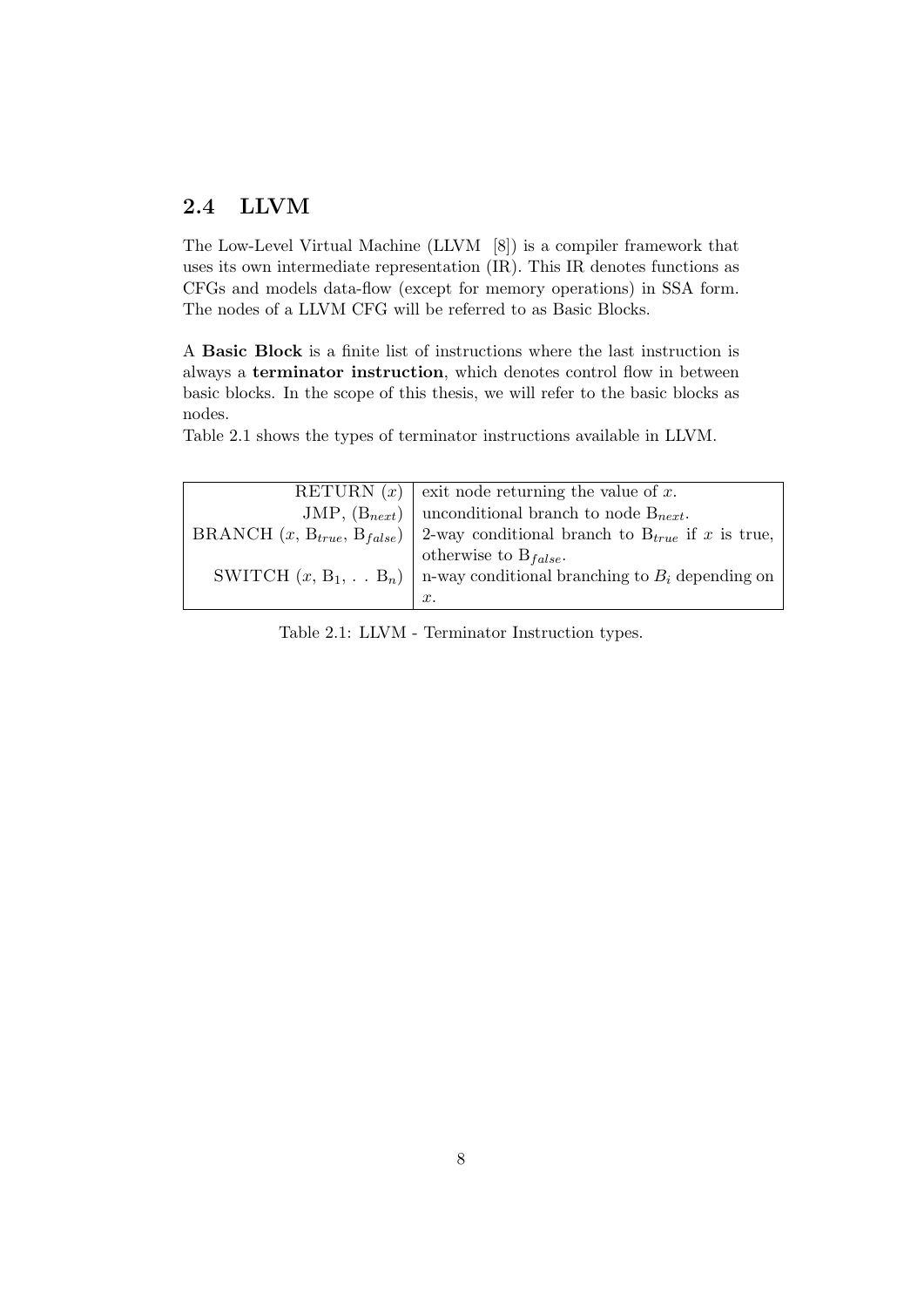## 2.4 LLVM

The Low-Level Virtual Machine (LLVM [8]) is a compiler framework that uses its own intermediate representation (IR). This IR denotes functions as CFGs and models data-flow (except for memory operations) in SSA form. The nodes of a LLVM CFG will be referred to as Basic Blocks.

A **Basic Block** is a finite list of instructions where the last instruction is always a **terminator instruction**, which denotes control flow in between basic blocks. In the scope of this thesis, we will refer to the basic blocks as nodes.

Table 2.1 shows the types of terminator instructions available in LLVM.

| | |
|---|---|
| RETURN ($x$) | exit node returning the value of $x$. |
| JMP, ($B_{next}$) | unconditional branch to node $B_{next}$. |
| BRANCH ($x$, $B_{true}$, $B_{false}$) | 2-way conditional branch to $B_{true}$ if $x$ is true, otherwise to $B_{false}$. |
| SWITCH ($x$, $B_1$, . . $B_n$) | n-way conditional branching to $B_i$ depending on $x$. |

Table 2.1: LLVM - Terminator Instruction types.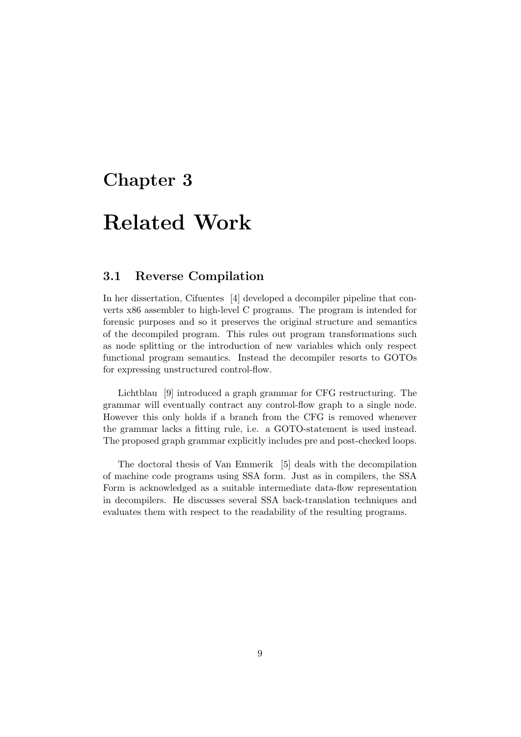# Chapter 3

# Related Work

## 3.1 Reverse Compilation

In her dissertation, Cifuentes [4] developed a decompiler pipeline that converts x86 assembler to high-level C programs. The program is intended for forensic purposes and so it preserves the original structure and semantics of the decompiled program. This rules out program transformations such as node splitting or the introduction of new variables which only respect functional program semantics. Instead the decompiler resorts to GOTOs for expressing unstructured control-flow.

Lichtblau [9] introduced a graph grammar for CFG restructuring. The grammar will eventually contract any control-flow graph to a single node. However this only holds if a branch from the CFG is removed whenever the grammar lacks a fitting rule, i.e. a GOTO-statement is used instead. The proposed graph grammar explicitly includes pre and post-checked loops.

The doctoral thesis of Van Emmerik [5] deals with the decompilation of machine code programs using SSA form. Just as in compilers, the SSA Form is acknowledged as a suitable intermediate data-flow representation in decompilers. He discusses several SSA back-translation techniques and evaluates them with respect to the readability of the resulting programs.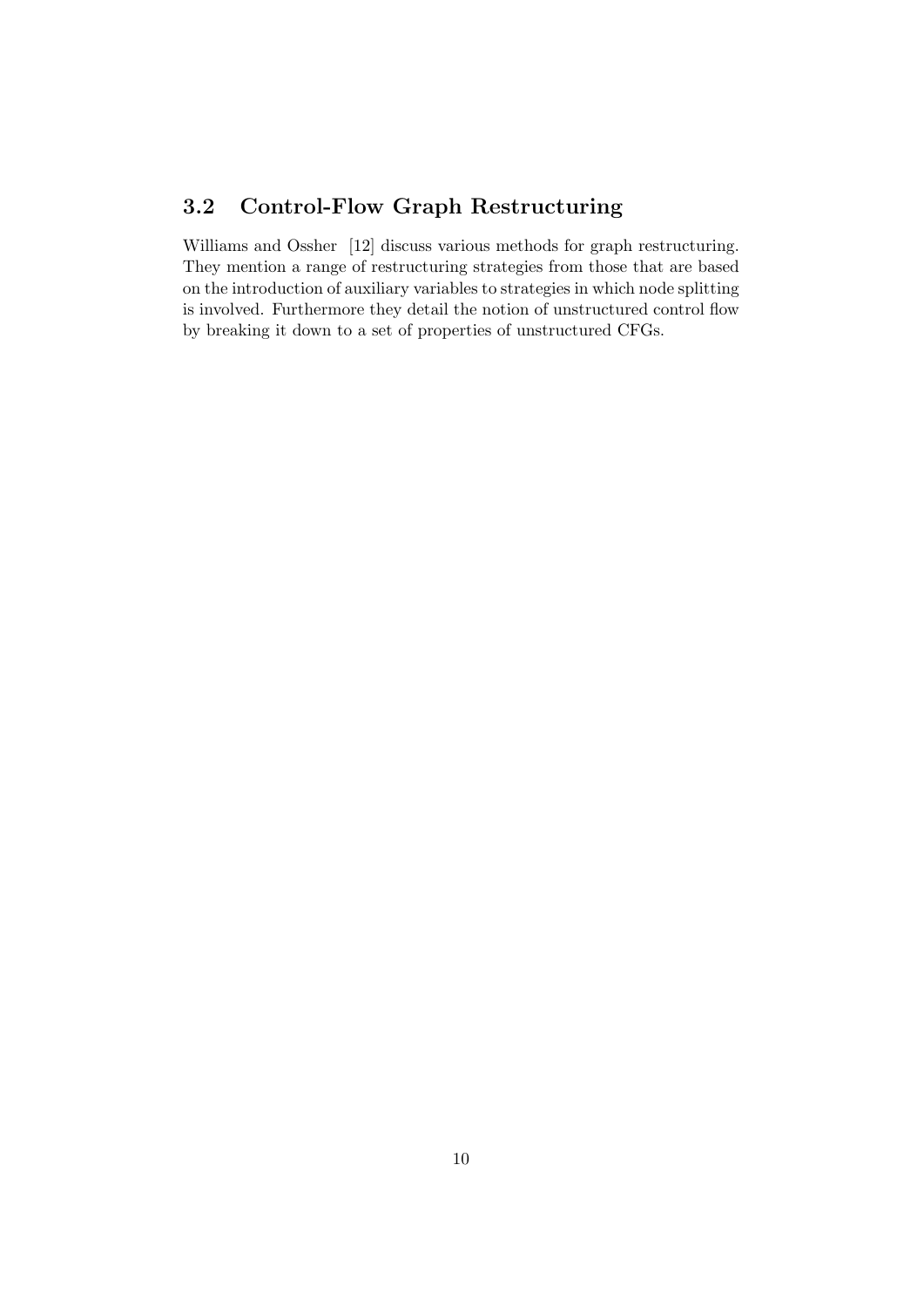## 3.2 Control-Flow Graph Restructuring

Williams and Ossher [12] discuss various methods for graph restructuring. They mention a range of restructuring strategies from those that are based on the introduction of auxiliary variables to strategies in which node splitting is involved. Furthermore they detail the notion of unstructured control flow by breaking it down to a set of properties of unstructured CFGs.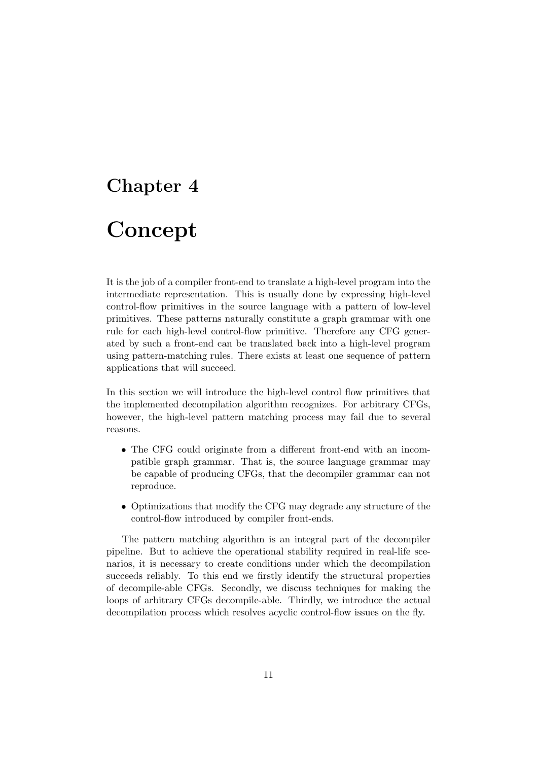# Chapter 4

# Concept

It is the job of a compiler front-end to translate a high-level program into the intermediate representation. This is usually done by expressing high-level control-flow primitives in the source language with a pattern of low-level primitives. These patterns naturally constitute a graph grammar with one rule for each high-level control-flow primitive. Therefore any CFG generated by such a front-end can be translated back into a high-level program using pattern-matching rules. There exists at least one sequence of pattern applications that will succeed.

In this section we will introduce the high-level control flow primitives that the implemented decompilation algorithm recognizes. For arbitrary CFGs, however, the high-level pattern matching process may fail due to several reasons.

- The CFG could originate from a different front-end with an incompatible graph grammar. That is, the source language grammar may be capable of producing CFGs, that the decompiler grammar can not reproduce.
- Optimizations that modify the CFG may degrade any structure of the control-flow introduced by compiler front-ends.

The pattern matching algorithm is an integral part of the decompiler pipeline. But to achieve the operational stability required in real-life scenarios, it is necessary to create conditions under which the decompilation succeeds reliably. To this end we firstly identify the structural properties of decompile-able CFGs. Secondly, we discuss techniques for making the loops of arbitrary CFGs decompile-able. Thirdly, we introduce the actual decompilation process which resolves acyclic control-flow issues on the fly.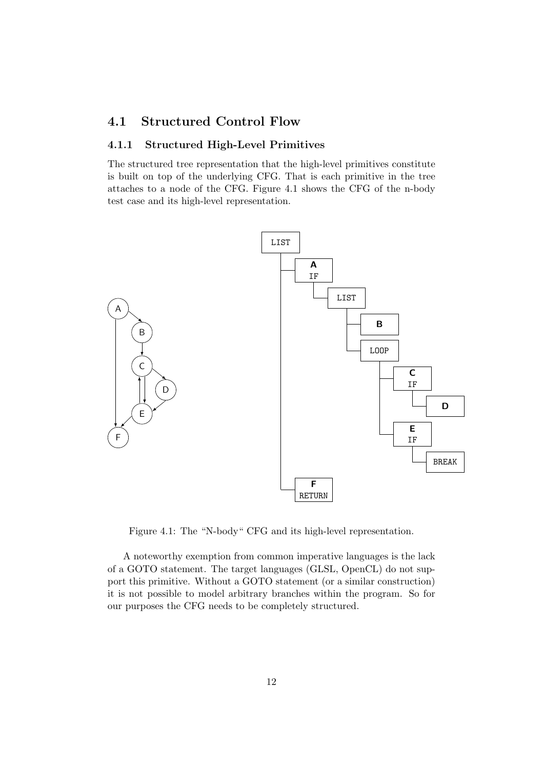## 4.1 Structured Control Flow

### 4.1.1 Structured High-Level Primitives

The structured tree representation that the high-level primitives constitute is built on top of the underlying CFG. That is each primitive in the tree attaches to a node of the CFG. Figure 4.1 shows the CFG of the n-body test case and its high-level representation.

Figure 4.1: The "N-body" CFG and its high-level representation.

A noteworthy exemption from common imperative languages is the lack of a GOTO statement. The target languages (GLSL, OpenCL) do not support this primitive. Without a GOTO statement (or a similar construction) it is not possible to model arbitrary branches within the program. So for our purposes the CFG needs to be completely structured.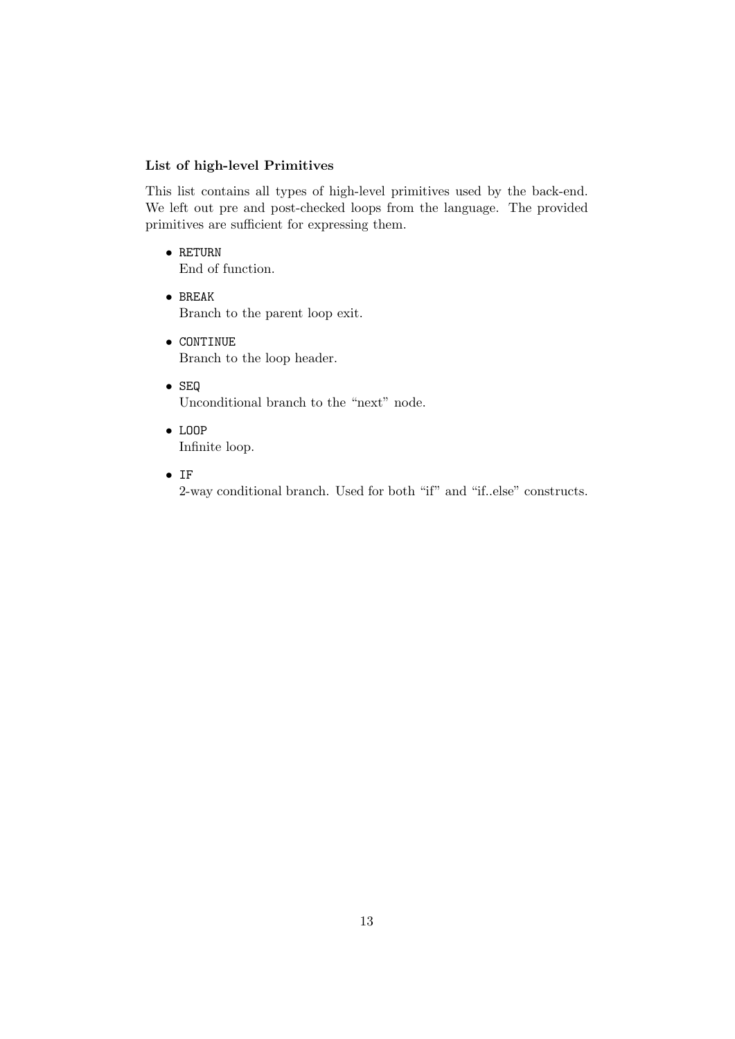### List of high-level Primitives

This list contains all types of high-level primitives used by the back-end. We left out pre and post-checked loops from the language. The provided primitives are sufficient for expressing them.

- `RETURN`
  End of function.
- `BREAK`
  Branch to the parent loop exit.
- `CONTINUE`
  Branch to the loop header.
- `SEQ`
  Unconditional branch to the "next" node.
- `LOOP`
  Infinite loop.
- `IF`
  2-way conditional branch. Used for both "if" and "if..else" constructs.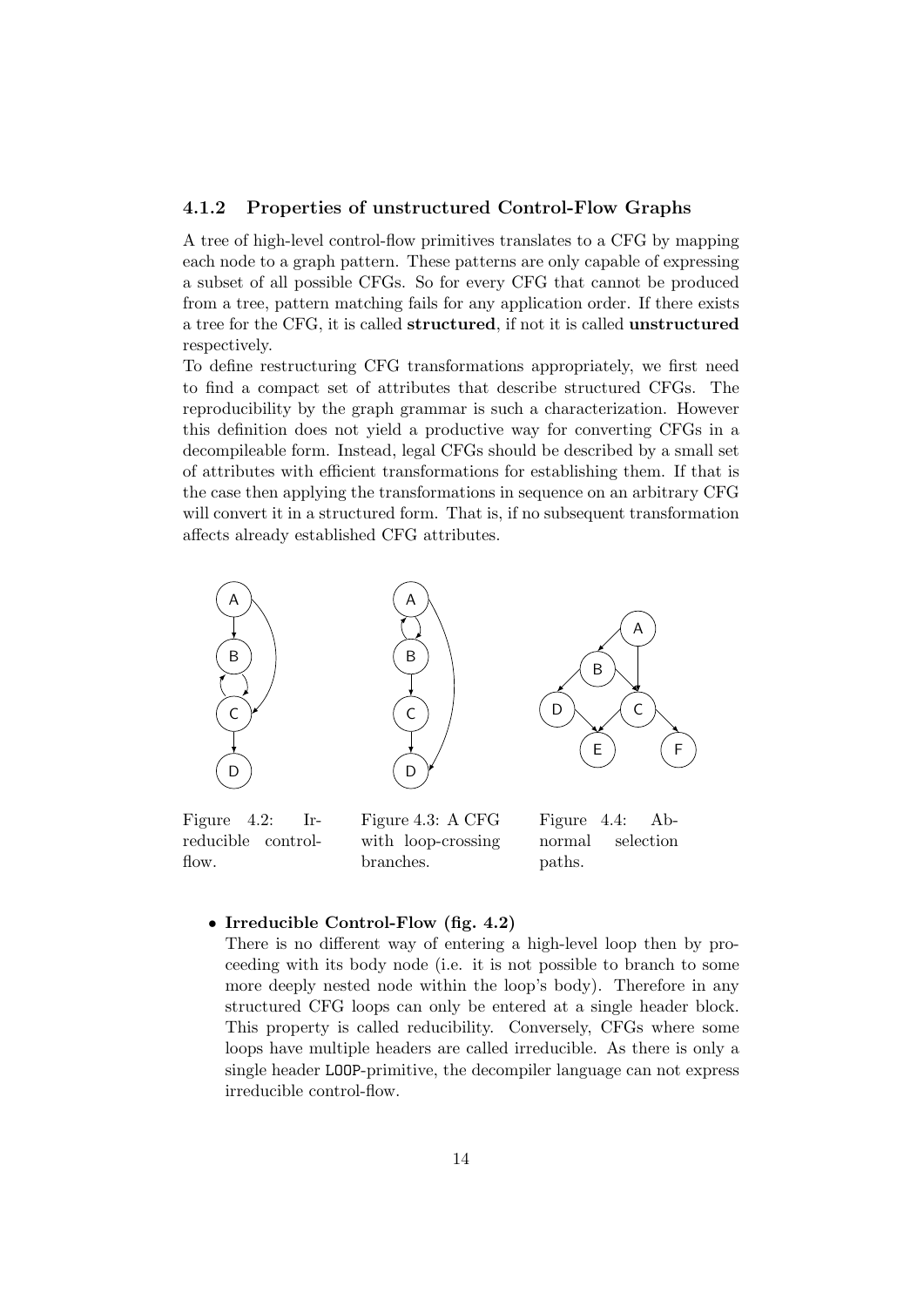### 4.1.2 Properties of unstructured Control-Flow Graphs

A tree of high-level control-flow primitives translates to a CFG by mapping each node to a graph pattern. These patterns are only capable of expressing a subset of all possible CFGs. So for every CFG that cannot be produced from a tree, pattern matching fails for any application order. If there exists a tree for the CFG, it is called **structured**, if not it is called **unstructured** respectively.

To define restructuring CFG transformations appropriately, we first need to find a compact set of attributes that describe structured CFGs. The reproducibility by the graph grammar is such a characterization. However this definition does not yield a productive way for converting CFGs in a decompileable form. Instead, legal CFGs should be described by a small set of attributes with efficient transformations for establishing them. If that is the case then applying the transformations in sequence on an arbitrary CFG will convert it in a structured form. That is, if no subsequent transformation affects already established CFG attributes.

Figure 4.2: Irreducible control-flow.

Figure 4.3: A CFG with loop-crossing branches.

Figure 4.4: Abnormal selection paths.

- **Irreducible Control-Flow (fig. 4.2)**
  There is no different way of entering a high-level loop then by proceeding with its body node (i.e. it is not possible to branch to some more deeply nested node within the loop's body). Therefore in any structured CFG loops can only be entered at a single header block. This property is called reducibility. Conversely, CFGs where some loops have multiple headers are called irreducible. As there is only a single header `LOOP`-primitive, the decompiler language can not express irreducible control-flow.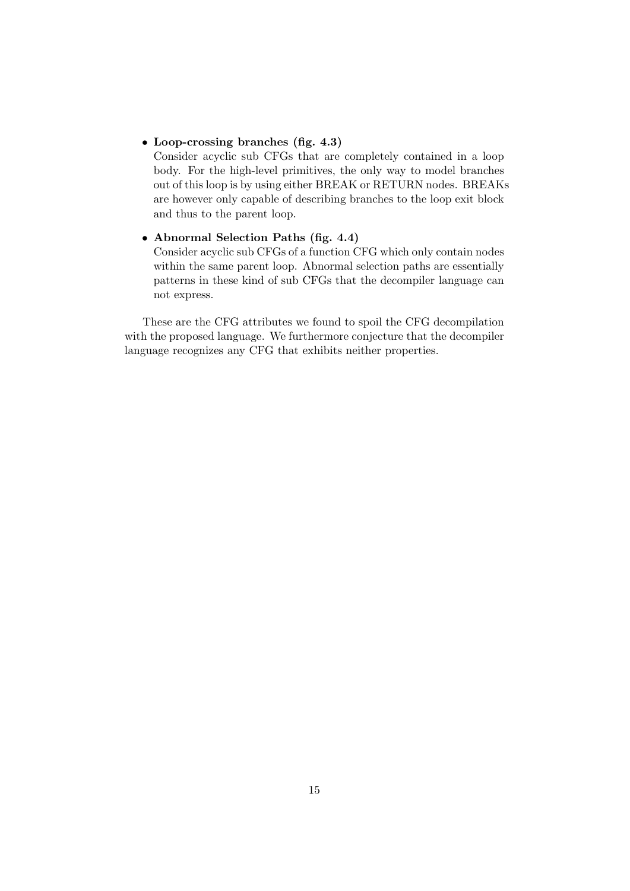- **Loop-crossing branches (fig. 4.3)**
  Consider acyclic sub CFGs that are completely contained in a loop body. For the high-level primitives, the only way to model branches out of this loop is by using either BREAK or RETURN nodes. BREAKs are however only capable of describing branches to the loop exit block and thus to the parent loop.

- **Abnormal Selection Paths (fig. 4.4)**
  Consider acyclic sub CFGs of a function CFG which only contain nodes within the same parent loop. Abnormal selection paths are essentially patterns in these kind of sub CFGs that the decompiler language can not express.

These are the CFG attributes we found to spoil the CFG decompilation with the proposed language. We furthermore conjecture that the decompiler language recognizes any CFG that exhibits neither properties.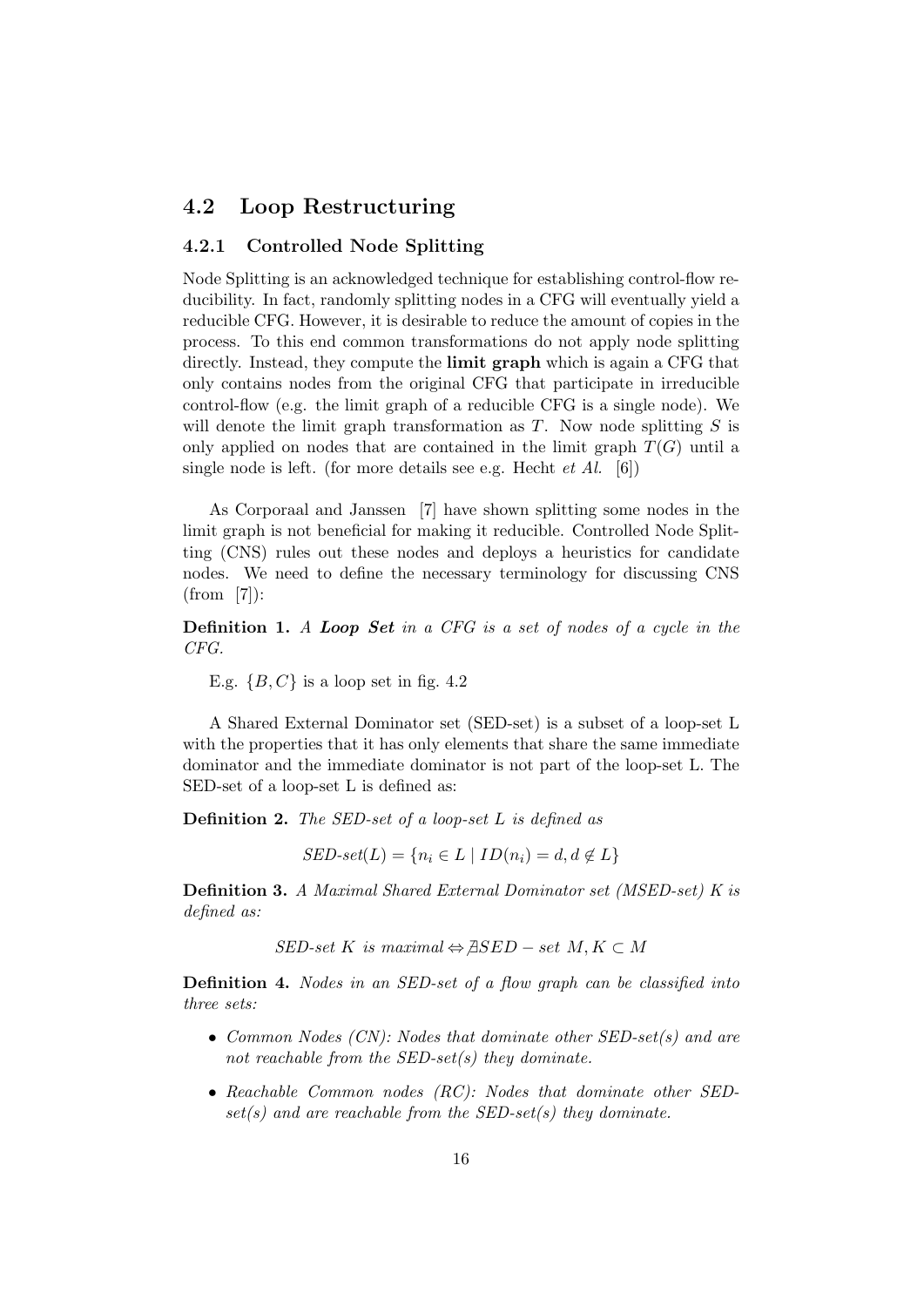## 4.2 Loop Restructuring

### 4.2.1 Controlled Node Splitting

Node Splitting is an acknowledged technique for establishing control-flow reducibility. In fact, randomly splitting nodes in a CFG will eventually yield a reducible CFG. However, it is desirable to reduce the amount of copies in the process. To this end common transformations do not apply node splitting directly. Instead, they compute the **limit graph** which is again a CFG that only contains nodes from the original CFG that participate in irreducible control-flow (e.g. the limit graph of a reducible CFG is a single node). We will denote the limit graph transformation as $T$. Now node splitting $S$ is only applied on nodes that are contained in the limit graph $T(G)$ until a single node is left. (for more details see e.g. Hecht *et Al.* [6])

As Corporaal and Janssen [7] have shown splitting some nodes in the limit graph is not beneficial for making it reducible. Controlled Node Splitting (CNS) rules out these nodes and deploys a heuristics for candidate nodes. We need to define the necessary terminology for discussing CNS (from [7]):

**Definition 1.** *A **Loop Set** in a CFG is a set of nodes of a cycle in the CFG.*

E.g. $\{B, C\}$ is a loop set in fig. 4.2

A Shared External Dominator set (SED-set) is a subset of a loop-set L with the properties that it has only elements that share the same immediate dominator and the immediate dominator is not part of the loop-set L. The SED-set of a loop-set L is defined as:

**Definition 2.** *The SED-set of a loop-set L is defined as*

$$SED\text{-}set(L) = \{n_i \in L \mid ID(n_i) = d, d \notin L\}$$

**Definition 3.** *A Maximal Shared External Dominator set (MSED-set) K is defined as:*

$$SED\text{-}set\ K\ is\ maximal \Leftrightarrow \nexists SED-set\ M, K \subset M$$

**Definition 4.** *Nodes in an SED-set of a flow graph can be classified into three sets:*

- *Common Nodes (CN): Nodes that dominate other SED-set(s) and are not reachable from the SED-set(s) they dominate.*
- *Reachable Common nodes (RC): Nodes that dominate other SED-set(s) and are reachable from the SED-set(s) they dominate.*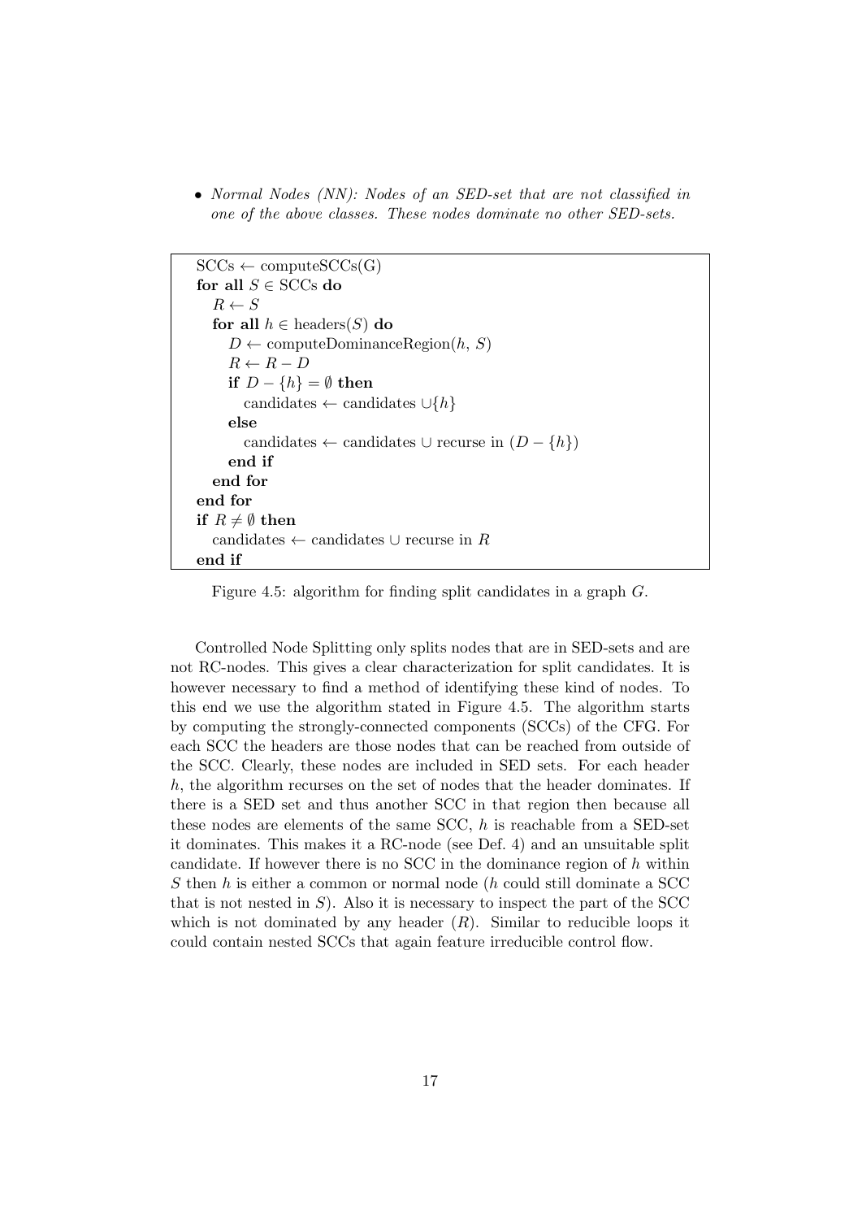- *Normal Nodes (NN): Nodes of an SED-set that are not classified in one of the above classes. These nodes dominate no other SED-sets.*

```
SCCs ← computeSCCs(G)
for all S ∈ SCCs do
  R ← S
  for all h ∈ headers(S) do
    D ← computeDominanceRegion(h, S)
    R ← R − D
    if D − {h} = ∅ then
      candidates ← candidates ∪{h}
    else
      candidates ← candidates ∪ recurse in (D − {h})
    end if
  end for
end for
if R ≠ ∅ then
  candidates ← candidates ∪ recurse in R
end if
```

Figure 4.5: algorithm for finding split candidates in a graph $G$.

Controlled Node Splitting only splits nodes that are in SED-sets and are not RC-nodes. This gives a clear characterization for split candidates. It is however necessary to find a method of identifying these kind of nodes. To this end we use the algorithm stated in Figure 4.5. The algorithm starts by computing the strongly-connected components (SCCs) of the CFG. For each SCC the headers are those nodes that can be reached from outside of the SCC. Clearly, these nodes are included in SED sets. For each header $h$, the algorithm recurses on the set of nodes that the header dominates. If there is a SED set and thus another SCC in that region then because all these nodes are elements of the same SCC, $h$ is reachable from a SED-set it dominates. This makes it a RC-node (see Def. 4) and an unsuitable split candidate. If however there is no SCC in the dominance region of $h$ within $S$ then $h$ is either a common or normal node ($h$ could still dominate a SCC that is not nested in $S$). Also it is necessary to inspect the part of the SCC which is not dominated by any header ($R$). Similar to reducible loops it could contain nested SCCs that again feature irreducible control flow.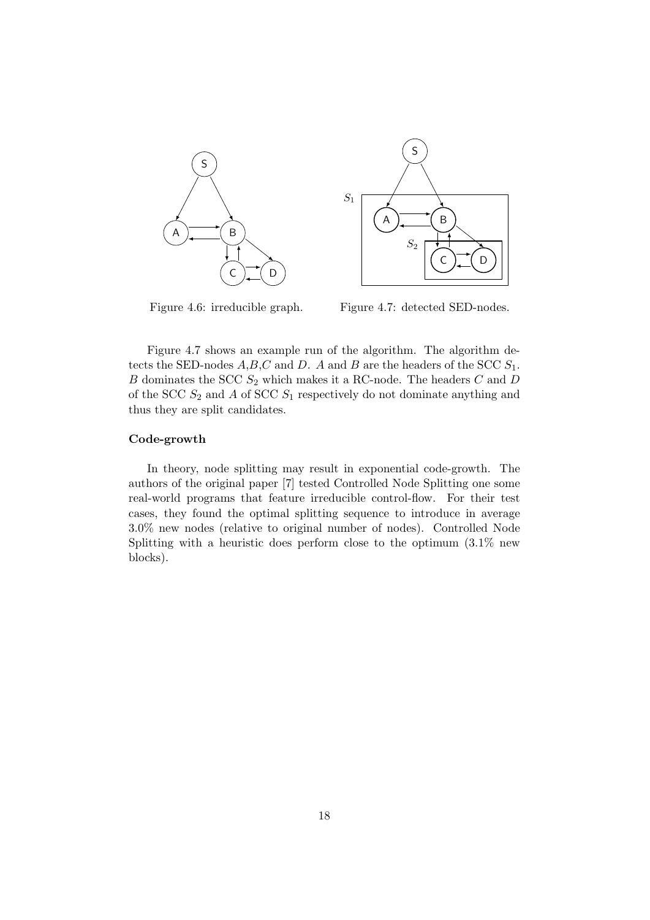Figure 4.6: irreducible graph.

Figure 4.7: detected SED-nodes.

Figure 4.7 shows an example run of the algorithm. The algorithm detects the SED-nodes $A$,$B$,$C$ and $D$. $A$ and $B$ are the headers of the SCC $S_1$. $B$ dominates the SCC $S_2$ which makes it a RC-node. The headers $C$ and $D$ of the SCC $S_2$ and $A$ of SCC $S_1$ respectively do not dominate anything and thus they are split candidates.

**Code-growth**

In theory, node splitting may result in exponential code-growth. The authors of the original paper [7] tested Controlled Node Splitting one some real-world programs that feature irreducible control-flow. For their test cases, they found the optimal splitting sequence to introduce in average 3.0% new nodes (relative to original number of nodes). Controlled Node Splitting with a heuristic does perform close to the optimum (3.1% new blocks).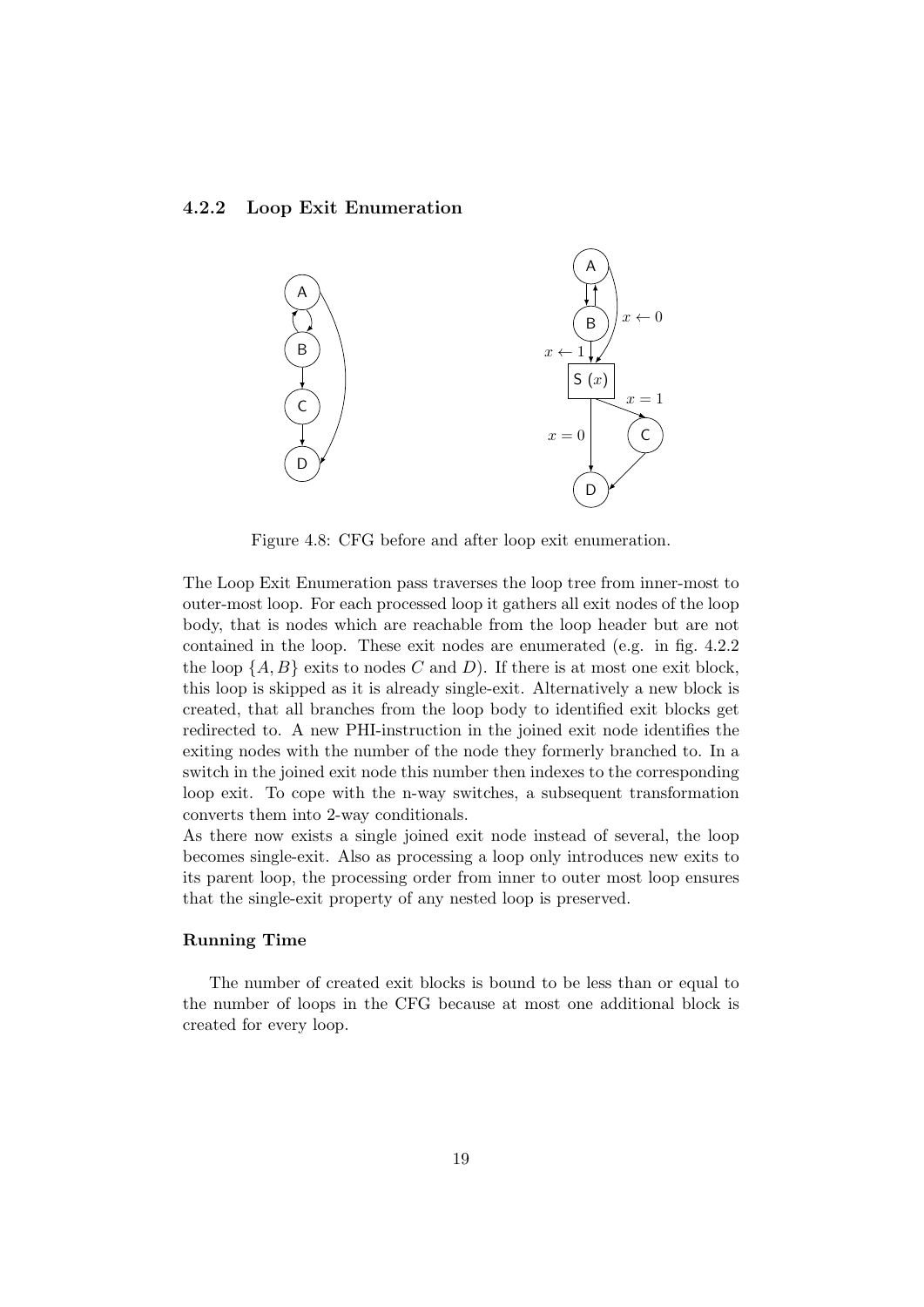### 4.2.2 Loop Exit Enumeration

Figure 4.8: CFG before and after loop exit enumeration.

The Loop Exit Enumeration pass traverses the loop tree from inner-most to outer-most loop. For each processed loop it gathers all exit nodes of the loop body, that is nodes which are reachable from the loop header but are not contained in the loop. These exit nodes are enumerated (e.g. in fig. 4.2.2 the loop $\{A, B\}$ exits to nodes $C$ and $D$). If there is at most one exit block, this loop is skipped as it is already single-exit. Alternatively a new block is created, that all branches from the loop body to identified exit blocks get redirected to. A new PHI-instruction in the joined exit node identifies the exiting nodes with the number of the node they formerly branched to. In a switch in the joined exit node this number then indexes to the corresponding loop exit. To cope with the n-way switches, a subsequent transformation converts them into 2-way conditionals.

As there now exists a single joined exit node instead of several, the loop becomes single-exit. Also as processing a loop only introduces new exits to its parent loop, the processing order from inner to outer most loop ensures that the single-exit property of any nested loop is preserved.

#### Running Time

The number of created exit blocks is bound to be less than or equal to the number of loops in the CFG because at most one additional block is created for every loop.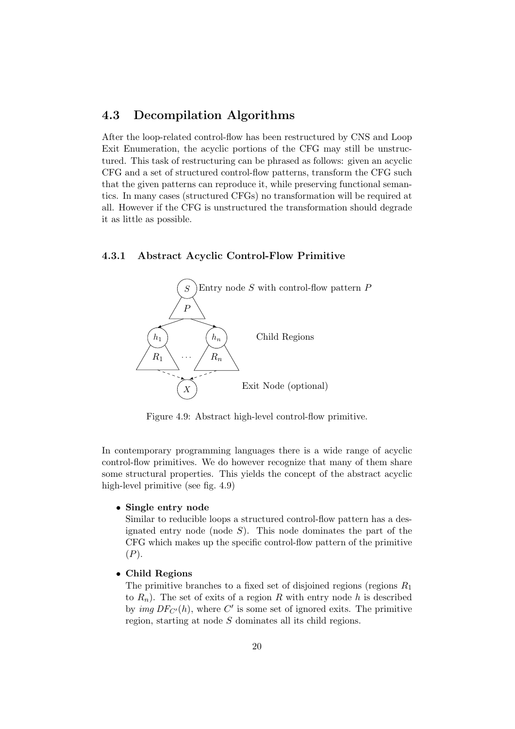## 4.3 Decompilation Algorithms

After the loop-related control-flow has been restructured by CNS and Loop Exit Enumeration, the acyclic portions of the CFG may still be unstructured. This task of restructuring can be phrased as follows: given an acyclic CFG and a set of structured control-flow patterns, transform the CFG such that the given patterns can reproduce it, while preserving functional semantics. In many cases (structured CFGs) no transformation will be required at all. However if the CFG is unstructured the transformation should degrade it as little as possible.

### 4.3.1 Abstract Acyclic Control-Flow Primitive

Figure 4.9: Abstract high-level control-flow primitive.

In contemporary programming languages there is a wide range of acyclic control-flow primitives. We do however recognize that many of them share some structural properties. This yields the concept of the abstract acyclic high-level primitive (see fig. 4.9)

- **Single entry node**
  Similar to reducible loops a structured control-flow pattern has a designated entry node (node $S$). This node dominates the part of the CFG which makes up the specific control-flow pattern of the primitive ($P$).

- **Child Regions**
  The primitive branches to a fixed set of disjoined regions (regions $R_1$ to $R_n$). The set of exits of a region $R$ with entry node $h$ is described by $img\ DF_{C'}(h)$, where $C'$ is some set of ignored exits. The primitive region, starting at node $S$ dominates all its child regions.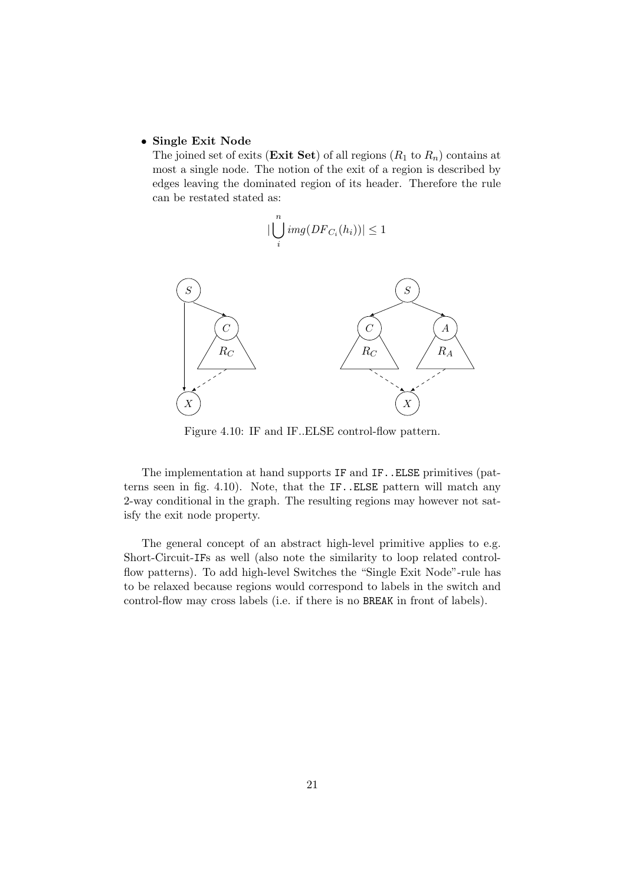- **Single Exit Node**
  The joined set of exits (**Exit Set**) of all regions ($R_1$ to $R_n$) contains at most a single node. The notion of the exit of a region is described by edges leaving the dominated region of its header. Therefore the rule can be restated stated as:

$$|\bigcup_{i}^{n} img(DF_{C_i}(h_i))| \leq 1$$

Figure 4.10: IF and IF..ELSE control-flow pattern.

The implementation at hand supports `IF` and `IF..ELSE` primitives (patterns seen in fig. 4.10). Note, that the `IF..ELSE` pattern will match any 2-way conditional in the graph. The resulting regions may however not satisfy the exit node property.

The general concept of an abstract high-level primitive applies to e.g. Short-Circuit-`IF`s as well (also note the similarity to loop related control-flow patterns). To add high-level Switches the "Single Exit Node"-rule has to be relaxed because regions would correspond to labels in the switch and control-flow may cross labels (i.e. if there is no `BREAK` in front of labels).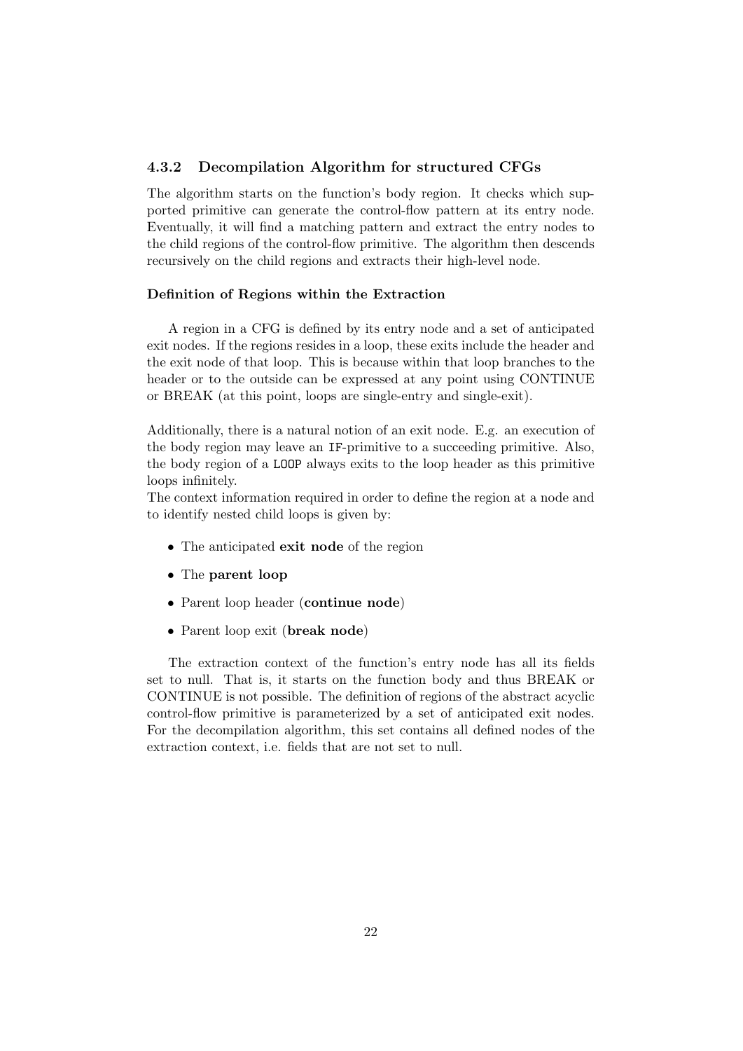### 4.3.2 Decompilation Algorithm for structured CFGs

The algorithm starts on the function's body region. It checks which supported primitive can generate the control-flow pattern at its entry node. Eventually, it will find a matching pattern and extract the entry nodes to the child regions of the control-flow primitive. The algorithm then descends recursively on the child regions and extracts their high-level node.

#### Definition of Regions within the Extraction

A region in a CFG is defined by its entry node and a set of anticipated exit nodes. If the regions resides in a loop, these exits include the header and the exit node of that loop. This is because within that loop branches to the header or to the outside can be expressed at any point using CONTINUE or BREAK (at this point, loops are single-entry and single-exit).

Additionally, there is a natural notion of an exit node. E.g. an execution of the body region may leave an `IF`-primitive to a succeeding primitive. Also, the body region of a `LOOP` always exits to the loop header as this primitive loops infinitely.

The context information required in order to define the region at a node and to identify nested child loops is given by:

- The anticipated **exit node** of the region
- The **parent loop**
- Parent loop header (**continue node**)
- Parent loop exit (**break node**)

The extraction context of the function's entry node has all its fields set to null. That is, it starts on the function body and thus BREAK or CONTINUE is not possible. The definition of regions of the abstract acyclic control-flow primitive is parameterized by a set of anticipated exit nodes. For the decompilation algorithm, this set contains all defined nodes of the extraction context, i.e. fields that are not set to null.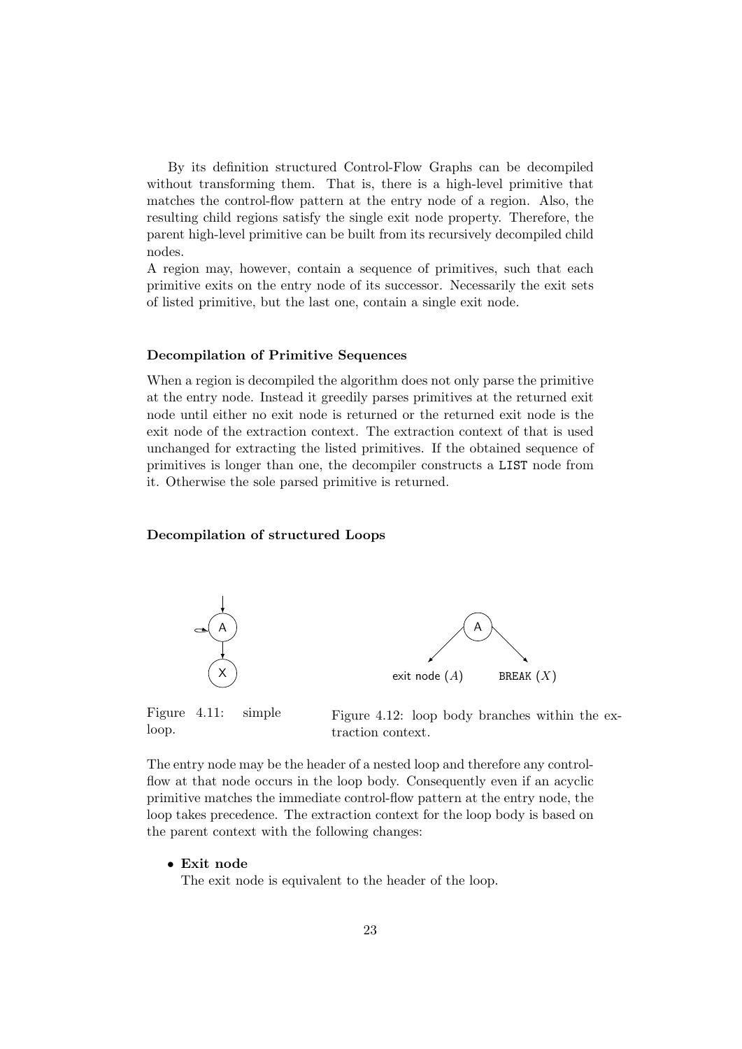By its definition structured Control-Flow Graphs can be decompiled without transforming them. That is, there is a high-level primitive that matches the control-flow pattern at the entry node of a region. Also, the resulting child regions satisfy the single exit node property. Therefore, the parent high-level primitive can be built from its recursively decompiled child nodes.

A region may, however, contain a sequence of primitives, such that each primitive exits on the entry node of its successor. Necessarily the exit sets of listed primitive, but the last one, contain a single exit node.

#### Decompilation of Primitive Sequences

When a region is decompiled the algorithm does not only parse the primitive at the entry node. Instead it greedily parses primitives at the returned exit node until either no exit node is returned or the returned exit node is the exit node of the extraction context. The extraction context of that is used unchanged for extracting the listed primitives. If the obtained sequence of primitives is longer than one, the decompiler constructs a `LIST` node from it. Otherwise the sole parsed primitive is returned.

#### Decompilation of structured Loops

Figure 4.11: simple loop.

Figure 4.12: loop body branches within the extraction context.

The entry node may be the header of a nested loop and therefore any control-flow at that node occurs in the loop body. Consequently even if an acyclic primitive matches the immediate control-flow pattern at the entry node, the loop takes precedence. The extraction context for the loop body is based on the parent context with the following changes:

- **Exit node**
  The exit node is equivalent to the header of the loop.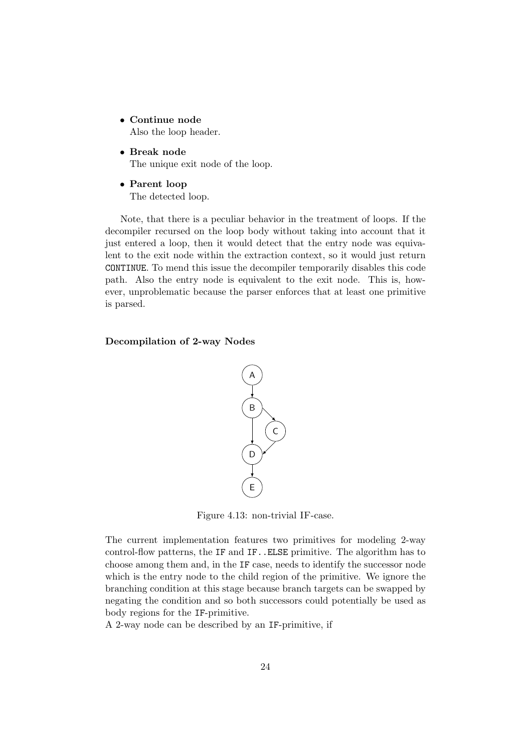- **Continue node**
  Also the loop header.
- **Break node**
  The unique exit node of the loop.
- **Parent loop**
  The detected loop.

Note, that there is a peculiar behavior in the treatment of loops. If the decompiler recursed on the loop body without taking into account that it just entered a loop, then it would detect that the entry node was equivalent to the exit node within the extraction context, so it would just return `CONTINUE`. To mend this issue the decompiler temporarily disables this code path. Also the entry node is equivalent to the exit node. This is, however, unproblematic because the parser enforces that at least one primitive is parsed.

### Decompilation of 2-way Nodes

Figure 4.13: non-trivial IF-case.

The current implementation features two primitives for modeling 2-way control-flow patterns, the `IF` and `IF..ELSE` primitive. The algorithm has to choose among them and, in the `IF` case, needs to identify the successor node which is the entry node to the child region of the primitive. We ignore the branching condition at this stage because branch targets can be swapped by negating the condition and so both successors could potentially be used as body regions for the `IF`-primitive.
A 2-way node can be described by an `IF`-primitive, if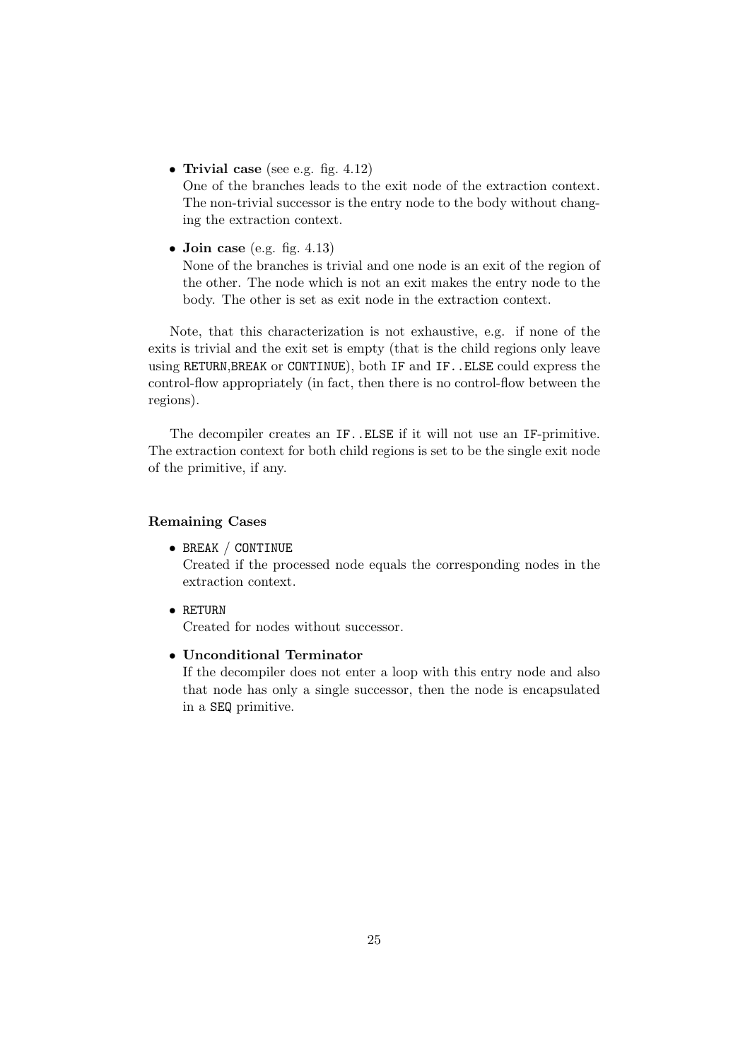- **Trivial case** (see e.g. fig. 4.12)
  One of the branches leads to the exit node of the extraction context. The non-trivial successor is the entry node to the body without changing the extraction context.

- **Join case** (e.g. fig. 4.13)
  None of the branches is trivial and one node is an exit of the region of the other. The node which is not an exit makes the entry node to the body. The other is set as exit node in the extraction context.

Note, that this characterization is not exhaustive, e.g. if none of the exits is trivial and the exit set is empty (that is the child regions only leave using `RETURN`,`BREAK` or `CONTINUE`), both `IF` and `IF..ELSE` could express the control-flow appropriately (in fact, then there is no control-flow between the regions).

The decompiler creates an `IF..ELSE` if it will not use an `IF`-primitive. The extraction context for both child regions is set to be the single exit node of the primitive, if any.

#### Remaining Cases

- `BREAK` / `CONTINUE`
  Created if the processed node equals the corresponding nodes in the extraction context.

- `RETURN`
  Created for nodes without successor.

- **Unconditional Terminator**
  If the decompiler does not enter a loop with this entry node and also that node has only a single successor, then the node is encapsulated in a `SEQ` primitive.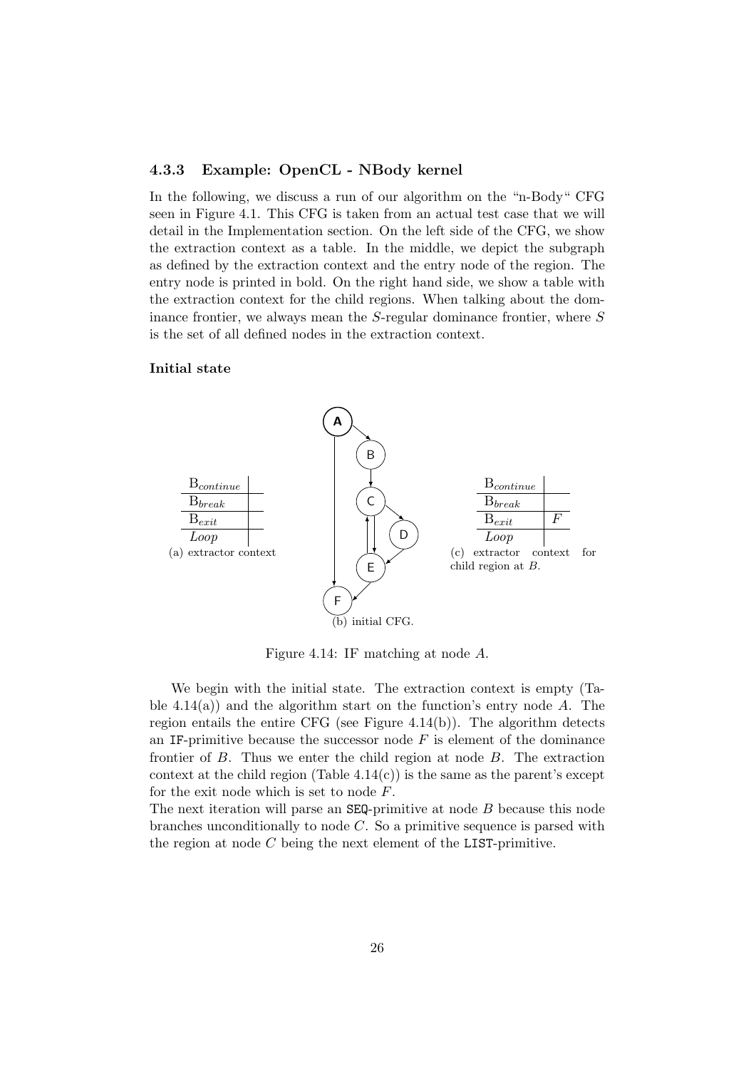### 4.3.3 Example: OpenCL - NBody kernel

In the following, we discuss a run of our algorithm on the "n-Body" CFG seen in Figure 4.1. This CFG is taken from an actual test case that we will detail in the Implementation section. On the left side of the CFG, we show the extraction context as a table. In the middle, we depict the subgraph as defined by the extraction context and the entry node of the region. The entry node is printed in bold. On the right hand side, we show a table with the extraction context for the child regions. When talking about the dominance frontier, we always mean the $S$-regular dominance frontier, where $S$ is the set of all defined nodes in the extraction context.

#### Initial state

| | |
|---|---|
| $B_{continue}$ | |
| $B_{break}$ | |
| $B_{exit}$ | |
| *Loop* | |

(a) extractor context

(b) initial CFG.

| | |
|---|---|
| $B_{continue}$ | |
| $B_{break}$ | |
| $B_{exit}$ | $F$ |
| *Loop* | |

(c) extractor context for child region at $B$.

Figure 4.14: IF matching at node $A$.

We begin with the initial state. The extraction context is empty (Table 4.14(a)) and the algorithm start on the function's entry node $A$. The region entails the entire CFG (see Figure 4.14(b)). The algorithm detects an IF-primitive because the successor node $F$ is element of the dominance frontier of $B$. Thus we enter the child region at node $B$. The extraction context at the child region (Table 4.14(c)) is the same as the parent's except for the exit node which is set to node $F$.
The next iteration will parse an SEQ-primitive at node $B$ because this node branches unconditionally to node $C$. So a primitive sequence is parsed with the region at node $C$ being the next element of the LIST-primitive.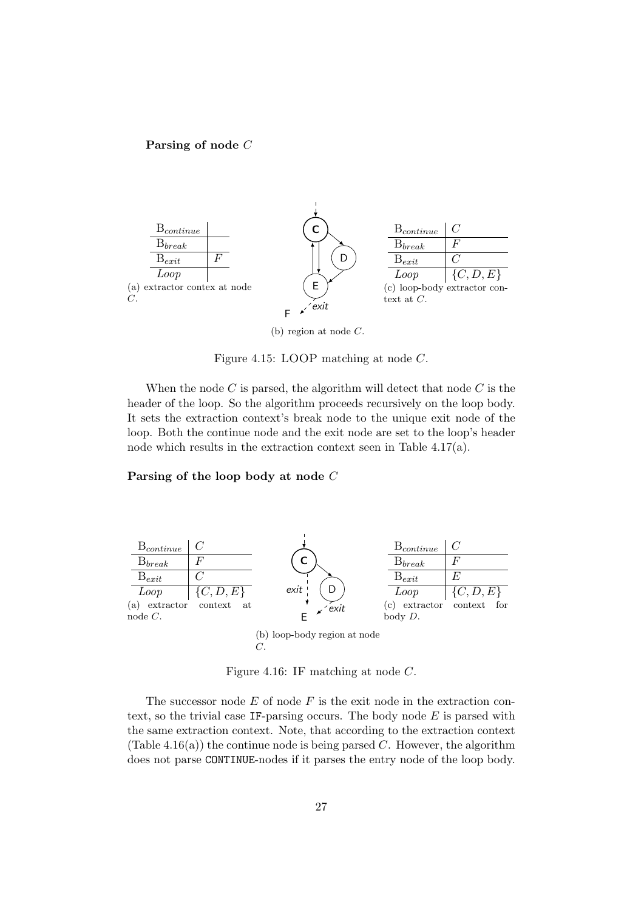**Parsing of node $C$**

| $B_{continue}$ | |
|---|---|
| $B_{break}$ | |
| $B_{exit}$ | $F$ |
| $Loop$ | |

(a) extractor contex at node $C$.

(b) region at node $C$.

| $B_{continue}$ | $C$ |
|---|---|
| $B_{break}$ | $F$ |
| $B_{exit}$ | $C$ |
| $Loop$ | $\{C, D, E\}$ |

(c) loop-body extractor context at $C$.

Figure 4.15: LOOP matching at node $C$.

When the node $C$ is parsed, the algorithm will detect that node $C$ is the header of the loop. So the algorithm proceeds recursively on the loop body. It sets the extraction context's break node to the unique exit node of the loop. Both the continue node and the exit node are set to the loop's header node which results in the extraction context seen in Table 4.17(a).

**Parsing of the loop body at node $C$**

| $B_{continue}$ | $C$ |
|---|---|
| $B_{break}$ | $F$ |
| $B_{exit}$ | $C$ |
| $Loop$ | $\{C, D, E\}$ |

(a) extractor context at node $C$.

(b) loop-body region at node $C$.

| $B_{continue}$ | $C$ |
|---|---|
| $B_{break}$ | $F$ |
| $B_{exit}$ | $E$ |
| $Loop$ | $\{C, D, E\}$ |

(c) extractor context for body $D$.

Figure 4.16: IF matching at node $C$.

The successor node $E$ of node $F$ is the exit node in the extraction context, so the trivial case IF-parsing occurs. The body node $E$ is parsed with the same extraction context. Note, that according to the extraction context (Table 4.16(a)) the continue node is being parsed $C$. However, the algorithm does not parse CONTINUE-nodes if it parses the entry node of the loop body.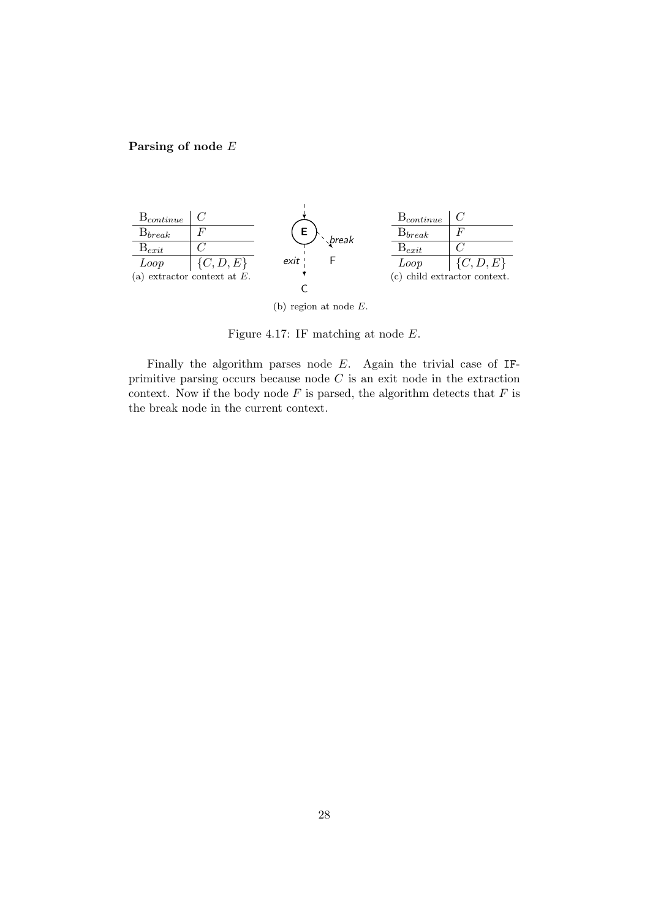**Parsing of node $E$**

| $B_{continue}$ | $C$ |
|---|---|
| $B_{break}$ | $F$ |
| $B_{exit}$ | $C$ |
| *Loop* | $\{C, D, E\}$ |

(a) extractor context at $E$.

(b) region at node $E$.

| $B_{continue}$ | $C$ |
|---|---|
| $B_{break}$ | $F$ |
| $B_{exit}$ | $C$ |
| *Loop* | $\{C, D, E\}$ |

(c) child extractor context.

Figure 4.17: IF matching at node $E$.

Finally the algorithm parses node $E$. Again the trivial case of `IF`-primitive parsing occurs because node $C$ is an exit node in the extraction context. Now if the body node $F$ is parsed, the algorithm detects that $F$ is the break node in the current context.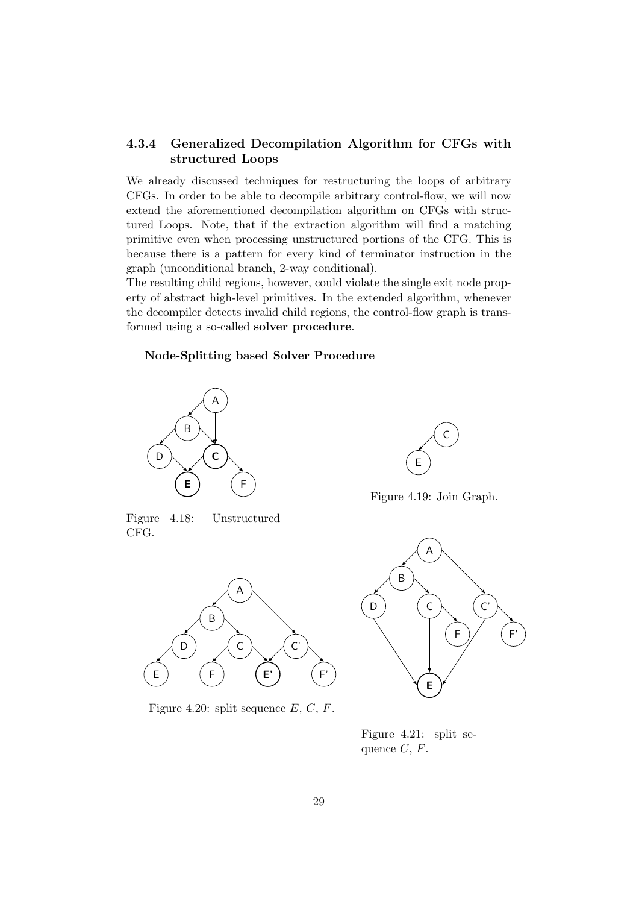### 4.3.4 Generalized Decompilation Algorithm for CFGs with structured Loops

We already discussed techniques for restructuring the loops of arbitrary CFGs. In order to be able to decompile arbitrary control-flow, we will now extend the aforementioned decompilation algorithm on CFGs with structured Loops. Note, that if the extraction algorithm will find a matching primitive even when processing unstructured portions of the CFG. This is because there is a pattern for every kind of terminator instruction in the graph (unconditional branch, 2-way conditional).

The resulting child regions, however, could violate the single exit node property of abstract high-level primitives. In the extended algorithm, whenever the decompiler detects invalid child regions, the control-flow graph is transformed using a so-called **solver procedure**.

#### Node-Splitting based Solver Procedure

Figure 4.18: Unstructured CFG.

Figure 4.19: Join Graph.

Figure 4.20: split sequence $E$, $C$, $F$.

Figure 4.21: split sequence $C$, $F$.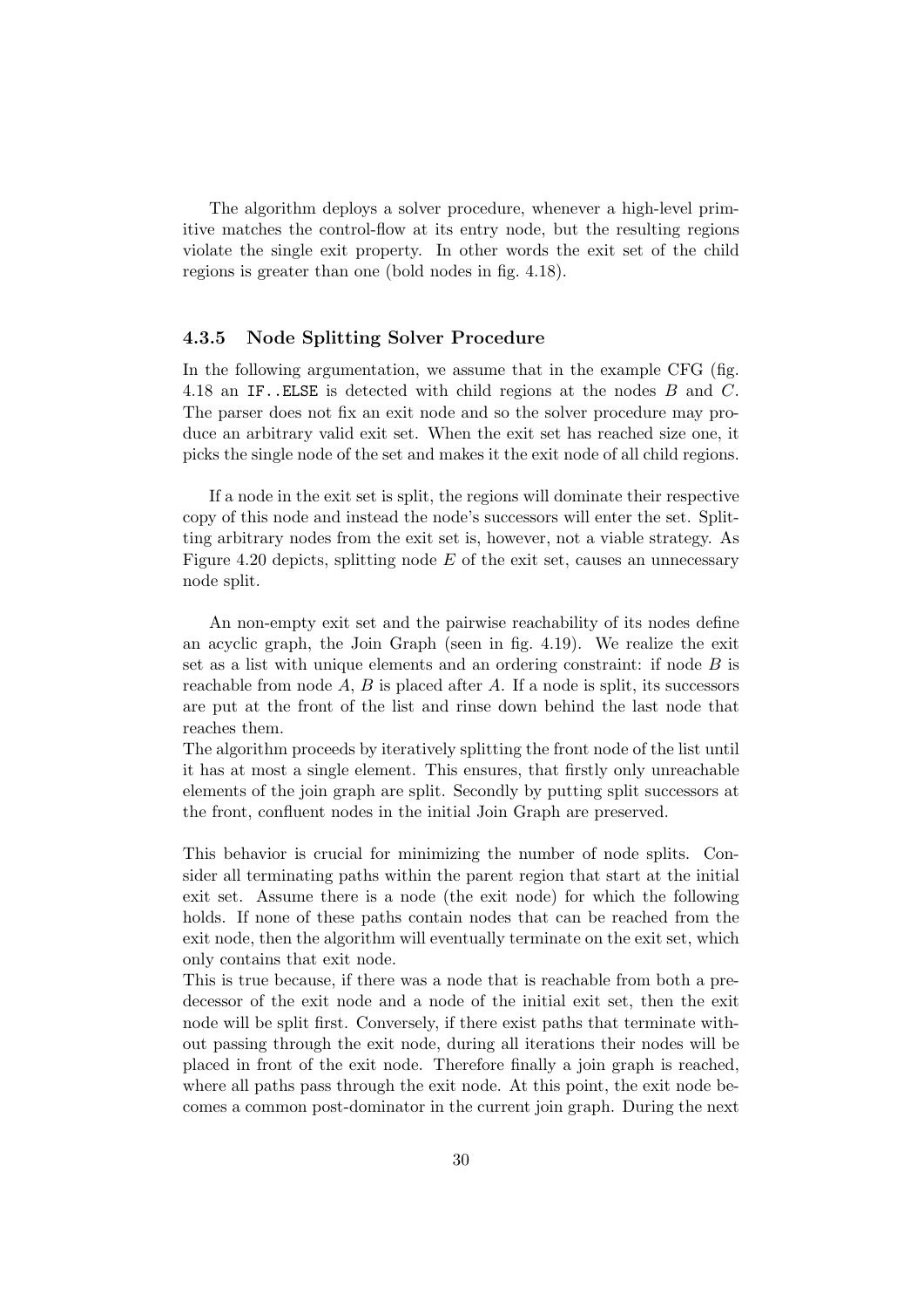The algorithm deploys a solver procedure, whenever a high-level primitive matches the control-flow at its entry node, but the resulting regions violate the single exit property. In other words the exit set of the child regions is greater than one (bold nodes in fig. 4.18).

### 4.3.5 Node Splitting Solver Procedure

In the following argumentation, we assume that in the example CFG (fig. 4.18 an `IF..ELSE` is detected with child regions at the nodes $B$ and $C$. The parser does not fix an exit node and so the solver procedure may produce an arbitrary valid exit set. When the exit set has reached size one, it picks the single node of the set and makes it the exit node of all child regions.

If a node in the exit set is split, the regions will dominate their respective copy of this node and instead the node's successors will enter the set. Splitting arbitrary nodes from the exit set is, however, not a viable strategy. As Figure 4.20 depicts, splitting node $E$ of the exit set, causes an unnecessary node split.

An non-empty exit set and the pairwise reachability of its nodes define an acyclic graph, the Join Graph (seen in fig. 4.19). We realize the exit set as a list with unique elements and an ordering constraint: if node $B$ is reachable from node $A$, $B$ is placed after $A$. If a node is split, its successors are put at the front of the list and rinse down behind the last node that reaches them.
The algorithm proceeds by iteratively splitting the front node of the list until it has at most a single element. This ensures, that firstly only unreachable elements of the join graph are split. Secondly by putting split successors at the front, confluent nodes in the initial Join Graph are preserved.

This behavior is crucial for minimizing the number of node splits. Consider all terminating paths within the parent region that start at the initial exit set. Assume there is a node (the exit node) for which the following holds. If none of these paths contain nodes that can be reached from the exit node, then the algorithm will eventually terminate on the exit set, which only contains that exit node.
This is true because, if there was a node that is reachable from both a predecessor of the exit node and a node of the initial exit set, then the exit node will be split first. Conversely, if there exist paths that terminate without passing through the exit node, during all iterations their nodes will be placed in front of the exit node. Therefore finally a join graph is reached, where all paths pass through the exit node. At this point, the exit node becomes a common post-dominator in the current join graph. During the next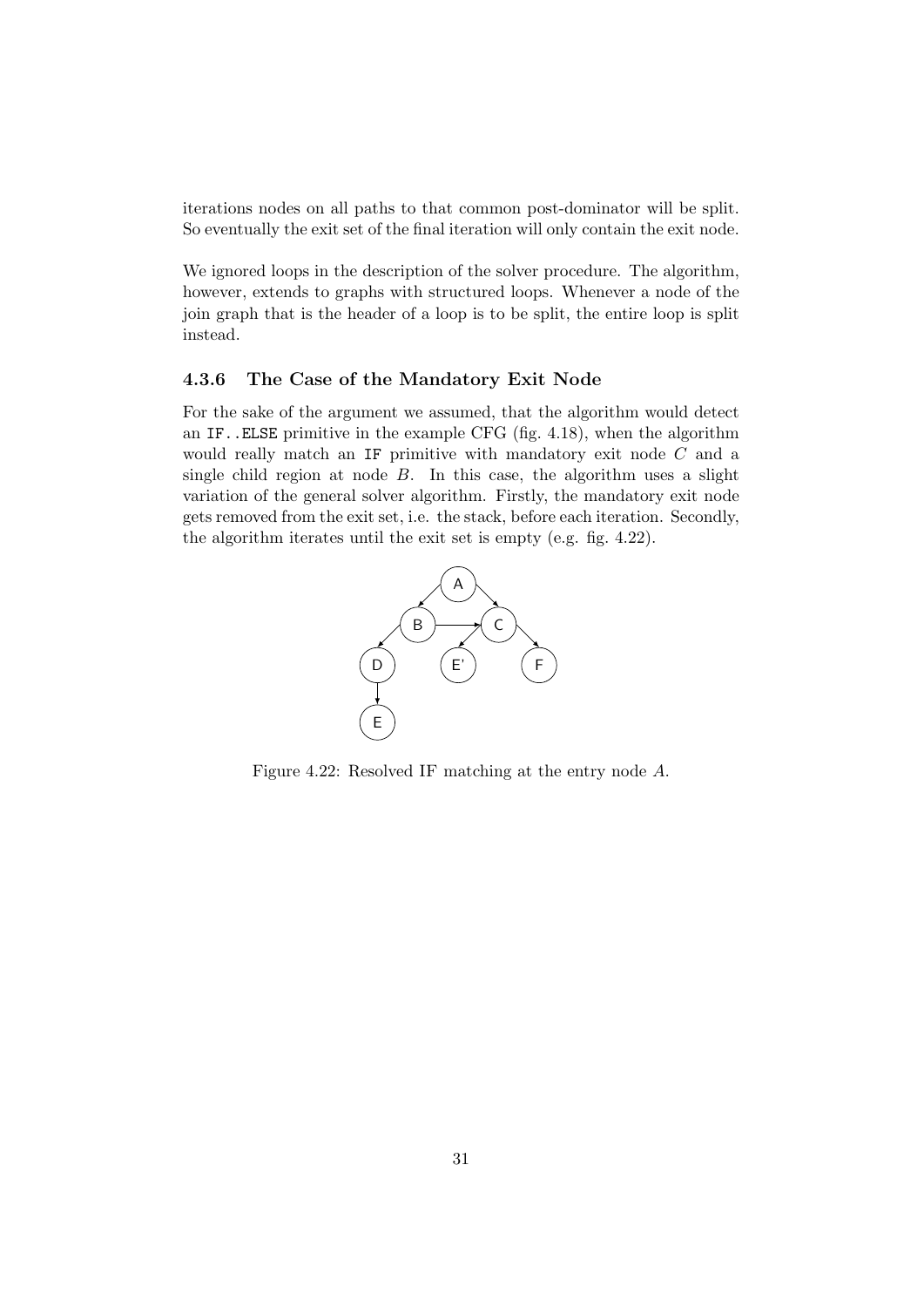iterations nodes on all paths to that common post-dominator will be split. So eventually the exit set of the final iteration will only contain the exit node.

We ignored loops in the description of the solver procedure. The algorithm, however, extends to graphs with structured loops. Whenever a node of the join graph that is the header of a loop is to be split, the entire loop is split instead.

### 4.3.6 The Case of the Mandatory Exit Node

For the sake of the argument we assumed, that the algorithm would detect an `IF..ELSE` primitive in the example CFG (fig. 4.18), when the algorithm would really match an `IF` primitive with mandatory exit node $C$ and a single child region at node $B$. In this case, the algorithm uses a slight variation of the general solver algorithm. Firstly, the mandatory exit node gets removed from the exit set, i.e. the stack, before each iteration. Secondly, the algorithm iterates until the exit set is empty (e.g. fig. 4.22).

Figure 4.22: Resolved IF matching at the entry node $A$.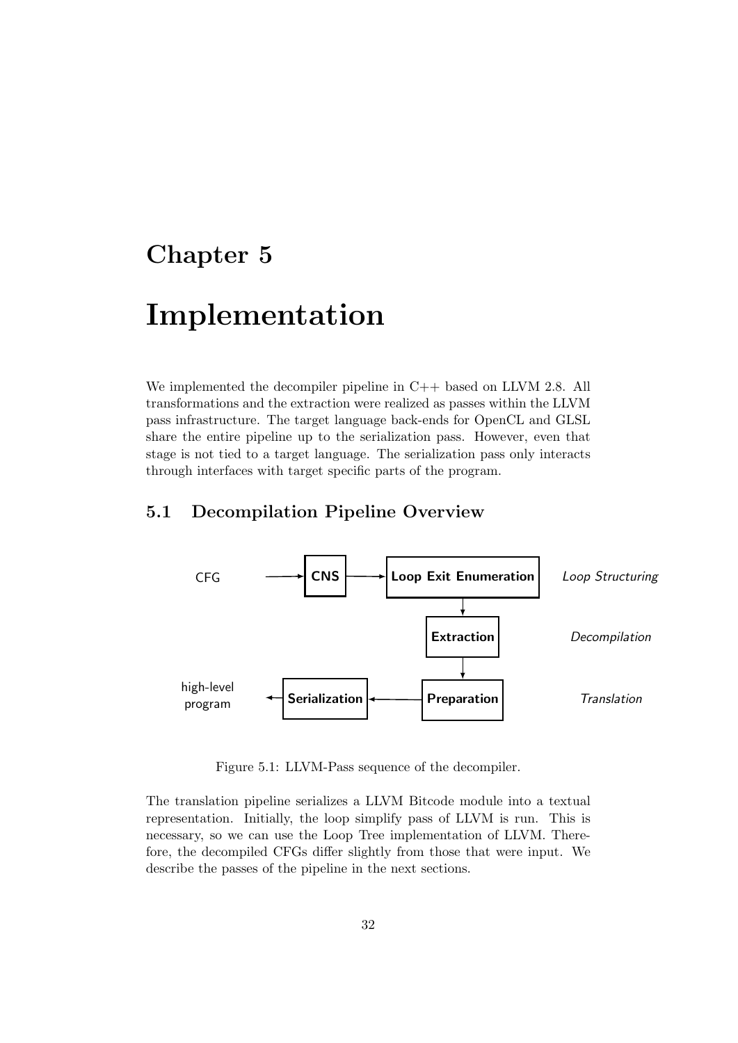# Chapter 5

# Implementation

We implemented the decompiler pipeline in C++ based on LLVM 2.8. All transformations and the extraction were realized as passes within the LLVM pass infrastructure. The target language back-ends for OpenCL and GLSL share the entire pipeline up to the serialization pass. However, even that stage is not tied to a target language. The serialization pass only interacts through interfaces with target specific parts of the program.

## 5.1 Decompilation Pipeline Overview

Figure 5.1: LLVM-Pass sequence of the decompiler.

The translation pipeline serializes a LLVM Bitcode module into a textual representation. Initially, the loop simplify pass of LLVM is run. This is necessary, so we can use the Loop Tree implementation of LLVM. Therefore, the decompiled CFGs differ slightly from those that were input. We describe the passes of the pipeline in the next sections.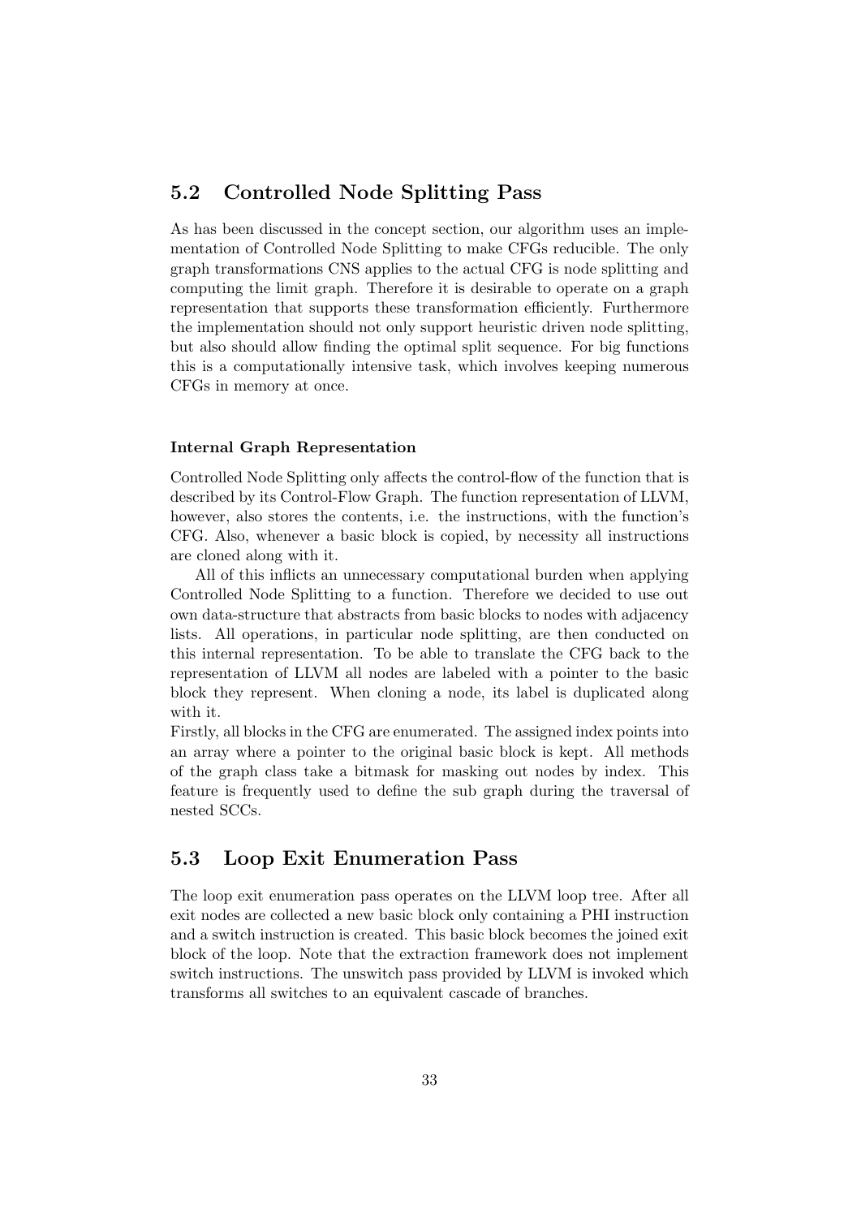## 5.2 Controlled Node Splitting Pass

As has been discussed in the concept section, our algorithm uses an implementation of Controlled Node Splitting to make CFGs reducible. The only graph transformations CNS applies to the actual CFG is node splitting and computing the limit graph. Therefore it is desirable to operate on a graph representation that supports these transformation efficiently. Furthermore the implementation should not only support heuristic driven node splitting, but also should allow finding the optimal split sequence. For big functions this is a computationally intensive task, which involves keeping numerous CFGs in memory at once.

#### Internal Graph Representation

Controlled Node Splitting only affects the control-flow of the function that is described by its Control-Flow Graph. The function representation of LLVM, however, also stores the contents, i.e. the instructions, with the function's CFG. Also, whenever a basic block is copied, by necessity all instructions are cloned along with it.

All of this inflicts an unnecessary computational burden when applying Controlled Node Splitting to a function. Therefore we decided to use out own data-structure that abstracts from basic blocks to nodes with adjacency lists. All operations, in particular node splitting, are then conducted on this internal representation. To be able to translate the CFG back to the representation of LLVM all nodes are labeled with a pointer to the basic block they represent. When cloning a node, its label is duplicated along with it.
Firstly, all blocks in the CFG are enumerated. The assigned index points into an array where a pointer to the original basic block is kept. All methods of the graph class take a bitmask for masking out nodes by index. This feature is frequently used to define the sub graph during the traversal of nested SCCs.

## 5.3 Loop Exit Enumeration Pass

The loop exit enumeration pass operates on the LLVM loop tree. After all exit nodes are collected a new basic block only containing a PHI instruction and a switch instruction is created. This basic block becomes the joined exit block of the loop. Note that the extraction framework does not implement switch instructions. The unswitch pass provided by LLVM is invoked which transforms all switches to an equivalent cascade of branches.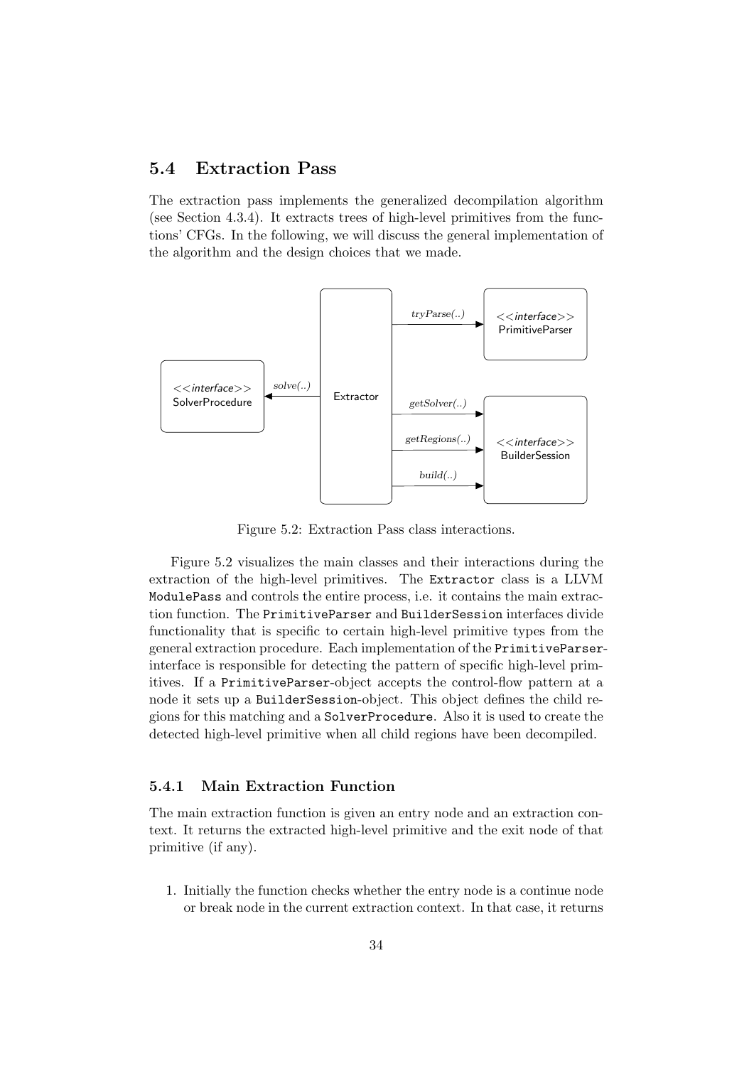## 5.4 Extraction Pass

The extraction pass implements the generalized decompilation algorithm (see Section 4.3.4). It extracts trees of high-level primitives from the functions' CFGs. In the following, we will discuss the general implementation of the algorithm and the design choices that we made.

Figure 5.2: Extraction Pass class interactions.

Figure 5.2 visualizes the main classes and their interactions during the extraction of the high-level primitives. The `Extractor` class is a LLVM `ModulePass` and controls the entire process, i.e. it contains the main extraction function. The `PrimitiveParser` and `BuilderSession` interfaces divide functionality that is specific to certain high-level primitive types from the general extraction procedure. Each implementation of the `PrimitiveParser`-interface is responsible for detecting the pattern of specific high-level primitives. If a `PrimitiveParser`-object accepts the control-flow pattern at a node it sets up a `BuilderSession`-object. This object defines the child regions for this matching and a `SolverProcedure`. Also it is used to create the detected high-level primitive when all child regions have been decompiled.

### 5.4.1 Main Extraction Function

The main extraction function is given an entry node and an extraction context. It returns the extracted high-level primitive and the exit node of that primitive (if any).

1. Initially the function checks whether the entry node is a continue node or break node in the current extraction context. In that case, it returns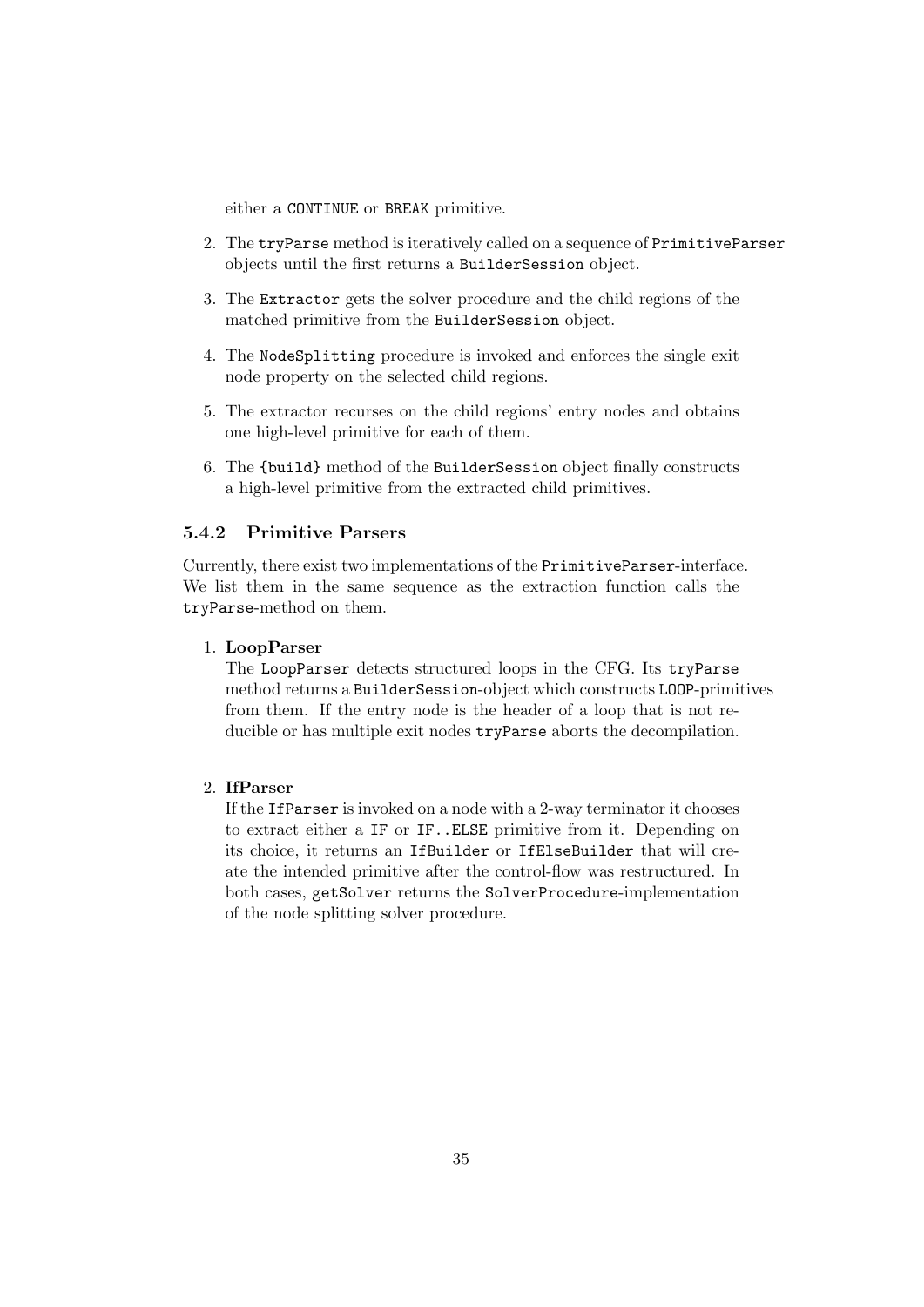either a `CONTINUE` or `BREAK` primitive.

2. The `tryParse` method is iteratively called on a sequence of `PrimitiveParser` objects until the first returns a `BuilderSession` object.

3. The `Extractor` gets the solver procedure and the child regions of the matched primitive from the `BuilderSession` object.

4. The `NodeSplitting` procedure is invoked and enforces the single exit node property on the selected child regions.

5. The extractor recurses on the child regions' entry nodes and obtains one high-level primitive for each of them.

6. The `{build}` method of the `BuilderSession` object finally constructs a high-level primitive from the extracted child primitives.

### 5.4.2 Primitive Parsers

Currently, there exist two implementations of the `PrimitiveParser`-interface. We list them in the same sequence as the extraction function calls the `tryParse`-method on them.

1. **LoopParser**
   The `LoopParser` detects structured loops in the CFG. Its `tryParse` method returns a `BuilderSession`-object which constructs `LOOP`-primitives from them. If the entry node is the header of a loop that is not reducible or has multiple exit nodes `tryParse` aborts the decompilation.

2. **IfParser**
   If the `IfParser` is invoked on a node with a 2-way terminator it chooses to extract either a `IF` or `IF..ELSE` primitive from it. Depending on its choice, it returns an `IfBuilder` or `IfElseBuilder` that will create the intended primitive after the control-flow was restructured. In both cases, `getSolver` returns the `SolverProcedure`-implementation of the node splitting solver procedure.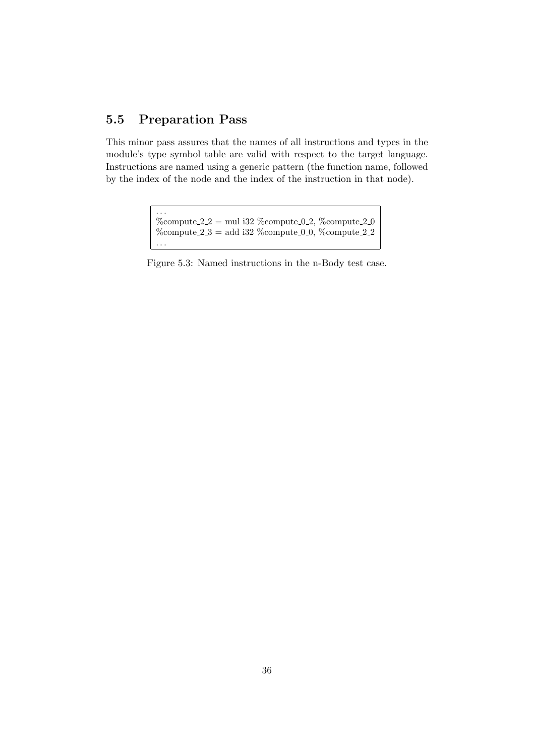## 5.5 Preparation Pass

This minor pass assures that the names of all instructions and types in the module's type symbol table are valid with respect to the target language. Instructions are named using a generic pattern (the function name, followed by the index of the node and the index of the instruction in that node).

```
...
%compute_2_2 = mul i32 %compute_0_2, %compute_2_0
%compute_2_3 = add i32 %compute_0_0, %compute_2_2
...
```

Figure 5.3: Named instructions in the n-Body test case.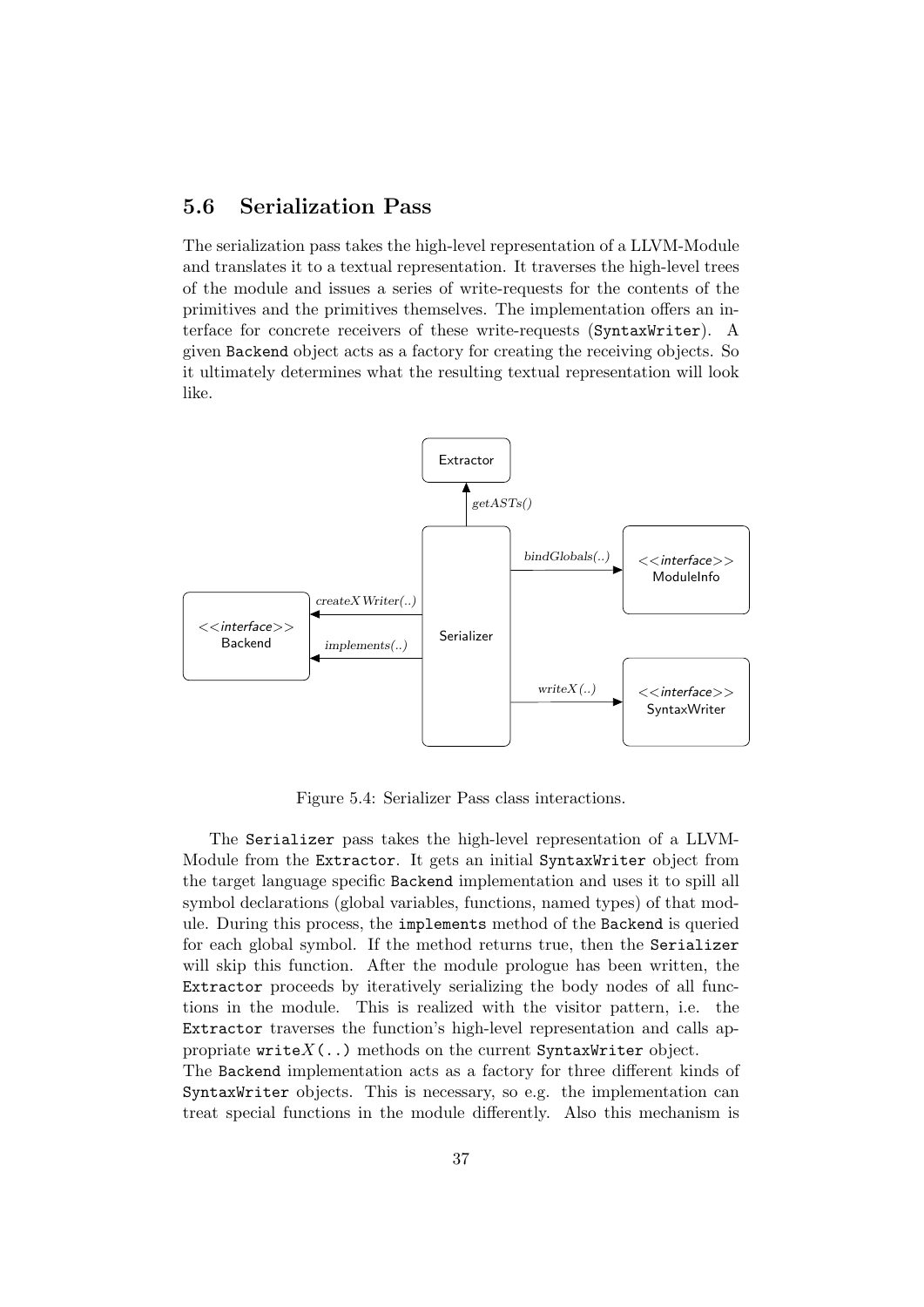## 5.6 Serialization Pass

The serialization pass takes the high-level representation of a LLVM-Module and translates it to a textual representation. It traverses the high-level trees of the module and issues a series of write-requests for the contents of the primitives and the primitives themselves. The implementation offers an interface for concrete receivers of these write-requests (`SyntaxWriter`). A given `Backend` object acts as a factory for creating the receiving objects. So it ultimately determines what the resulting textual representation will look like.

Figure 5.4: Serializer Pass class interactions.

The `Serializer` pass takes the high-level representation of a LLVM-Module from the `Extractor`. It gets an initial `SyntaxWriter` object from the target language specific `Backend` implementation and uses it to spill all symbol declarations (global variables, functions, named types) of that module. During this process, the `implements` method of the `Backend` is queried for each global symbol. If the method returns true, then the `Serializer` will skip this function. After the module prologue has been written, the `Extractor` proceeds by iteratively serializing the body nodes of all functions in the module. This is realized with the visitor pattern, i.e. the `Extractor` traverses the function's high-level representation and calls appropriate `write`$X$`(..)` methods on the current `SyntaxWriter` object.
The `Backend` implementation acts as a factory for three different kinds of `SyntaxWriter` objects. This is necessary, so e.g. the implementation can treat special functions in the module differently. Also this mechanism is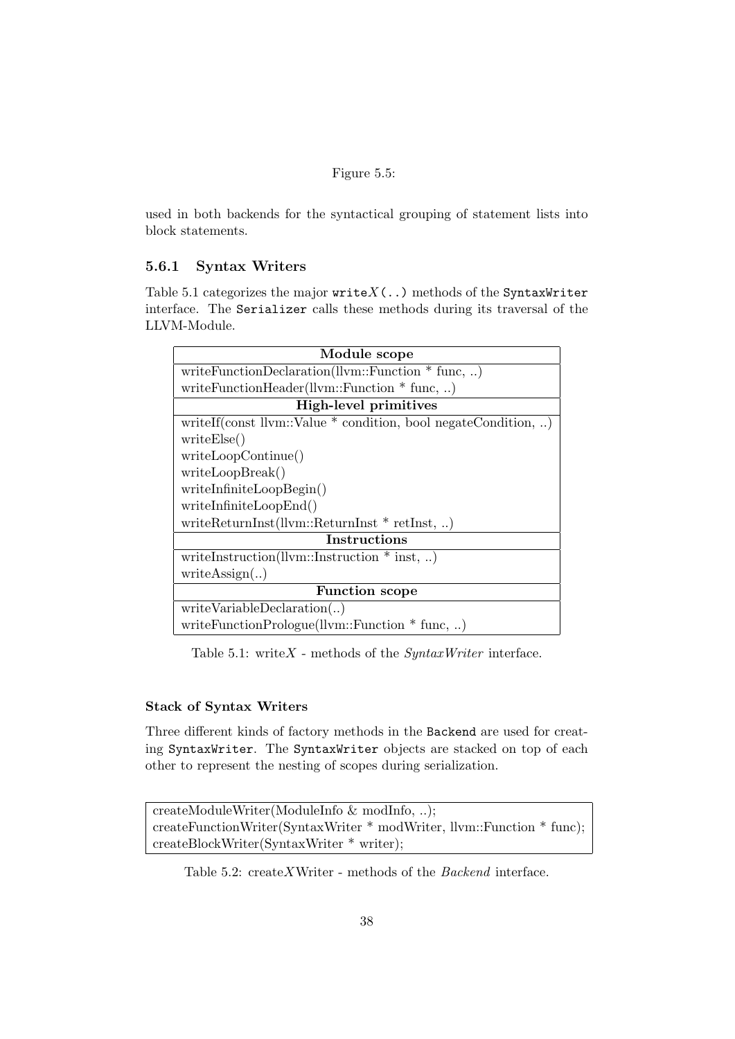Figure 5.5:

used in both backends for the syntactical grouping of statement lists into block statements.

### 5.6.1 Syntax Writers

Table 5.1 categorizes the major `write`$X$`(..)` methods of the `SyntaxWriter` interface. The `Serializer` calls these methods during its traversal of the LLVM-Module.

| **Module scope** |
|---|
| writeFunctionDeclaration(llvm::Function * func, ..) |
| writeFunctionHeader(llvm::Function * func, ..) |
| **High-level primitives** |
| writeIf(const llvm::Value * condition, bool negateCondition, ..) |
| writeElse() |
| writeLoopContinue() |
| writeLoopBreak() |
| writeInfiniteLoopBegin() |
| writeInfiniteLoopEnd() |
| writeReturnInst(llvm::ReturnInst * retInst, ..) |
| **Instructions** |
| writeInstruction(llvm::Instruction * inst, ..) |
| writeAssign(..) |
| **Function scope** |
| writeVariableDeclaration(..) |
| writeFunctionPrologue(llvm::Function * func, ..) |

Table 5.1: write$X$ - methods of the *SyntaxWriter* interface.

#### Stack of Syntax Writers

Three different kinds of factory methods in the `Backend` are used for creating `SyntaxWriter`. The `SyntaxWriter` objects are stacked on top of each other to represent the nesting of scopes during serialization.

| createModuleWriter(ModuleInfo & modInfo, ..); |
|---|
| createFunctionWriter(SyntaxWriter * modWriter, llvm::Function * func); |
| createBlockWriter(SyntaxWriter * writer); |

Table 5.2: create$X$Writer - methods of the *Backend* interface.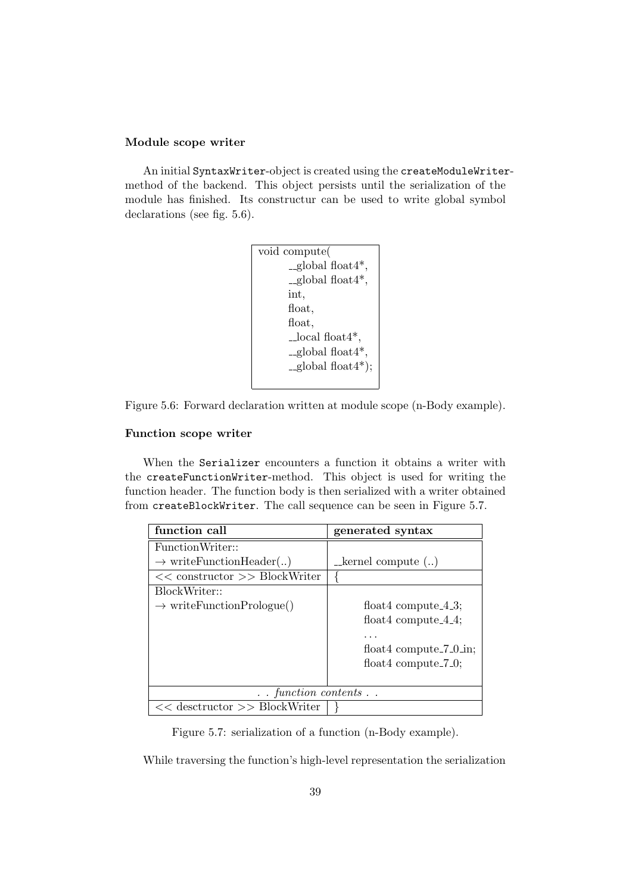#### Module scope writer

An initial `SyntaxWriter`-object is created using the `createModuleWriter`-method of the backend. This object persists until the serialization of the module has finished. Its constructur can be used to write global symbol declarations (see fig. 5.6).

```
void compute(
        __global float4*,
        __global float4*,
        int,
        float,
        float,
        __local float4*,
        __global float4*,
        __global float4*);
```

Figure 5.6: Forward declaration written at module scope (n-Body example).

#### Function scope writer

When the `Serializer` encounters a function it obtains a writer with the `createFunctionWriter`-method. This object is used for writing the function header. The function body is then serialized with a writer obtained from `createBlockWriter`. The call sequence can be seen in Figure 5.7.

| function call | generated syntax |
|---|---|
| FunctionWriter::<br>→ writeFunctionHeader(..) | __kernel compute (..) |
| << constructor >> BlockWriter | { |
| BlockWriter::<br>→ writeFunctionPrologue() | float4 compute_4_3;<br>float4 compute_4_4;<br>...<br>float4 compute_7_0_in;<br>float4 compute_7_0; |
| *. . function contents . .* | |
| << desctructor >> BlockWriter | } |

Figure 5.7: serialization of a function (n-Body example).

While traversing the function's high-level representation the serialization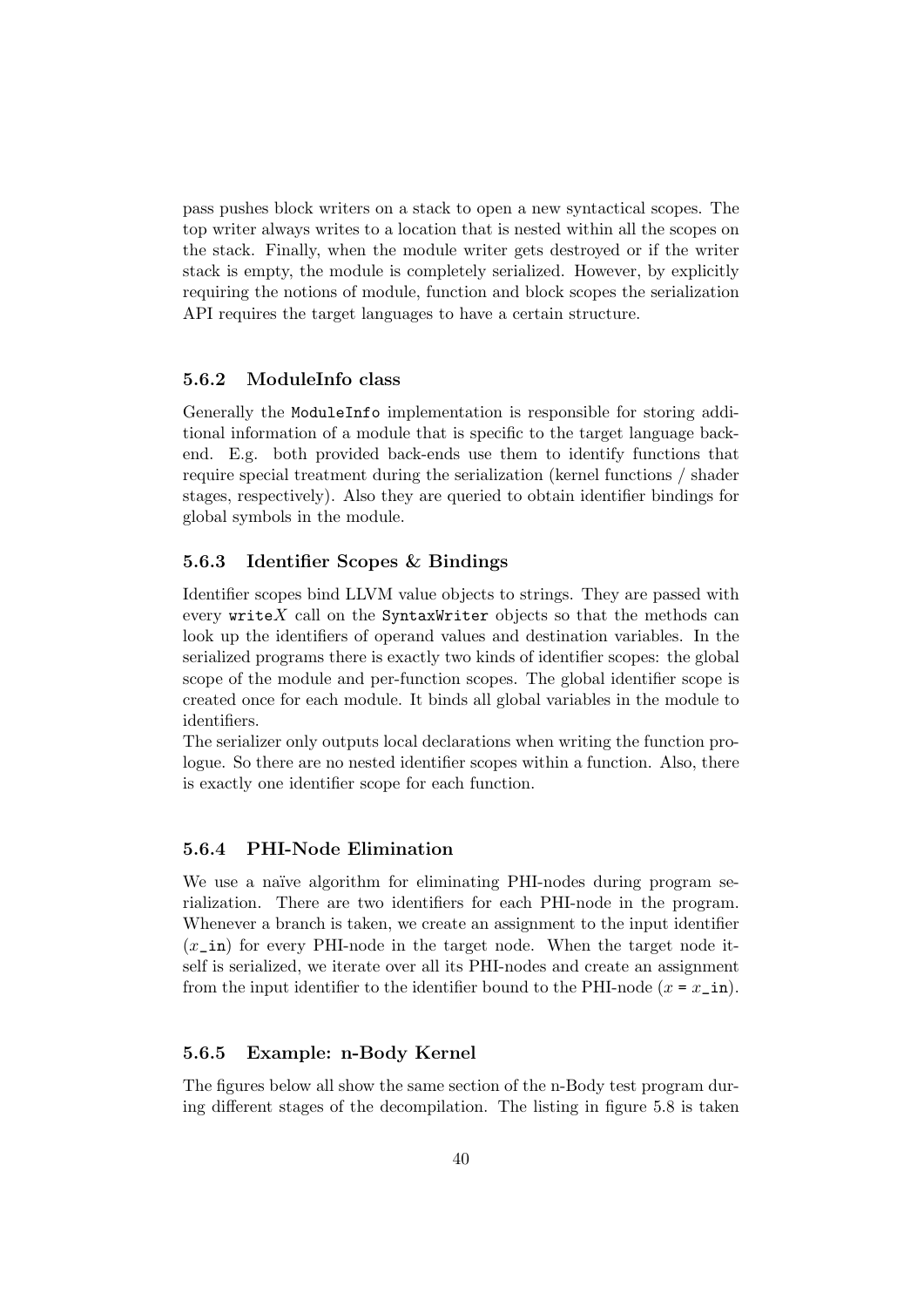pass pushes block writers on a stack to open a new syntactical scopes. The top writer always writes to a location that is nested within all the scopes on the stack. Finally, when the module writer gets destroyed or if the writer stack is empty, the module is completely serialized. However, by explicitly requiring the notions of module, function and block scopes the serialization API requires the target languages to have a certain structure.

### 5.6.2 ModuleInfo class

Generally the `ModuleInfo` implementation is responsible for storing additional information of a module that is specific to the target language back-end. E.g. both provided back-ends use them to identify functions that require special treatment during the serialization (kernel functions / shader stages, respectively). Also they are queried to obtain identifier bindings for global symbols in the module.

### 5.6.3 Identifier Scopes & Bindings

Identifier scopes bind LLVM value objects to strings. They are passed with every `write`$X$ call on the `SyntaxWriter` objects so that the methods can look up the identifiers of operand values and destination variables. In the serialized programs there is exactly two kinds of identifier scopes: the global scope of the module and per-function scopes. The global identifier scope is created once for each module. It binds all global variables in the module to identifiers.

The serializer only outputs local declarations when writing the function prologue. So there are no nested identifier scopes within a function. Also, there is exactly one identifier scope for each function.

### 5.6.4 PHI-Node Elimination

We use a naïve algorithm for eliminating PHI-nodes during program serialization. There are two identifiers for each PHI-node in the program. Whenever a branch is taken, we create an assignment to the input identifier ($x$`_in`) for every PHI-node in the target node. When the target node itself is serialized, we iterate over all its PHI-nodes and create an assignment from the input identifier to the identifier bound to the PHI-node ($x$ `=` $x$`_in`).

### 5.6.5 Example: n-Body Kernel

The figures below all show the same section of the n-Body test program during different stages of the decompilation. The listing in figure 5.8 is taken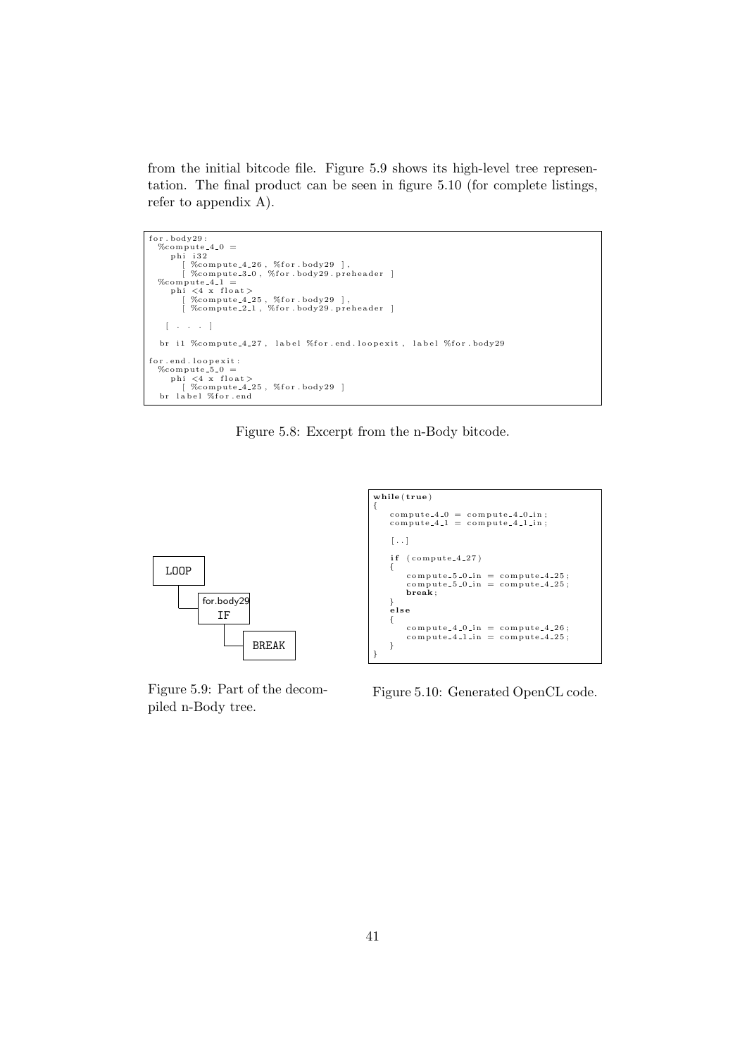from the initial bitcode file. Figure 5.9 shows its high-level tree representation. The final product can be seen in figure 5.10 (for complete listings, refer to appendix A).

```
for.body29:
  %compute_4_0 =
     phi i32
        [ %compute_4_26, %for.body29 ],
        [ %compute_3_0, %for.body29.preheader ]
  %compute_4_1 =
     phi <4 x float>
        [ %compute_4_25, %for.body29 ],
        [ %compute_2_1, %for.body29.preheader ]

   [ . . . ]

  br i1 %compute_4_27, label %for.end.loopexit, label %for.body29

for.end.loopexit:
  %compute_5_0 =
     phi <4 x float>
        [ %compute_4_25, %for.body29 ]
  br label %for.end
```

Figure 5.8: Excerpt from the n-Body bitcode.

```
LOOP
 └── for.body29
     IF
      └── BREAK
```

Figure 5.9: Part of the decompiled n-Body tree.

```
while(true)
{
   compute_4_0 = compute_4_0_in;
   compute_4_1 = compute_4_1_in;

   [..]

   if (compute_4_27)
   {
      compute_5_0_in = compute_4_25;
      compute_5_0_in = compute_4_25;
      break;
   }
   else
   {
      compute_4_0_in = compute_4_26;
      compute_4_1_in = compute_4_25;
   }
}
```

Figure 5.10: Generated OpenCL code.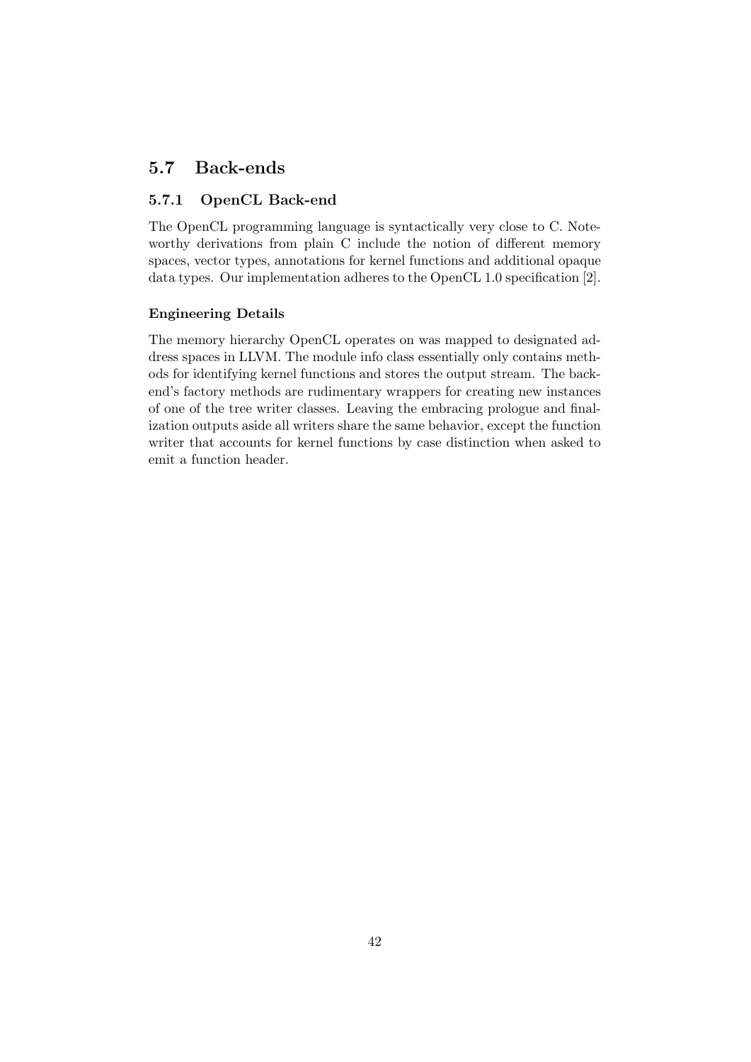## 5.7 Back-ends

### 5.7.1 OpenCL Back-end

The OpenCL programming language is syntactically very close to C. Noteworthy derivations from plain C include the notion of different memory spaces, vector types, annotations for kernel functions and additional opaque data types. Our implementation adheres to the OpenCL 1.0 specification [2].

#### Engineering Details

The memory hierarchy OpenCL operates on was mapped to designated address spaces in LLVM. The module info class essentially only contains methods for identifying kernel functions and stores the output stream. The back-end's factory methods are rudimentary wrappers for creating new instances of one of the tree writer classes. Leaving the embracing prologue and finalization outputs aside all writers share the same behavior, except the function writer that accounts for kernel functions by case distinction when asked to emit a function header.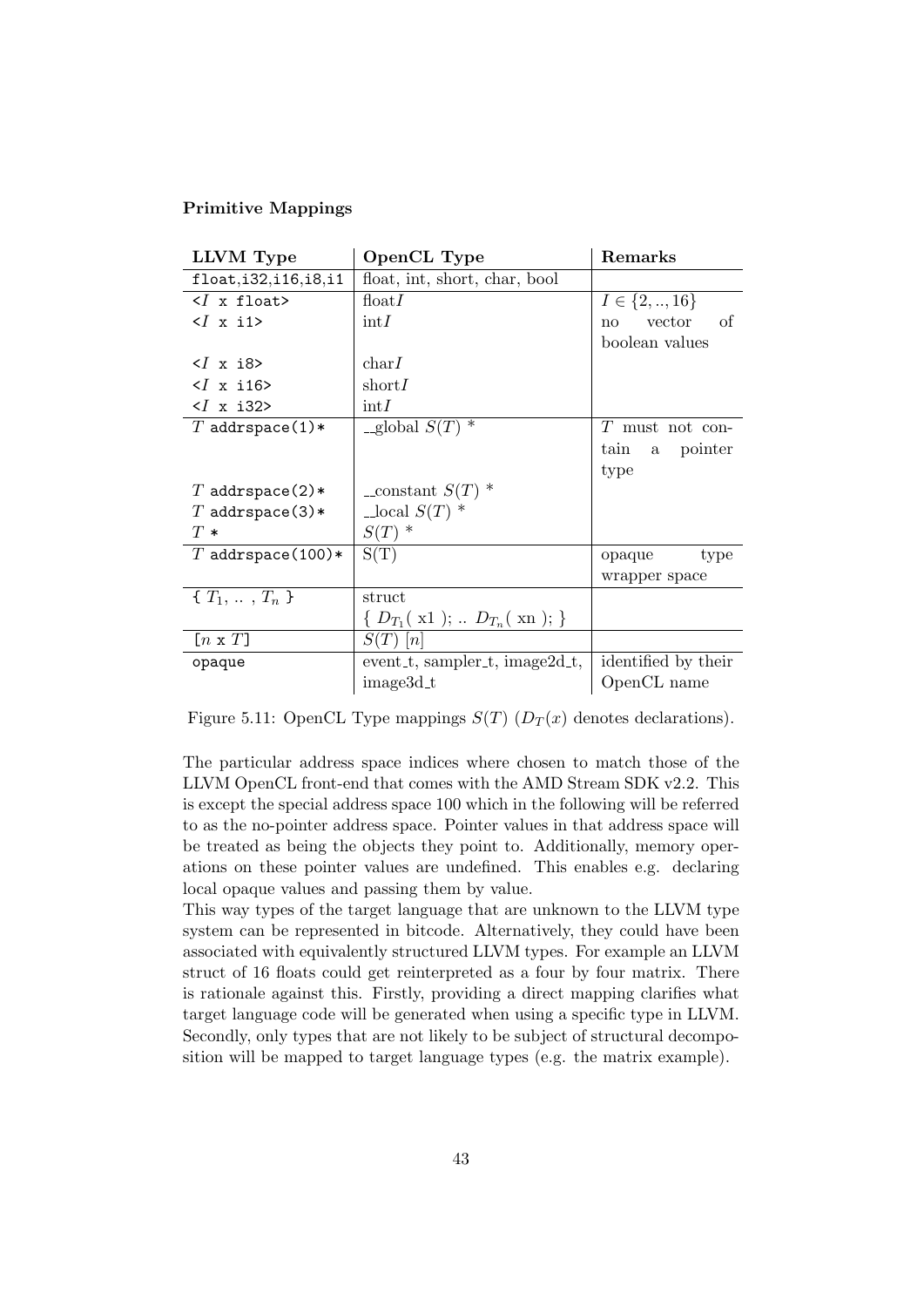**Primitive Mappings**

| LLVM Type | OpenCL Type | Remarks |
|---|---|---|
| `float,i32,i16,i8,i1` | float, int, short, char, bool | |
| `<`$I$` x float>` | float$I$ | $I \in \{2, .., 16\}$ |
| `<`$I$` x i1>` | int$I$ | no vector of boolean values |
| `<`$I$` x i8>` | char$I$ | |
| `<`$I$` x i16>` | short$I$ | |
| `<`$I$` x i32>` | int$I$ | |
| $T$ `addrspace(1)*` | __global $S(T)$ * | $T$ must not contain a pointer type |
| $T$ `addrspace(2)*` | __constant $S(T)$ * | |
| $T$ `addrspace(3)*` | __local $S(T)$ * | |
| $T$ `*` | $S(T)$ * | |
| $T$ `addrspace(100)*` | S(T) | opaque type wrapper space |
| `{` $T_1$, .. , $T_n$ `}` | struct { $D_{T_1}$( x1 ); .. $D_{T_n}$( xn ); } | |
| `[`$n$ `x` $T$`]` | $S(T)$ $[n]$ | |
| `opaque` | event_t, sampler_t, image2d_t, image3d_t | identified by their OpenCL name |

Figure 5.11: OpenCL Type mappings $S(T)$ ($D_T(x)$ denotes declarations).

The particular address space indices where chosen to match those of the LLVM OpenCL front-end that comes with the AMD Stream SDK v2.2. This is except the special address space 100 which in the following will be referred to as the no-pointer address space. Pointer values in that address space will be treated as being the objects they point to. Additionally, memory operations on these pointer values are undefined. This enables e.g. declaring local opaque values and passing them by value.
This way types of the target language that are unknown to the LLVM type system can be represented in bitcode. Alternatively, they could have been associated with equivalently structured LLVM types. For example an LLVM struct of 16 floats could get reinterpreted as a four by four matrix. There is rationale against this. Firstly, providing a direct mapping clarifies what target language code will be generated when using a specific type in LLVM. Secondly, only types that are not likely to be subject of structural decomposition will be mapped to target language types (e.g. the matrix example).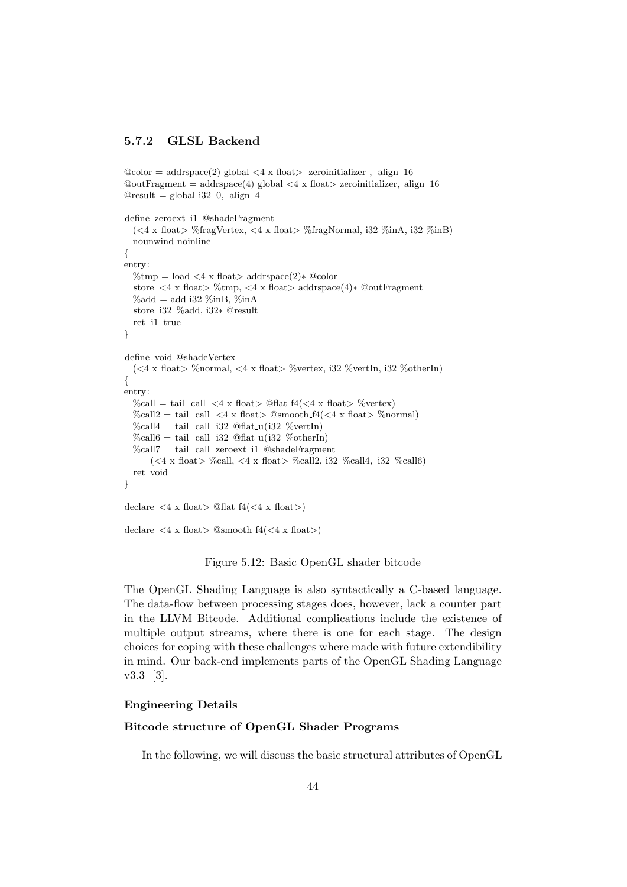### 5.7.2 GLSL Backend

```
@color = addrspace(2) global <4 x float> zeroinitializer , align 16
@outFragment = addrspace(4) global <4 x float> zeroinitializer, align 16
@result = global i32 0, align 4

define zeroext i1 @shadeFragment
  (<4 x float> %fragVertex, <4 x float> %fragNormal, i32 %inA, i32 %inB)
  nounwind noinline
{
entry:
  %tmp = load <4 x float> addrspace(2)* @color
  store <4 x float> %tmp, <4 x float> addrspace(4)* @outFragment
  %add = add i32 %inB, %inA
  store i32 %add, i32* @result
  ret i1 true
}

define void @shadeVertex
  (<4 x float> %normal, <4 x float> %vertex, i32 %vertIn, i32 %otherIn)
{
entry:
  %call = tail call <4 x float> @flat_f4(<4 x float> %vertex)
  %call2 = tail call <4 x float> @smooth_f4(<4 x float> %normal)
  %call4 = tail call i32 @flat_u(i32 %vertIn)
  %call6 = tail call i32 @flat_u(i32 %otherIn)
  %call7 = tail call zeroext i1 @shadeFragment
       (<4 x float> %call, <4 x float> %call2, i32 %call4, i32 %call6)
  ret void
}

declare <4 x float> @flat_f4(<4 x float>)

declare <4 x float> @smooth_f4(<4 x float>)
```

Figure 5.12: Basic OpenGL shader bitcode

The OpenGL Shading Language is also syntactically a C-based language. The data-flow between processing stages does, however, lack a counter part in the LLVM Bitcode. Additional complications include the existence of multiple output streams, where there is one for each stage. The design choices for coping with these challenges where made with future extendibility in mind. Our back-end implements parts of the OpenGL Shading Language v3.3 [3].

#### Engineering Details

#### Bitcode structure of OpenGL Shader Programs

In the following, we will discuss the basic structural attributes of OpenGL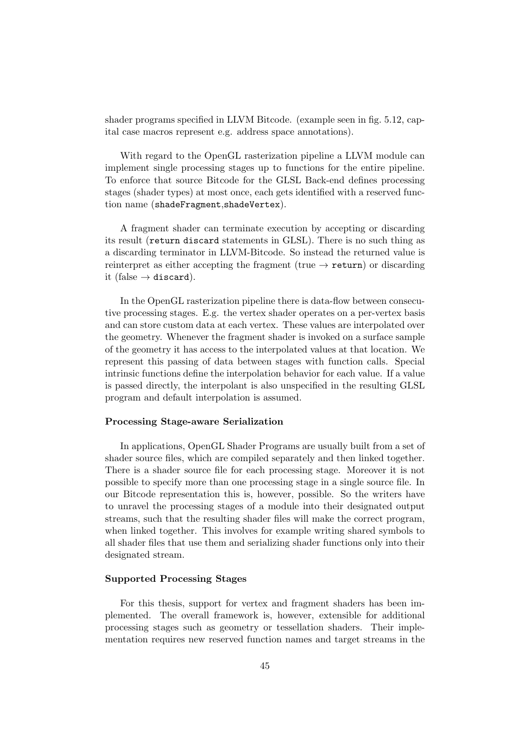shader programs specified in LLVM Bitcode. (example seen in fig. 5.12, capital case macros represent e.g. address space annotations).

With regard to the OpenGL rasterization pipeline a LLVM module can implement single processing stages up to functions for the entire pipeline. To enforce that source Bitcode for the GLSL Back-end defines processing stages (shader types) at most once, each gets identified with a reserved function name (`shadeFragment`,`shadeVertex`).

A fragment shader can terminate execution by accepting or discarding its result (`return discard` statements in GLSL). There is no such thing as a discarding terminator in LLVM-Bitcode. So instead the returned value is reinterpret as either accepting the fragment (true → `return`) or discarding it (false → `discard`).

In the OpenGL rasterization pipeline there is data-flow between consecutive processing stages. E.g. the vertex shader operates on a per-vertex basis and can store custom data at each vertex. These values are interpolated over the geometry. Whenever the fragment shader is invoked on a surface sample of the geometry it has access to the interpolated values at that location. We represent this passing of data between stages with function calls. Special intrinsic functions define the interpolation behavior for each value. If a value is passed directly, the interpolant is also unspecified in the resulting GLSL program and default interpolation is assumed.

#### Processing Stage-aware Serialization

In applications, OpenGL Shader Programs are usually built from a set of shader source files, which are compiled separately and then linked together. There is a shader source file for each processing stage. Moreover it is not possible to specify more than one processing stage in a single source file. In our Bitcode representation this is, however, possible. So the writers have to unravel the processing stages of a module into their designated output streams, such that the resulting shader files will make the correct program, when linked together. This involves for example writing shared symbols to all shader files that use them and serializing shader functions only into their designated stream.

#### Supported Processing Stages

For this thesis, support for vertex and fragment shaders has been implemented. The overall framework is, however, extensible for additional processing stages such as geometry or tessellation shaders. Their implementation requires new reserved function names and target streams in the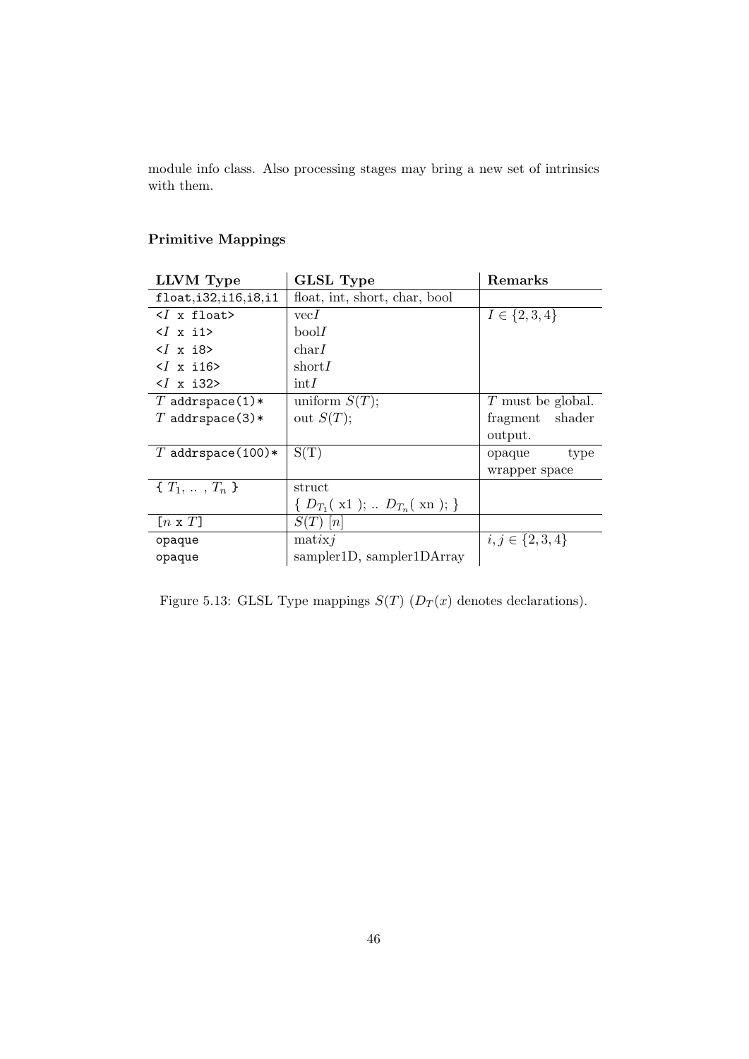module info class. Also processing stages may bring a new set of intrinsics with them.

**Primitive Mappings**

| LLVM Type | GLSL Type | Remarks |
|---|---|---|
| `float,i32,i16,i8,i1` | float, int, short, char, bool | |
| `<`$I$` x float>` | vec$I$ | $I \in \{2, 3, 4\}$ |
| `<`$I$` x i1>` | bool$I$ | |
| `<`$I$` x i8>` | char$I$ | |
| `<`$I$` x i16>` | short$I$ | |
| `<`$I$` x i32>` | int$I$ | |
| $T$ `addrspace(1)*` | uniform $S(T)$; | $T$ must be global. |
| $T$ `addrspace(3)*` | out $S(T)$; | fragment shader output. |
| $T$ `addrspace(100)*` | S(T) | opaque type wrapper space |
| `{` $T_1$, .. , $T_n$ `}` | struct { $D_{T_1}$( x1 ); .. $D_{T_n}$( xn ); } | |
| `[`$n$` x `$T$`]` | $S(T)$ $[n]$ | |
| `opaque` | mat$ixj$ | $i, j \in \{2, 3, 4\}$ |
| `opaque` | sampler1D, sampler1DArray | |

Figure 5.13: GLSL Type mappings $S(T)$ ($D_T(x)$ denotes declarations).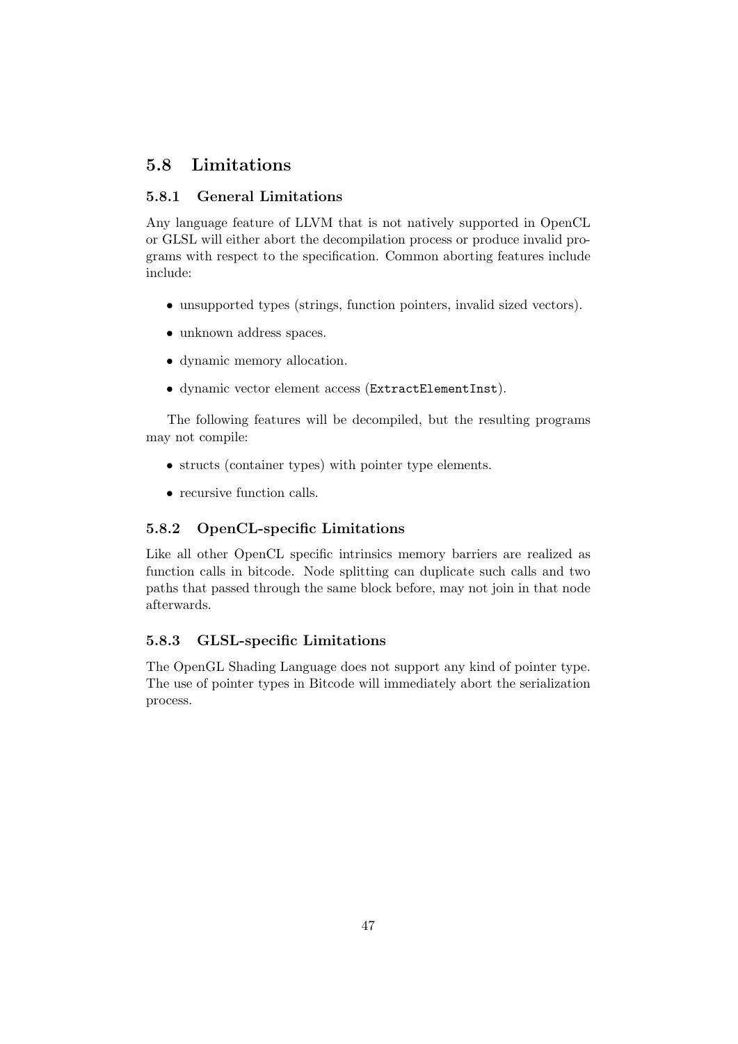## 5.8 Limitations

### 5.8.1 General Limitations

Any language feature of LLVM that is not natively supported in OpenCL or GLSL will either abort the decompilation process or produce invalid programs with respect to the specification. Common aborting features include include:

- unsupported types (strings, function pointers, invalid sized vectors).
- unknown address spaces.
- dynamic memory allocation.
- dynamic vector element access (`ExtractElementInst`).

The following features will be decompiled, but the resulting programs may not compile:

- structs (container types) with pointer type elements.
- recursive function calls.

### 5.8.2 OpenCL-specific Limitations

Like all other OpenCL specific intrinsics memory barriers are realized as function calls in bitcode. Node splitting can duplicate such calls and two paths that passed through the same block before, may not join in that node afterwards.

### 5.8.3 GLSL-specific Limitations

The OpenGL Shading Language does not support any kind of pointer type. The use of pointer types in Bitcode will immediately abort the serialization process.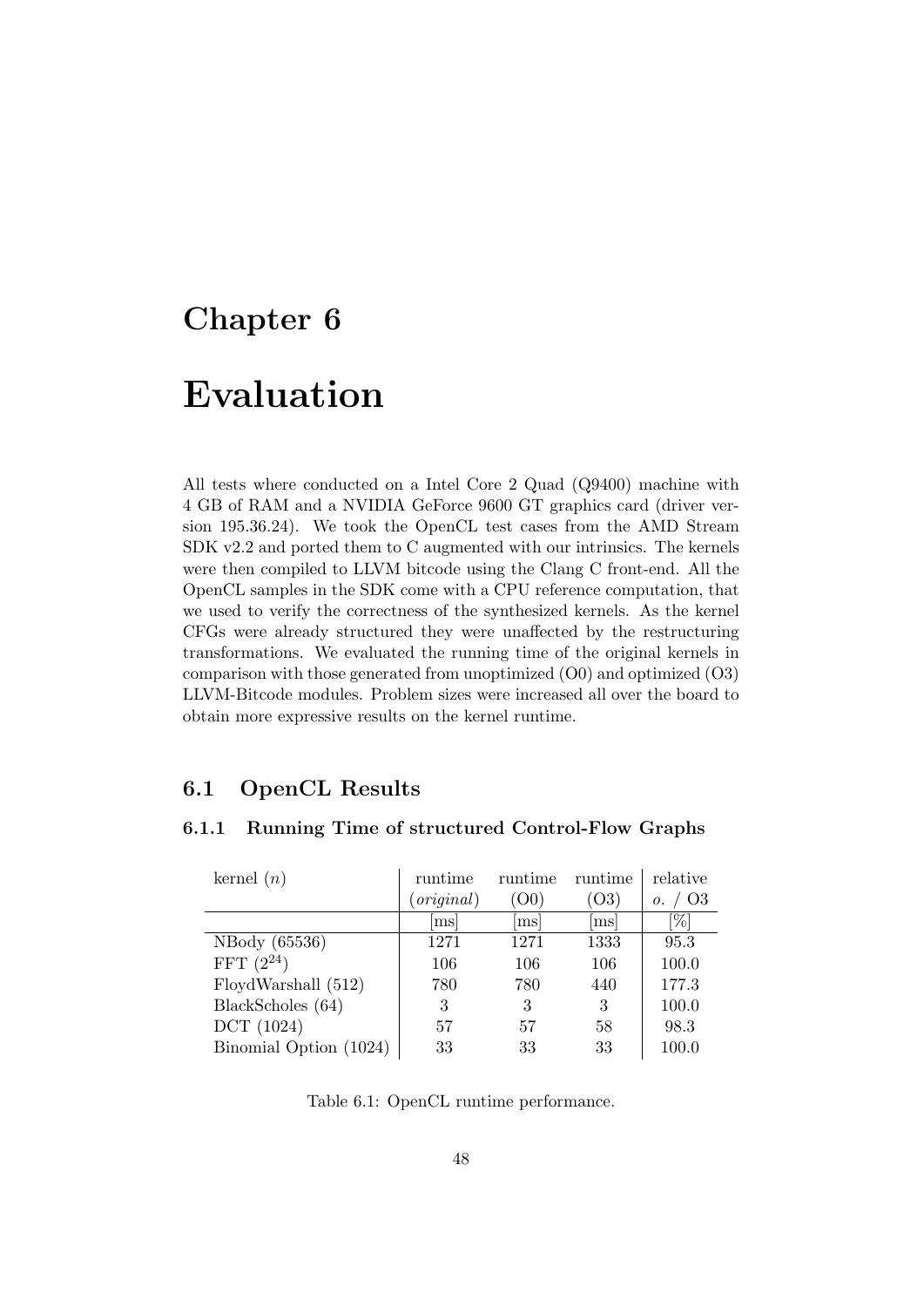# Chapter 6

# Evaluation

All tests where conducted on a Intel Core 2 Quad (Q9400) machine with 4 GB of RAM and a NVIDIA GeForce 9600 GT graphics card (driver version 195.36.24). We took the OpenCL test cases from the AMD Stream SDK v2.2 and ported them to C augmented with our intrinsics. The kernels were then compiled to LLVM bitcode using the Clang C front-end. All the OpenCL samples in the SDK come with a CPU reference computation, that we used to verify the correctness of the synthesized kernels. As the kernel CFGs were already structured they were unaffected by the restructuring transformations. We evaluated the running time of the original kernels in comparison with those generated from unoptimized (O0) and optimized (O3) LLVM-Bitcode modules. Problem sizes were increased all over the board to obtain more expressive results on the kernel runtime.

## 6.1 OpenCL Results

### 6.1.1 Running Time of structured Control-Flow Graphs

| kernel ($n$) | runtime (*original*) | runtime (O0) | runtime (O3) | relative *o.* / O3 |
|---|---|---|---|---|
| | [ms] | [ms] | [ms] | [%] |
| NBody (65536) | 1271 | 1271 | 1333 | 95.3 |
| FFT ($2^{24}$) | 106 | 106 | 106 | 100.0 |
| FloydWarshall (512) | 780 | 780 | 440 | 177.3 |
| BlackScholes (64) | 3 | 3 | 3 | 100.0 |
| DCT (1024) | 57 | 57 | 58 | 98.3 |
| Binomial Option (1024) | 33 | 33 | 33 | 100.0 |

Table 6.1: OpenCL runtime performance.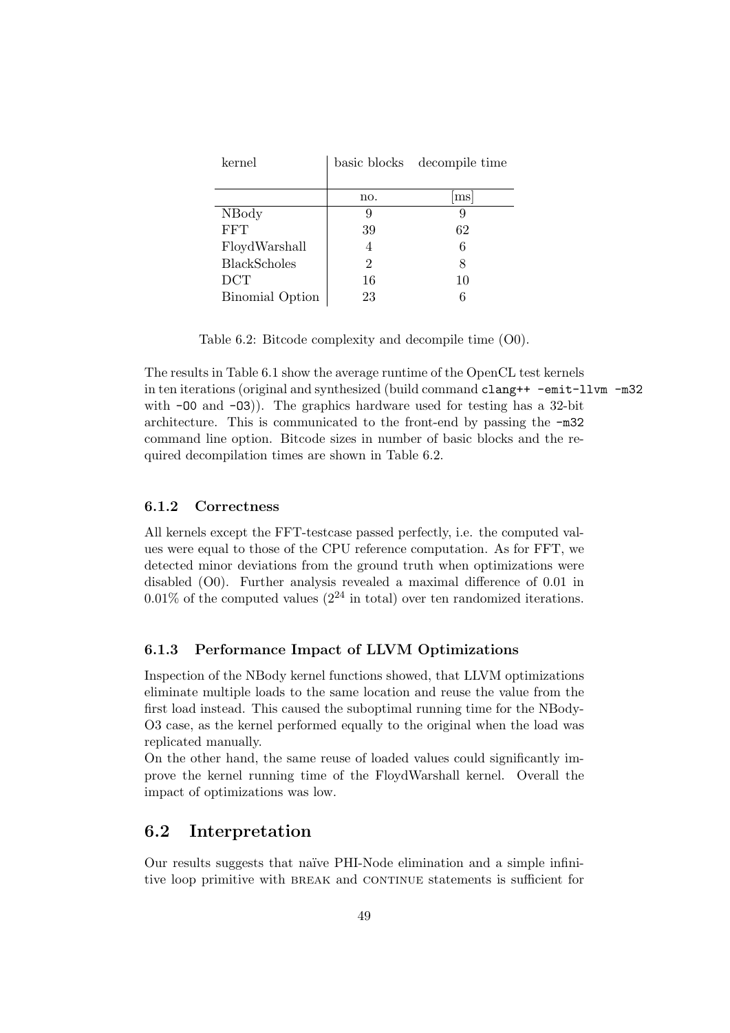| kernel | basic blocks | decompile time |
|---|---|---|
| | no. | [ms] |
| NBody | 9 | 9 |
| FFT | 39 | 62 |
| FloydWarshall | 4 | 6 |
| BlackScholes | 2 | 8 |
| DCT | 16 | 10 |
| Binomial Option | 23 | 6 |

Table 6.2: Bitcode complexity and decompile time (O0).

The results in Table 6.1 show the average runtime of the OpenCL test kernels in ten iterations (original and synthesized (build command `clang++ -emit-llvm -m32` with `-O0` and `-O3`)). The graphics hardware used for testing has a 32-bit architecture. This is communicated to the front-end by passing the `-m32` command line option. Bitcode sizes in number of basic blocks and the required decompilation times are shown in Table 6.2.

### 6.1.2 Correctness

All kernels except the FFT-testcase passed perfectly, i.e. the computed values were equal to those of the CPU reference computation. As for FFT, we detected minor deviations from the ground truth when optimizations were disabled (O0). Further analysis revealed a maximal difference of 0.01 in 0.01% of the computed values ($2^{24}$ in total) over ten randomized iterations.

### 6.1.3 Performance Impact of LLVM Optimizations

Inspection of the NBody kernel functions showed, that LLVM optimizations eliminate multiple loads to the same location and reuse the value from the first load instead. This caused the suboptimal running time for the NBody-O3 case, as the kernel performed equally to the original when the load was replicated manually.

On the other hand, the same reuse of loaded values could significantly improve the kernel running time of the FloydWarshall kernel. Overall the impact of optimizations was low.

## 6.2 Interpretation

Our results suggests that naïve PHI-Node elimination and a simple infinitive loop primitive with BREAK and CONTINUE statements is sufficient for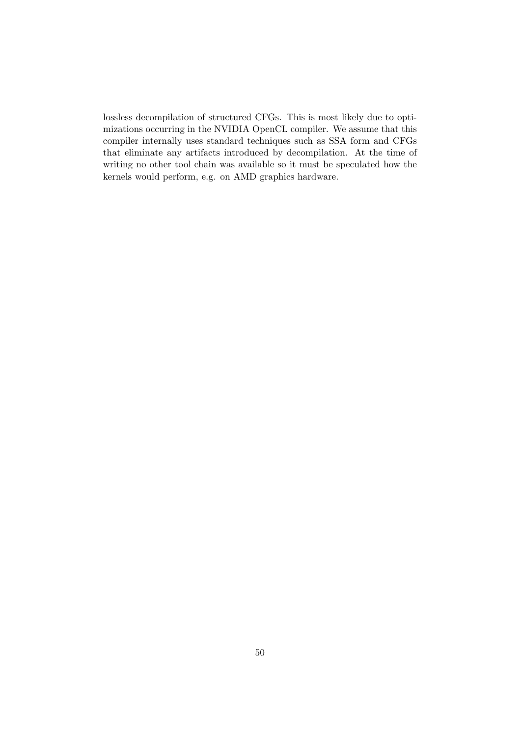lossless decompilation of structured CFGs. This is most likely due to optimizations occurring in the NVIDIA OpenCL compiler. We assume that this compiler internally uses standard techniques such as SSA form and CFGs that eliminate any artifacts introduced by decompilation. At the time of writing no other tool chain was available so it must be speculated how the kernels would perform, e.g. on AMD graphics hardware.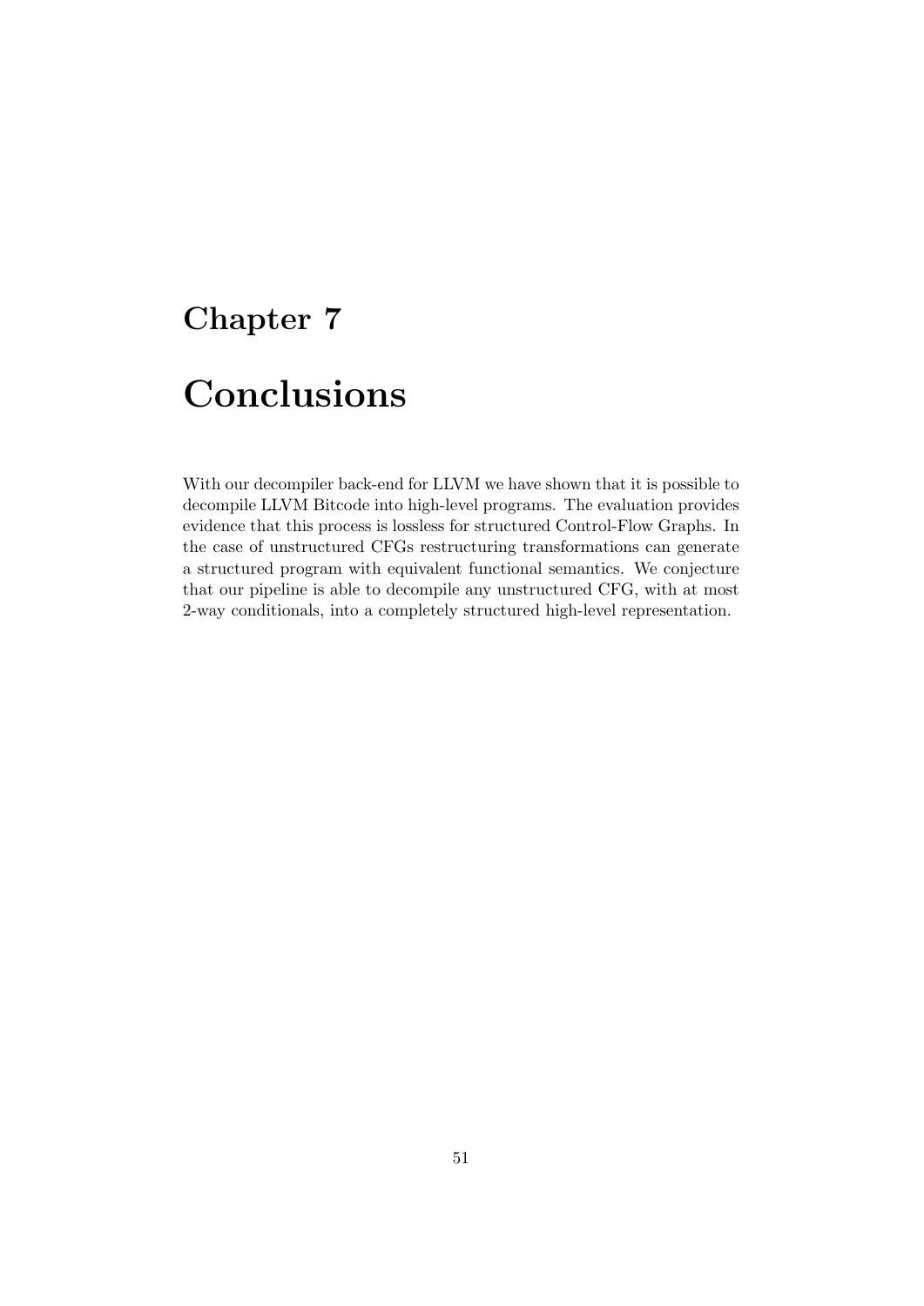# Chapter 7

# Conclusions

With our decompiler back-end for LLVM we have shown that it is possible to decompile LLVM Bitcode into high-level programs. The evaluation provides evidence that this process is lossless for structured Control-Flow Graphs. In the case of unstructured CFGs restructuring transformations can generate a structured program with equivalent functional semantics. We conjecture that our pipeline is able to decompile any unstructured CFG, with at most 2-way conditionals, into a completely structured high-level representation.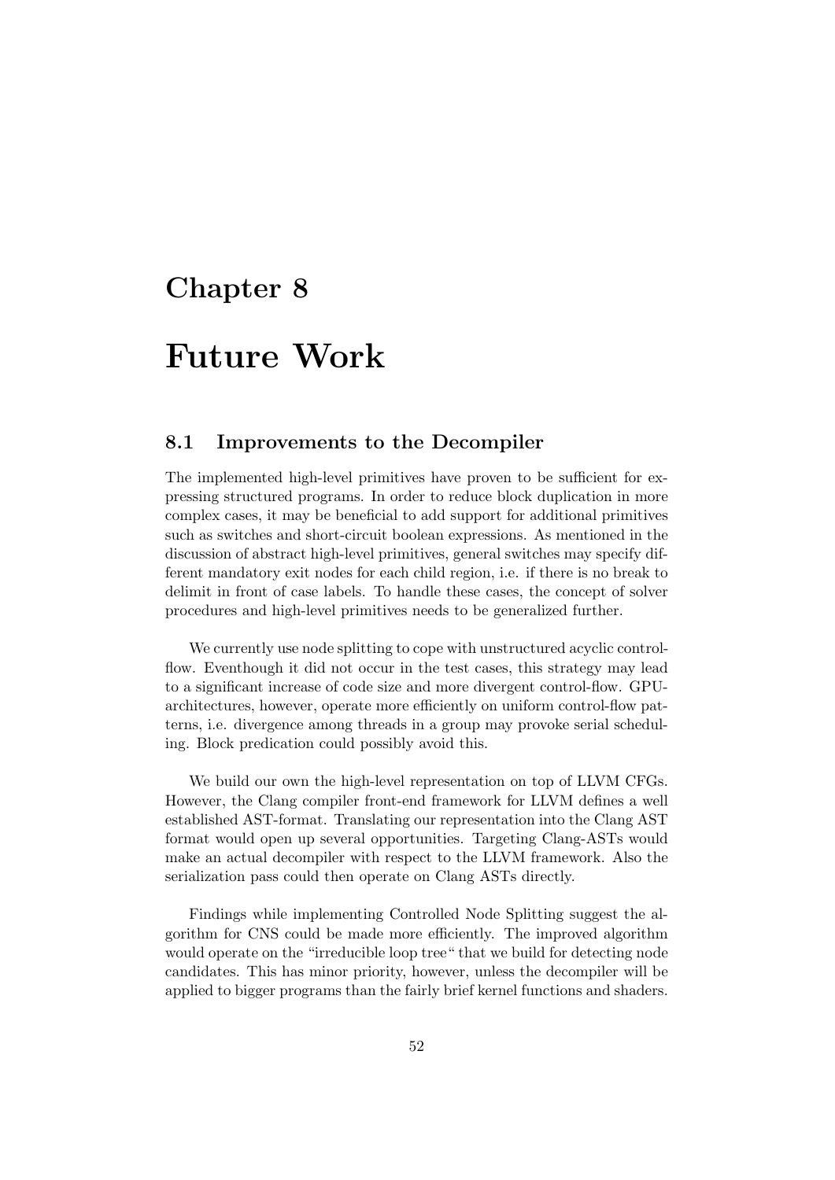# Chapter 8

# Future Work

## 8.1 Improvements to the Decompiler

The implemented high-level primitives have proven to be sufficient for expressing structured programs. In order to reduce block duplication in more complex cases, it may be beneficial to add support for additional primitives such as switches and short-circuit boolean expressions. As mentioned in the discussion of abstract high-level primitives, general switches may specify different mandatory exit nodes for each child region, i.e. if there is no break to delimit in front of case labels. To handle these cases, the concept of solver procedures and high-level primitives needs to be generalized further.

We currently use node splitting to cope with unstructured acyclic control-flow. Eventhough it did not occur in the test cases, this strategy may lead to a significant increase of code size and more divergent control-flow. GPU-architectures, however, operate more efficiently on uniform control-flow patterns, i.e. divergence among threads in a group may provoke serial scheduling. Block predication could possibly avoid this.

We build our own the high-level representation on top of LLVM CFGs. However, the Clang compiler front-end framework for LLVM defines a well established AST-format. Translating our representation into the Clang AST format would open up several opportunities. Targeting Clang-ASTs would make an actual decompiler with respect to the LLVM framework. Also the serialization pass could then operate on Clang ASTs directly.

Findings while implementing Controlled Node Splitting suggest the algorithm for CNS could be made more efficiently. The improved algorithm would operate on the "irreducible loop tree" that we build for detecting node candidates. This has minor priority, however, unless the decompiler will be applied to bigger programs than the fairly brief kernel functions and shaders.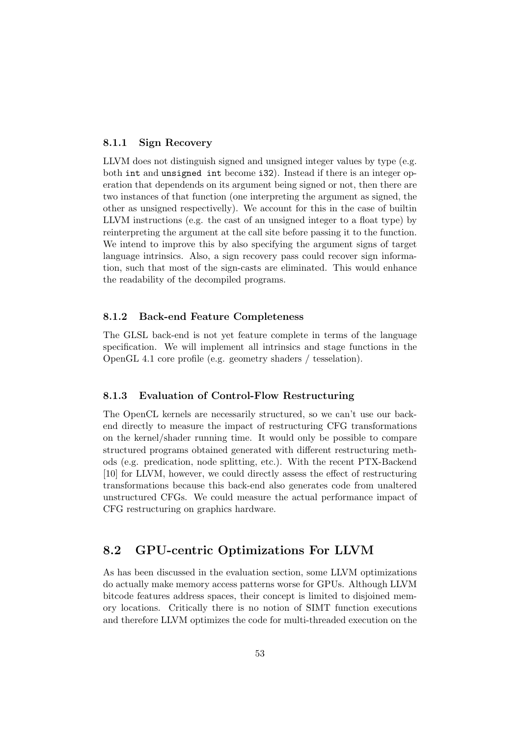### 8.1.1 Sign Recovery

LLVM does not distinguish signed and unsigned integer values by type (e.g. both `int` and `unsigned int` become `i32`). Instead if there is an integer operation that dependends on its argument being signed or not, then there are two instances of that function (one interpreting the argument as signed, the other as unsigned respectivelly). We account for this in the case of builtin LLVM instructions (e.g. the cast of an unsigned integer to a float type) by reinterpreting the argument at the call site before passing it to the function. We intend to improve this by also specifying the argument signs of target language intrinsics. Also, a sign recovery pass could recover sign information, such that most of the sign-casts are eliminated. This would enhance the readability of the decompiled programs.

### 8.1.2 Back-end Feature Completeness

The GLSL back-end is not yet feature complete in terms of the language specification. We will implement all intrinsics and stage functions in the OpenGL 4.1 core profile (e.g. geometry shaders / tesselation).

### 8.1.3 Evaluation of Control-Flow Restructuring

The OpenCL kernels are necessarily structured, so we can't use our back-end directly to measure the impact of restructuring CFG transformations on the kernel/shader running time. It would only be possible to compare structured programs obtained generated with different restructuring methods (e.g. predication, node splitting, etc.). With the recent PTX-Backend [10] for LLVM, however, we could directly assess the effect of restructuring transformations because this back-end also generates code from unaltered unstructured CFGs. We could measure the actual performance impact of CFG restructuring on graphics hardware.

## 8.2 GPU-centric Optimizations For LLVM

As has been discussed in the evaluation section, some LLVM optimizations do actually make memory access patterns worse for GPUs. Although LLVM bitcode features address spaces, their concept is limited to disjoined memory locations. Critically there is no notion of SIMT function executions and therefore LLVM optimizes the code for multi-threaded execution on the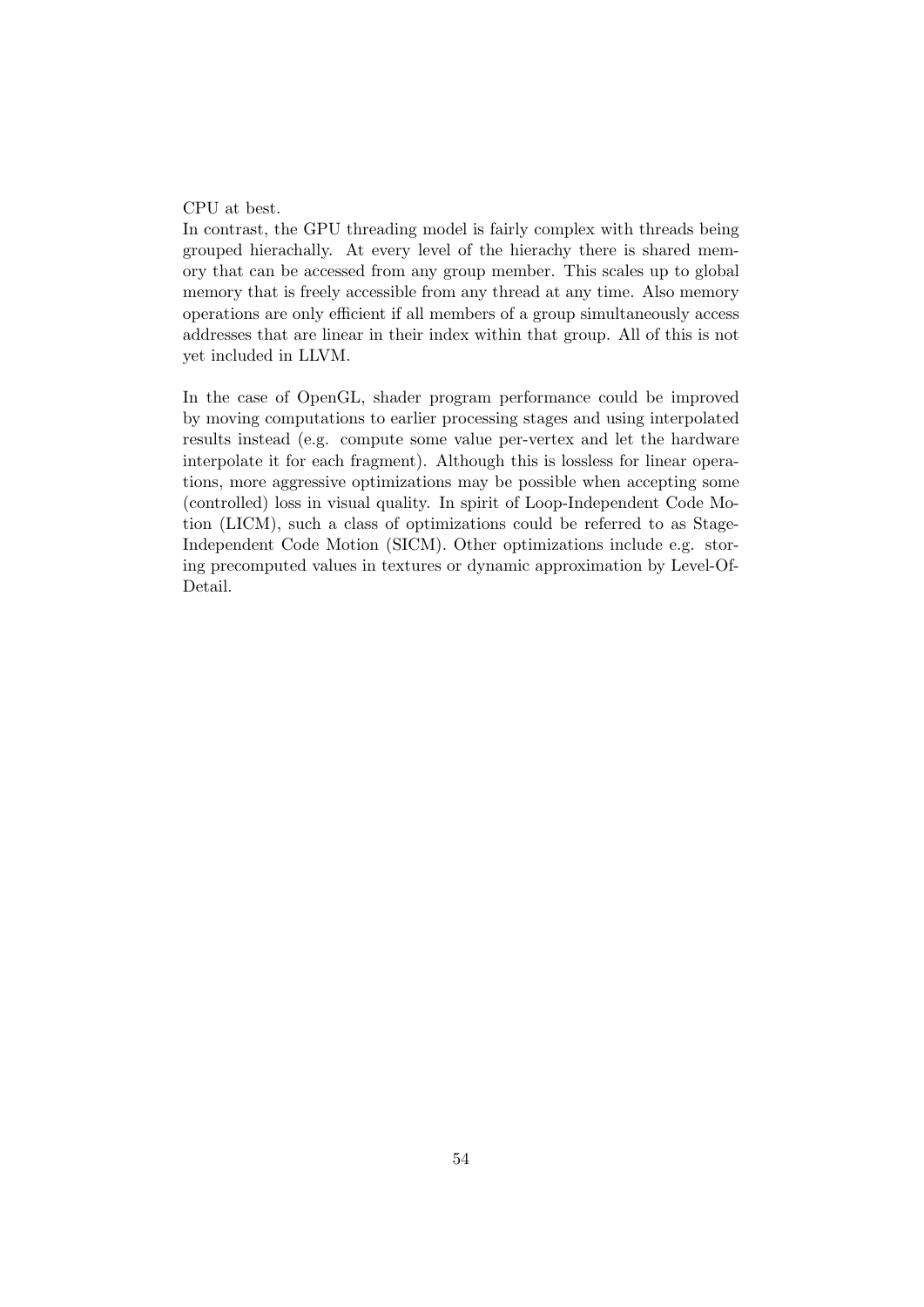CPU at best.
In contrast, the GPU threading model is fairly complex with threads being grouped hierachally. At every level of the hierachy there is shared memory that can be accessed from any group member. This scales up to global memory that is freely accessible from any thread at any time. Also memory operations are only efficient if all members of a group simultaneously access addresses that are linear in their index within that group. All of this is not yet included in LLVM.

In the case of OpenGL, shader program performance could be improved by moving computations to earlier processing stages and using interpolated results instead (e.g. compute some value per-vertex and let the hardware interpolate it for each fragment). Although this is lossless for linear operations, more aggressive optimizations may be possible when accepting some (controlled) loss in visual quality. In spirit of Loop-Independent Code Motion (LICM), such a class of optimizations could be referred to as Stage-Independent Code Motion (SICM). Other optimizations include e.g. storing precomputed values in textures or dynamic approximation by Level-Of-Detail.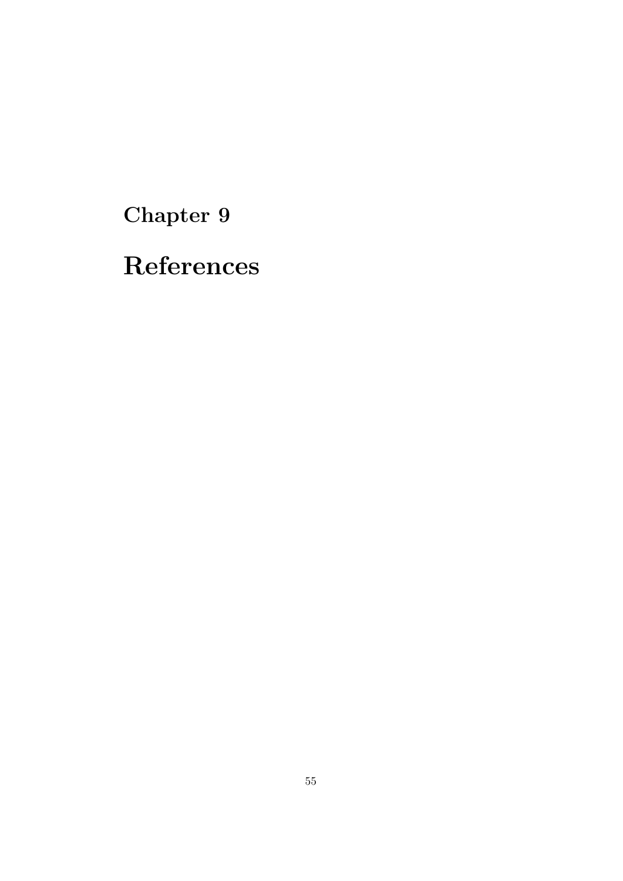# Chapter 9

# References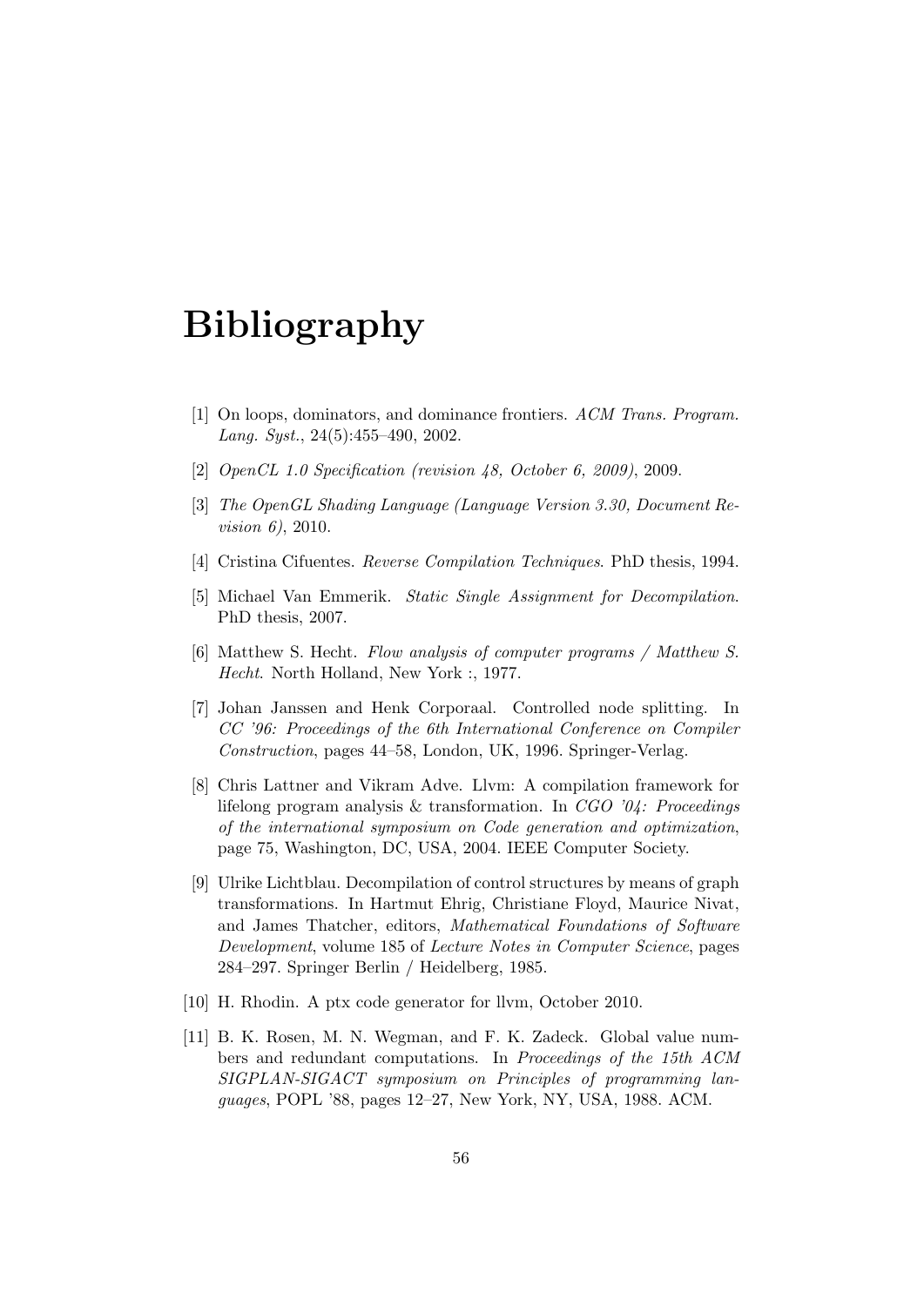# Bibliography

[1] On loops, dominators, and dominance frontiers. *ACM Trans. Program. Lang. Syst.*, 24(5):455–490, 2002.

[2] *OpenCL 1.0 Specification (revision 48, October 6, 2009)*, 2009.

[3] *The OpenGL Shading Language (Language Version 3.30, Document Revision 6)*, 2010.

[4] Cristina Cifuentes. *Reverse Compilation Techniques*. PhD thesis, 1994.

[5] Michael Van Emmerik. *Static Single Assignment for Decompilation*. PhD thesis, 2007.

[6] Matthew S. Hecht. *Flow analysis of computer programs / Matthew S. Hecht*. North Holland, New York :, 1977.

[7] Johan Janssen and Henk Corporaal. Controlled node splitting. In *CC '96: Proceedings of the 6th International Conference on Compiler Construction*, pages 44–58, London, UK, 1996. Springer-Verlag.

[8] Chris Lattner and Vikram Adve. Llvm: A compilation framework for lifelong program analysis & transformation. In *CGO '04: Proceedings of the international symposium on Code generation and optimization*, page 75, Washington, DC, USA, 2004. IEEE Computer Society.

[9] Ulrike Lichtblau. Decompilation of control structures by means of graph transformations. In Hartmut Ehrig, Christiane Floyd, Maurice Nivat, and James Thatcher, editors, *Mathematical Foundations of Software Development*, volume 185 of *Lecture Notes in Computer Science*, pages 284–297. Springer Berlin / Heidelberg, 1985.

[10] H. Rhodin. A ptx code generator for llvm, October 2010.

[11] B. K. Rosen, M. N. Wegman, and F. K. Zadeck. Global value numbers and redundant computations. In *Proceedings of the 15th ACM SIGPLAN-SIGACT symposium on Principles of programming languages*, POPL '88, pages 12–27, New York, NY, USA, 1988. ACM.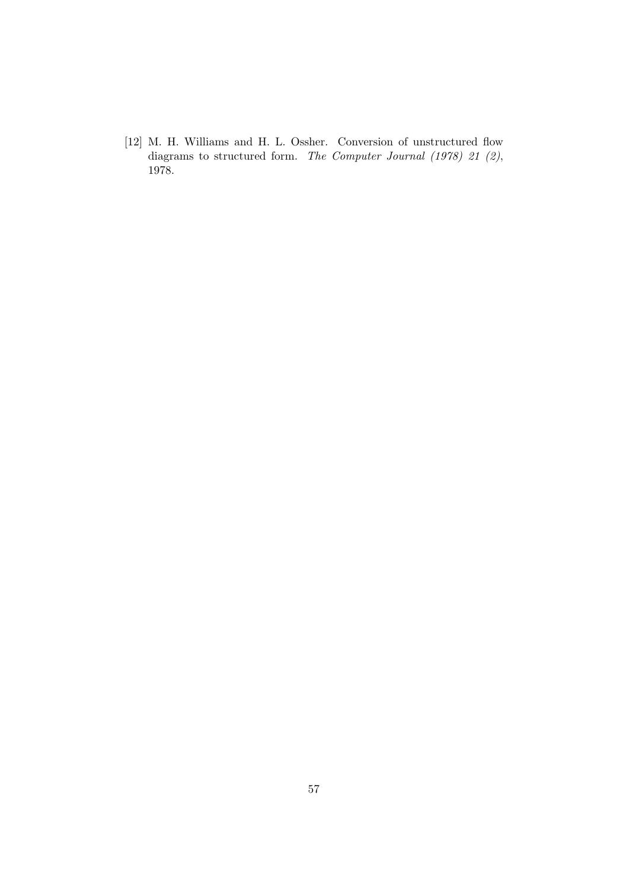[12] M. H. Williams and H. L. Ossher. Conversion of unstructured flow diagrams to structured form. *The Computer Journal (1978) 21 (2)*, 1978.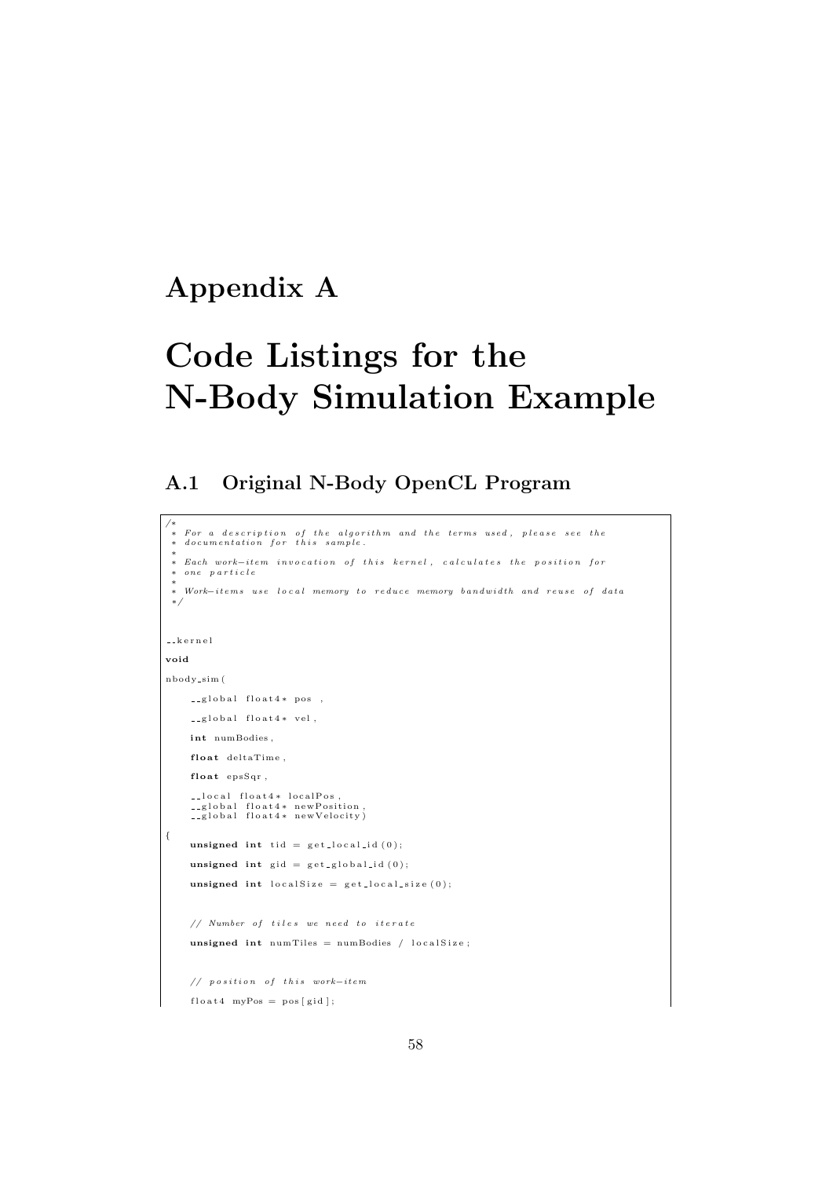# Appendix A

# Code Listings for the N-Body Simulation Example

## A.1 Original N-Body OpenCL Program

```
/*
 * For a description of the algorithm and the terms used, please see the
 * documentation for this sample.
 *
 * Each work-item invocation of this kernel, calculates the position for
 * one particle
 *
 * Work-items use local memory to reduce memory bandwidth and reuse of data
 */


__kernel

void

nbody_sim(

    __global float4* pos ,

    __global float4* vel,

    int numBodies,

    float deltaTime,

    float epsSqr,

    __local float4* localPos,
    __global float4* newPosition,
    __global float4* newVelocity)

{
    unsigned int tid = get_local_id(0);

    unsigned int gid = get_global_id(0);

    unsigned int localSize = get_local_size(0);


    // Number of tiles we need to iterate

    unsigned int numTiles = numBodies / localSize;


    // position of this work-item

    float4 myPos = pos[gid];
```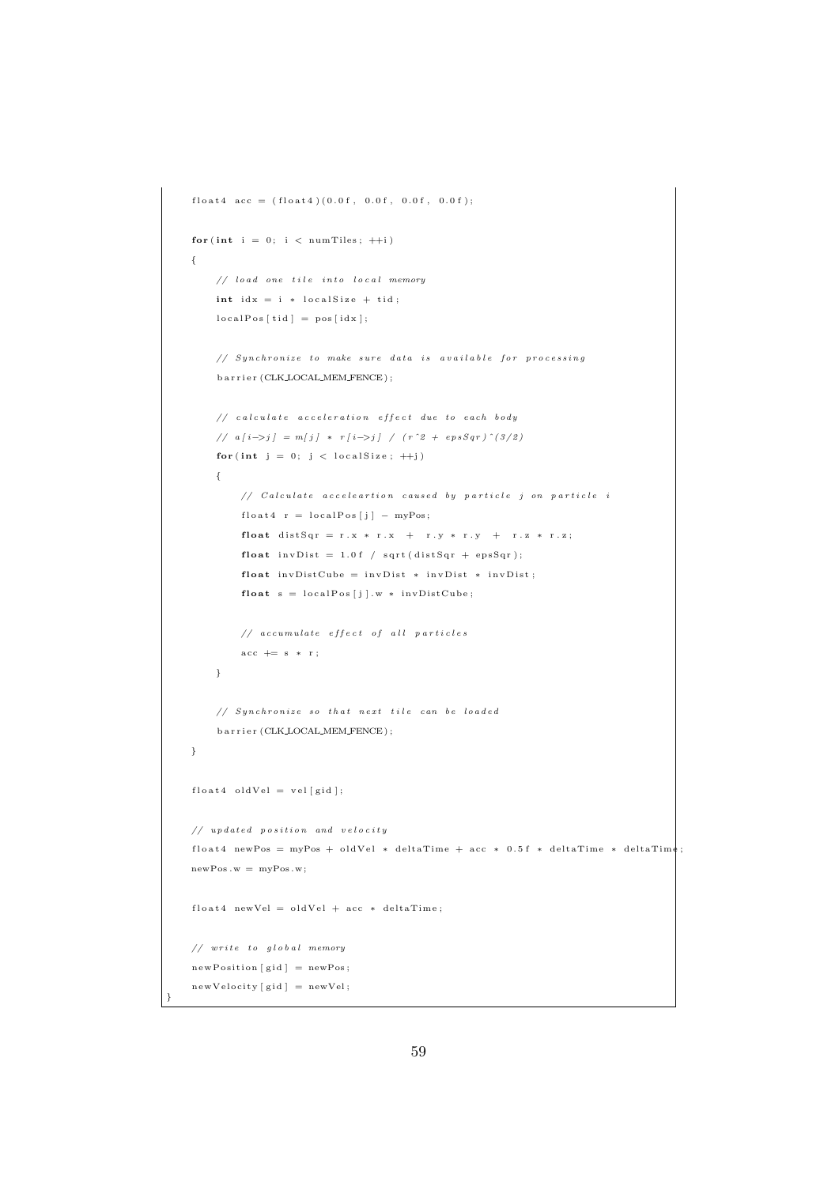```
    float4 acc = (float4)(0.0f, 0.0f, 0.0f, 0.0f);

    for(int i = 0; i < numTiles; ++i)
    {
        // load one tile into local memory
        int idx = i * localSize + tid;
        localPos[tid] = pos[idx];

        // Synchronize to make sure data is available for processing
        barrier(CLK_LOCAL_MEM_FENCE);

        // calculate acceleration effect due to each body
        // a[i->j] = m[j] * r[i->j] / (r^2 + epsSqr)^(3/2)
        for(int j = 0; j < localSize; ++j)
        {
            // Calculate acceleartion caused by particle j on particle i
            float4 r = localPos[j] - myPos;
            float distSqr = r.x * r.x  +  r.y * r.y  +  r.z * r.z;
            float invDist = 1.0f / sqrt(distSqr + epsSqr);
            float invDistCube = invDist * invDist * invDist;
            float s = localPos[j].w * invDistCube;

            // accumulate effect of all particles
            acc += s * r;
        }

        // Synchronize so that next tile can be loaded
        barrier(CLK_LOCAL_MEM_FENCE);
    }

    float4 oldVel = vel[gid];

    // updated position and velocity
    float4 newPos = myPos + oldVel * deltaTime + acc * 0.5f * deltaTime * deltaTime;
    newPos.w = myPos.w;

    float4 newVel = oldVel + acc * deltaTime;

    // write to global memory
    newPosition[gid] = newPos;
    newVelocity[gid] = newVel;
}
```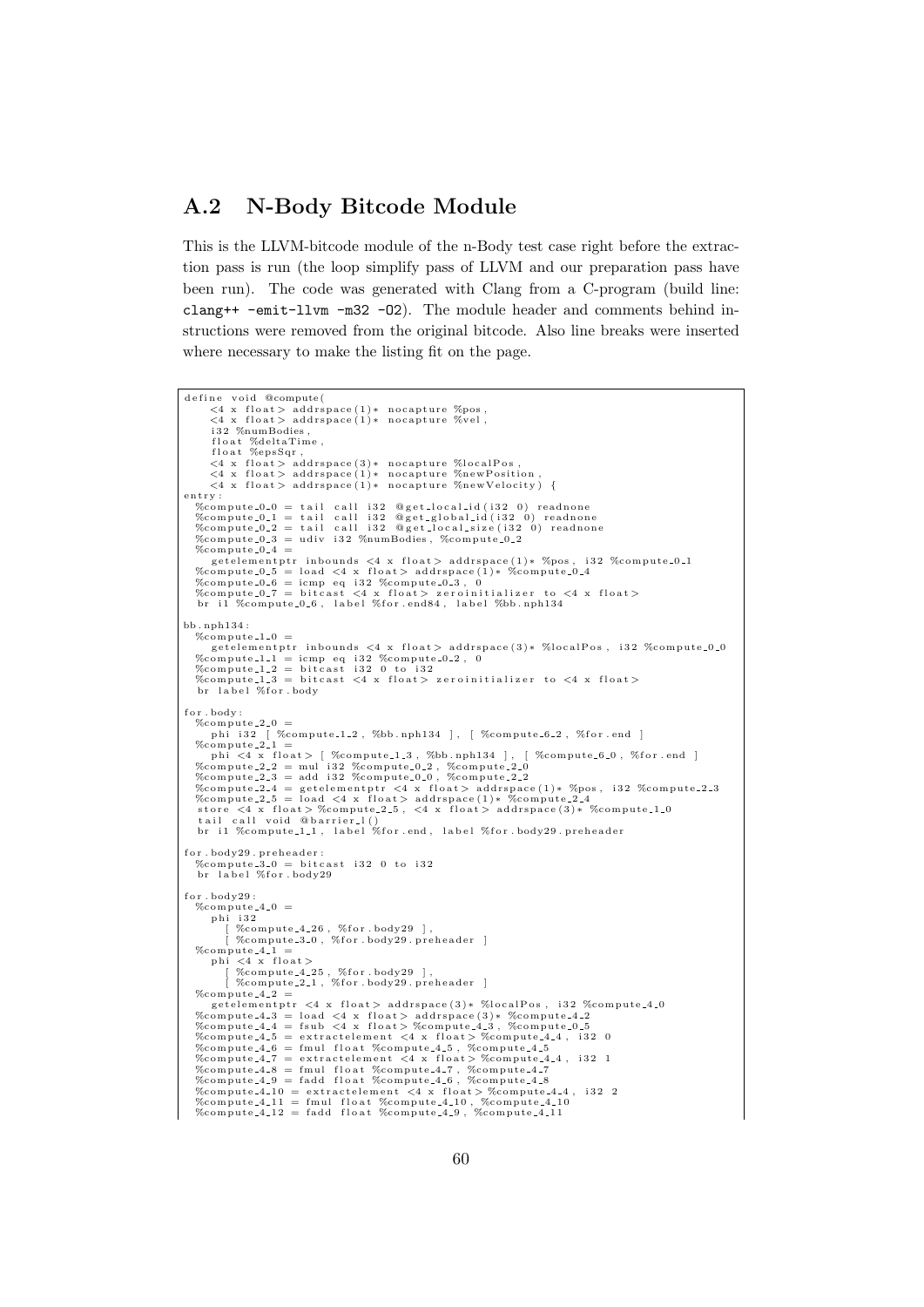## A.2 N-Body Bitcode Module

This is the LLVM-bitcode module of the n-Body test case right before the extraction pass is run (the loop simplify pass of LLVM and our preparation pass have been run). The code was generated with Clang from a C-program (build line: `clang++ -emit-llvm -m32 -O2`). The module header and comments behind instructions were removed from the original bitcode. Also line breaks were inserted where necessary to make the listing fit on the page.

```
define void @compute(
    <4 x float> addrspace(1)* nocapture %pos,
    <4 x float> addrspace(1)* nocapture %vel,
    i32 %numBodies,
    float %deltaTime,
    float %epsSqr,
    <4 x float> addrspace(3)* nocapture %localPos,
    <4 x float> addrspace(1)* nocapture %newPosition,
    <4 x float> addrspace(1)* nocapture %newVelocity) {
entry:
  %compute_0_0 = tail call i32 @get_local_id(i32 0) readnone
  %compute_0_1 = tail call i32 @get_global_id(i32 0) readnone
  %compute_0_2 = tail call i32 @get_local_size(i32 0) readnone
  %compute_0_3 = udiv i32 %numBodies, %compute_0_2
  %compute_0_4 =
    getelementptr inbounds <4 x float> addrspace(1)* %pos, i32 %compute_0_1
  %compute_0_5 = load <4 x float> addrspace(1)* %compute_0_4
  %compute_0_6 = icmp eq i32 %compute_0_3, 0
  %compute_0_7 = bitcast <4 x float> zeroinitializer to <4 x float>
  br i1 %compute_0_6, label %for.end84, label %bb.nph134

bb.nph134:
  %compute_1_0 =
    getelementptr inbounds <4 x float> addrspace(3)* %localPos, i32 %compute_0_0
  %compute_1_1 = icmp eq i32 %compute_0_2, 0
  %compute_1_2 = bitcast i32 0 to i32
  %compute_1_3 = bitcast <4 x float> zeroinitializer to <4 x float>
  br label %for.body

for.body:
  %compute_2_0 =
    phi i32 [ %compute_1_2, %bb.nph134 ], [ %compute_6_2, %for.end ]
  %compute_2_1 =
    phi <4 x float> [ %compute_1_3, %bb.nph134 ], [ %compute_6_0, %for.end ]
  %compute_2_2 = mul i32 %compute_0_2, %compute_2_0
  %compute_2_3 = add i32 %compute_0_0, %compute_2_2
  %compute_2_4 = getelementptr <4 x float> addrspace(1)* %pos, i32 %compute_2_3
  %compute_2_5 = load <4 x float> addrspace(1)* %compute_2_4
  store <4 x float> %compute_2_5, <4 x float> addrspace(3)* %compute_1_0
  tail call void @barrier_l()
  br i1 %compute_1_1, label %for.end, label %for.body29.preheader

for.body29.preheader:
  %compute_3_0 = bitcast i32 0 to i32
  br label %for.body29

for.body29:
  %compute_4_0 =
    phi i32
      [ %compute_4_26, %for.body29 ],
      [ %compute_3_0, %for.body29.preheader ]
  %compute_4_1 =
    phi <4 x float>
      [ %compute_4_25, %for.body29 ],
      [ %compute_2_1, %for.body29.preheader ]
  %compute_4_2 =
    getelementptr <4 x float> addrspace(3)* %localPos, i32 %compute_4_0
  %compute_4_3 = load <4 x float> addrspace(3)* %compute_4_2
  %compute_4_4 = fsub <4 x float> %compute_4_3, %compute_0_5
  %compute_4_5 = extractelement <4 x float> %compute_4_4, i32 0
  %compute_4_6 = fmul float %compute_4_5, %compute_4_5
  %compute_4_7 = extractelement <4 x float> %compute_4_4, i32 1
  %compute_4_8 = fmul float %compute_4_7, %compute_4_7
  %compute_4_9 = fadd float %compute_4_6, %compute_4_8
  %compute_4_10 = extractelement <4 x float> %compute_4_4, i32 2
  %compute_4_11 = fmul float %compute_4_10, %compute_4_10
  %compute_4_12 = fadd float %compute_4_9, %compute_4_11
```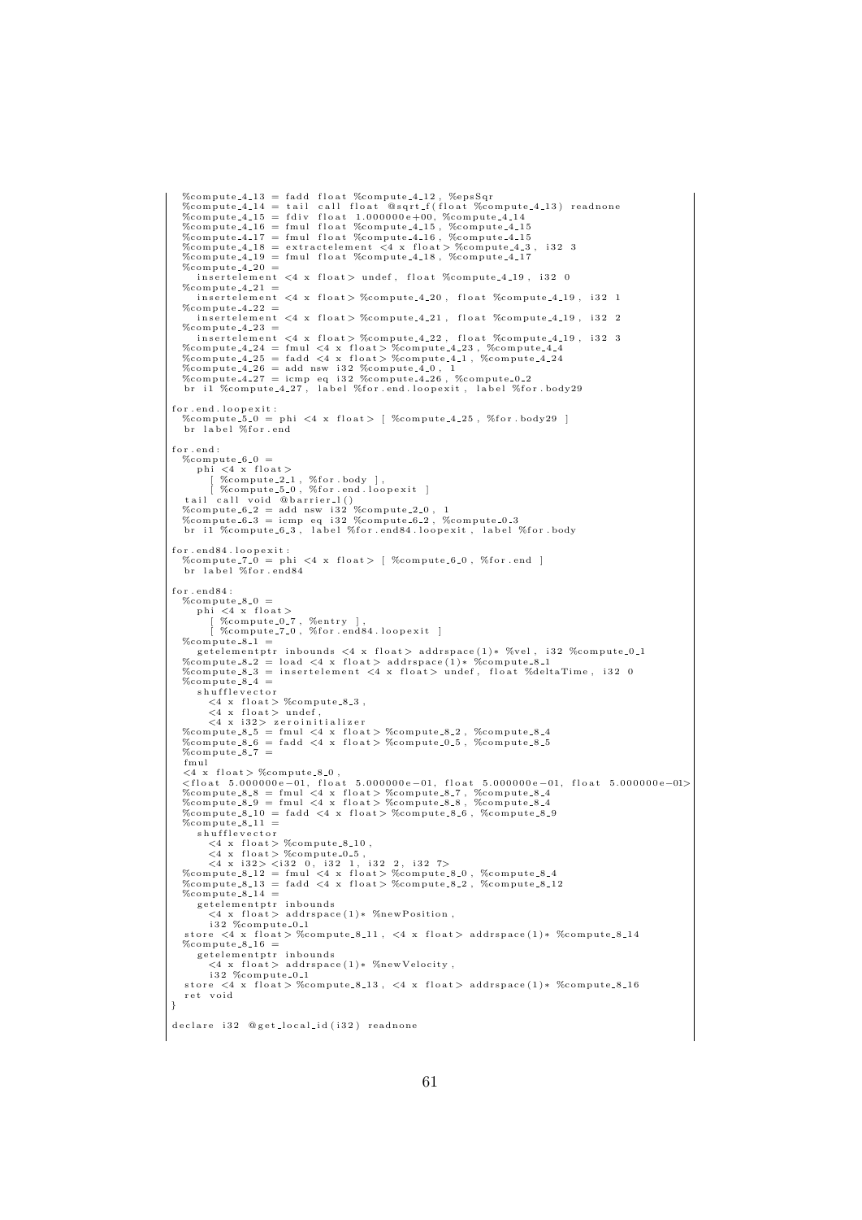```
  %compute_4_13 = fadd float %compute_4_12, %epsSqr
  %compute_4_14 = tail call float @sqrt_f(float %compute_4_13) readnone
  %compute_4_15 = fdiv float 1.000000e+00, %compute_4_14
  %compute_4_16 = fmul float %compute_4_15, %compute_4_15
  %compute_4_17 = fmul float %compute_4_16, %compute_4_15
  %compute_4_18 = extractelement <4 x float> %compute_4_3, i32 3
  %compute_4_19 = fmul float %compute_4_18, %compute_4_17
  %compute_4_20 =
    insertelement <4 x float> undef, float %compute_4_19, i32 0
  %compute_4_21 =
    insertelement <4 x float> %compute_4_20, float %compute_4_19, i32 1
  %compute_4_22 =
    insertelement <4 x float> %compute_4_21, float %compute_4_19, i32 2
  %compute_4_23 =
    insertelement <4 x float> %compute_4_22, float %compute_4_19, i32 3
  %compute_4_24 = fmul <4 x float> %compute_4_23, %compute_4_4
  %compute_4_25 = fadd <4 x float> %compute_4_1, %compute_4_24
  %compute_4_26 = add nsw i32 %compute_4_0, 1
  %compute_4_27 = icmp eq i32 %compute_4_26, %compute_0_2
  br i1 %compute_4_27, label %for.end.loopexit, label %for.body29

for.end.loopexit:
  %compute_5_0 = phi <4 x float> [ %compute_4_25, %for.body29 ]
  br label %for.end

for.end:
  %compute_6_0 =
    phi <4 x float>
      [ %compute_2_1, %for.body ],
      [ %compute_5_0, %for.end.loopexit ]
  tail call void @barrier_l()
  %compute_6_2 = add nsw i32 %compute_2_0, 1
  %compute_6_3 = icmp eq i32 %compute_6_2, %compute_0_3
  br i1 %compute_6_3, label %for.end84.loopexit, label %for.body

for.end84.loopexit:
  %compute_7_0 = phi <4 x float> [ %compute_6_0, %for.end ]
  br label %for.end84

for.end84:
  %compute_8_0 =
    phi <4 x float>
      [ %compute_0_7, %entry ],
      [ %compute_7_0, %for.end84.loopexit ]
  %compute_8_1 =
    getelementptr inbounds <4 x float> addrspace(1)* %vel, i32 %compute_0_1
  %compute_8_2 = load <4 x float> addrspace(1)* %compute_8_1
  %compute_8_3 = insertelement <4 x float> undef, float %deltaTime, i32 0
  %compute_8_4 =
    shufflevector
      <4 x float> %compute_8_3,
      <4 x float> undef,
      <4 x i32> zeroinitializer
  %compute_8_5 = fmul <4 x float> %compute_8_2, %compute_8_4
  %compute_8_6 = fadd <4 x float> %compute_0_5, %compute_8_5
  %compute_8_7 =
  fmul
  <4 x float> %compute_8_0,
  <float 5.000000e-01, float 5.000000e-01, float 5.000000e-01, float 5.000000e-01>
  %compute_8_8 = fmul <4 x float> %compute_8_7, %compute_8_4
  %compute_8_9 = fmul <4 x float> %compute_8_8, %compute_8_4
  %compute_8_10 = fadd <4 x float> %compute_8_6, %compute_8_9
  %compute_8_11 =
    shufflevector
      <4 x float> %compute_8_10,
      <4 x float> %compute_0_5,
      <4 x i32> <i32 0, i32 1, i32 2, i32 7>
  %compute_8_12 = fmul <4 x float> %compute_8_0, %compute_8_4
  %compute_8_13 = fadd <4 x float> %compute_8_2, %compute_8_12
  %compute_8_14 =
    getelementptr inbounds
      <4 x float> addrspace(1)* %newPosition,
      i32 %compute_0_1
  store <4 x float> %compute_8_11, <4 x float> addrspace(1)* %compute_8_14
  %compute_8_16 =
    getelementptr inbounds
      <4 x float> addrspace(1)* %newVelocity,
      i32 %compute_0_1
  store <4 x float> %compute_8_13, <4 x float> addrspace(1)* %compute_8_16
  ret void
}

declare i32 @get_local_id(i32) readnone
```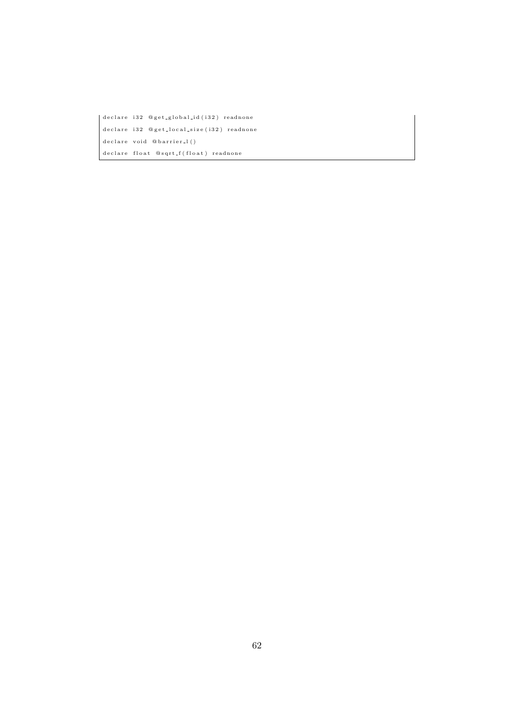```
declare i32 @get_global_id(i32) readnone
declare i32 @get_local_size(i32) readnone
declare void @barrier_l()
declare float @sqrt_f(float) readnone
```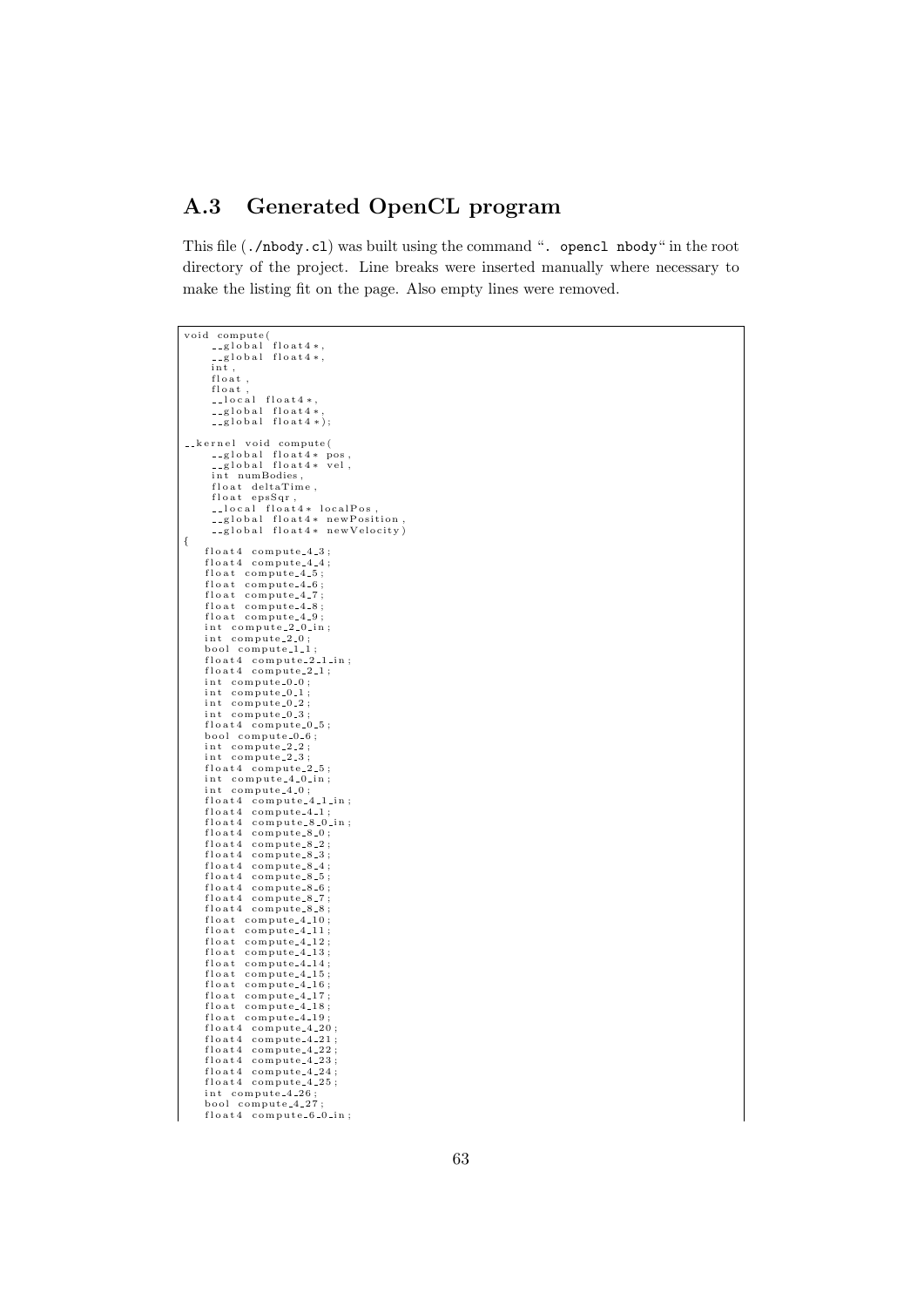## A.3 Generated OpenCL program

This file (`./nbody.cl`) was built using the command "`. opencl nbody`" in the root directory of the project. Line breaks were inserted manually where necessary to make the listing fit on the page. Also empty lines were removed.

```
void compute(
    __global float4*,
    __global float4*,
    int,
    float,
    float,
    __local float4*,
    __global float4*,
    __global float4*);

__kernel void compute(
    __global float4* pos,
    __global float4* vel,
    int numBodies,
    float deltaTime,
    float epsSqr,
    __local float4* localPos,
    __global float4* newPosition,
    __global float4* newVelocity)
{
  float4 compute_4_3;
  float4 compute_4_4;
  float compute_4_5;
  float compute_4_6;
  float compute_4_7;
  float compute_4_8;
  float compute_4_9;
  int compute_2_0_in;
  int compute_2_0;
  bool compute_1_1;
  float4 compute_2_1_in;
  float4 compute_2_1;
  int compute_0_0;
  int compute_0_1;
  int compute_0_2;
  int compute_0_3;
  float4 compute_0_5;
  bool compute_0_6;
  int compute_2_2;
  int compute_2_3;
  float4 compute_2_5;
  int compute_4_0_in;
  int compute_4_0;
  float4 compute_4_1_in;
  float4 compute_4_1;
  float4 compute_8_0_in;
  float4 compute_8_0;
  float4 compute_8_2;
  float4 compute_8_3;
  float4 compute_8_4;
  float4 compute_8_5;
  float4 compute_8_6;
  float4 compute_8_7;
  float4 compute_8_8;
  float compute_4_10;
  float compute_4_11;
  float compute_4_12;
  float compute_4_13;
  float compute_4_14;
  float compute_4_15;
  float compute_4_16;
  float compute_4_17;
  float compute_4_18;
  float compute_4_19;
  float4 compute_4_20;
  float4 compute_4_21;
  float4 compute_4_22;
  float4 compute_4_23;
  float4 compute_4_24;
  float4 compute_4_25;
  int compute_4_26;
  bool compute_4_27;
  float4 compute_6_0_in;
```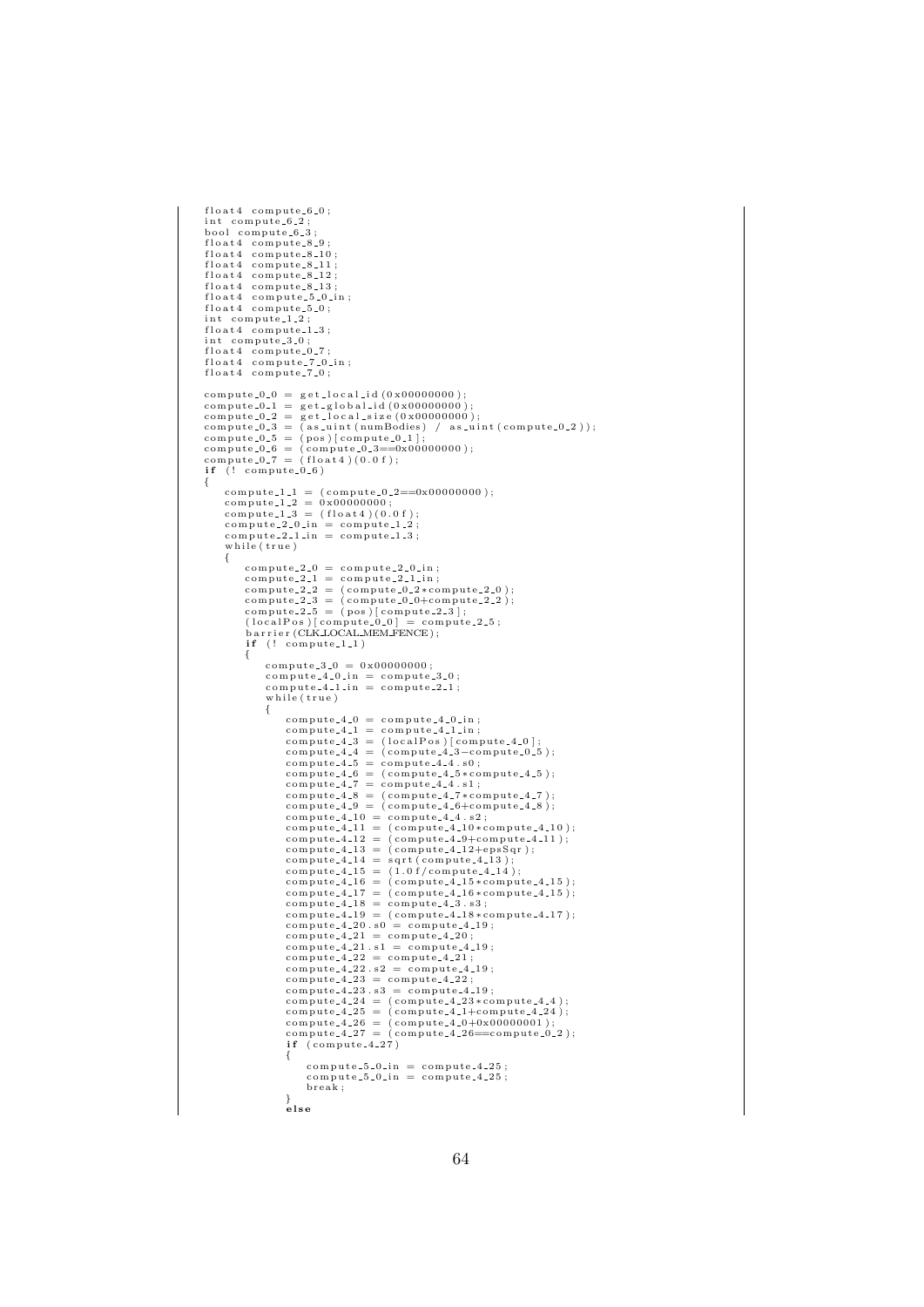```
float4 compute_6_0;
int compute_6_2;
bool compute_6_3;
float4 compute_8_9;
float4 compute_8_10;
float4 compute_8_11;
float4 compute_8_12;
float4 compute_8_13;
float4 compute_5_0_in;
float4 compute_5_0;
int compute_1_2;
float4 compute_1_3;
int compute_3_0;
float4 compute_0_7;
float4 compute_7_0_in;
float4 compute_7_0;

compute_0_0 = get_local_id(0x00000000);
compute_0_1 = get_global_id(0x00000000);
compute_0_2 = get_local_size(0x00000000);
compute_0_3 = (as_uint(numBodies) / as_uint(compute_0_2));
compute_0_5 = (pos)[compute_0_1];
compute_0_6 = (compute_0_3==0x00000000);
compute_0_7 = (float4)(0.0f);
if (! compute_0_6)
{
   compute_1_1 = (compute_0_2==0x00000000);
   compute_1_2 = 0x00000000;
   compute_1_3 = (float4)(0.0f);
   compute_2_0_in = compute_1_2;
   compute_2_1_in = compute_1_3;
   while(true)
   {
      compute_2_0 = compute_2_0_in;
      compute_2_1 = compute_2_1_in;
      compute_2_2 = (compute_0_2*compute_2_0);
      compute_2_3 = (compute_0_0+compute_2_2);
      compute_2_5 = (pos)[compute_2_3];
      (localPos)[compute_0_0] = compute_2_5;
      barrier(CLK_LOCAL_MEM_FENCE);
      if (! compute_1_1)
      {
         compute_3_0 = 0x00000000;
         compute_4_0_in = compute_3_0;
         compute_4_1_in = compute_2_1;
         while(true)
         {
            compute_4_0 = compute_4_0_in;
            compute_4_1 = compute_4_1_in;
            compute_4_3 = (localPos)[compute_4_0];
            compute_4_4 = (compute_4_3-compute_0_5);
            compute_4_5 = compute_4_4.s0;
            compute_4_6 = (compute_4_5*compute_4_5);
            compute_4_7 = compute_4_4.s1;
            compute_4_8 = (compute_4_7*compute_4_7);
            compute_4_9 = (compute_4_6+compute_4_8);
            compute_4_10 = compute_4_4.s2;
            compute_4_11 = (compute_4_10*compute_4_10);
            compute_4_12 = (compute_4_9+compute_4_11);
            compute_4_13 = (compute_4_12+epsSqr);
            compute_4_14 = sqrt(compute_4_13);
            compute_4_15 = (1.0f/compute_4_14);
            compute_4_16 = (compute_4_15*compute_4_15);
            compute_4_17 = (compute_4_16*compute_4_15);
            compute_4_18 = compute_4_3.s3;
            compute_4_19 = (compute_4_18*compute_4_17);
            compute_4_20.s0 = compute_4_19;
            compute_4_21 = compute_4_20;
            compute_4_21.s1 = compute_4_19;
            compute_4_22 = compute_4_21;
            compute_4_22.s2 = compute_4_19;
            compute_4_23 = compute_4_22;
            compute_4_23.s3 = compute_4_19;
            compute_4_24 = (compute_4_23*compute_4_4);
            compute_4_25 = (compute_4_1+compute_4_24);
            compute_4_26 = (compute_4_0+0x00000001);
            compute_4_27 = (compute_4_26==compute_0_2);
            if (compute_4_27)
            {
               compute_5_0_in = compute_4_25;
               compute_5_0_in = compute_4_25;
               break;
            }
            else
```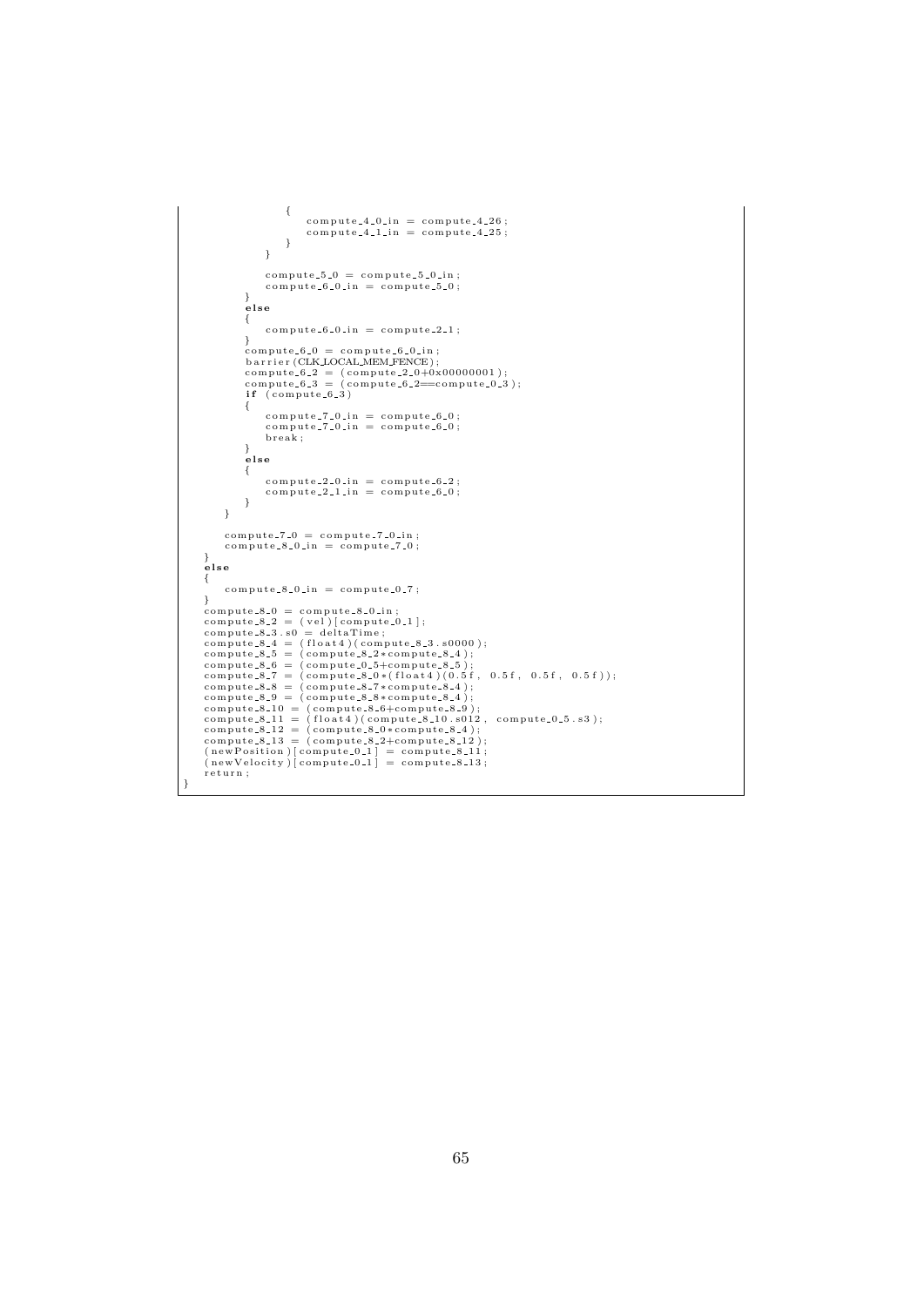```
                {
                    compute_4_0_in = compute_4_26;
                    compute_4_1_in = compute_4_25;
                }
            }

            compute_5_0 = compute_5_0_in;
            compute_6_0_in = compute_5_0;
        }
        else
        {
            compute_6_0_in = compute_2_1;
        }
        compute_6_0 = compute_6_0_in;
        barrier(CLK_LOCAL_MEM_FENCE);
        compute_6_2 = (compute_2_0+0x00000001);
        compute_6_3 = (compute_6_2==compute_0_3);
        if (compute_6_3)
        {
            compute_7_0_in = compute_6_0;
            compute_7_0_in = compute_6_0;
            break;
        }
        else
        {
            compute_2_0_in = compute_6_2;
            compute_2_1_in = compute_6_0;
        }
    }

    compute_7_0 = compute_7_0_in;
    compute_8_0_in = compute_7_0;
  }
  else
  {
    compute_8_0_in = compute_0_7;
  }
  compute_8_0 = compute_8_0_in;
  compute_8_2 = (vel)[compute_0_1];
  compute_8_3.s0 = deltaTime;
  compute_8_4 = (float4)(compute_8_3.s0000);
  compute_8_5 = (compute_8_2*compute_8_4);
  compute_8_6 = (compute_0_5+compute_8_5);
  compute_8_7 = (compute_8_0*(float4)(0.5f, 0.5f, 0.5f, 0.5f));
  compute_8_8 = (compute_8_7*compute_8_4);
  compute_8_9 = (compute_8_8*compute_8_4);
  compute_8_10 = (compute_8_6+compute_8_9);
  compute_8_11 = (float4)(compute_8_10.s012, compute_0_5.s3);
  compute_8_12 = (compute_8_0*compute_8_4);
  compute_8_13 = (compute_8_2+compute_8_12);
  (newPosition)[compute_0_1] = compute_8_11;
  (newVelocity)[compute_0_1] = compute_8_13;
  return;
}
```